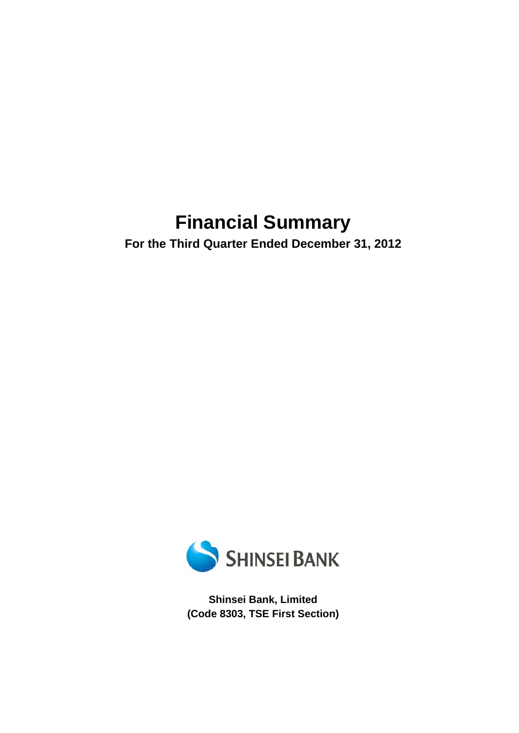# Financial Summary

**For the Third Quarter Ended December 31, 2012**

SHINSEI BANK

**Shinsei Bank, Limited**
**(Code 8303, TSE First Section)**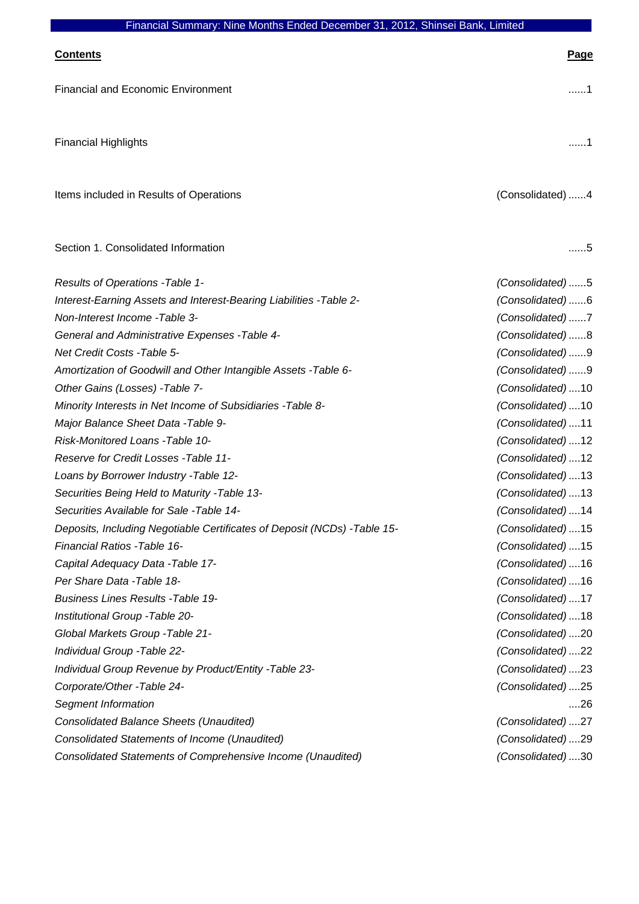Financial Summary: Nine Months Ended December 31, 2012, Shinsei Bank, Limited

| **Contents** | | **Page** |
|---|---|---|
| Financial and Economic Environment | | ......1 |
| Financial Highlights | | ......1 |
| Items included in Results of Operations | (Consolidated) | ......4 |
| Section 1. Consolidated Information | | ......5 |
| *Results of Operations -Table 1-* | *(Consolidated)* | ......5 |
| *Interest-Earning Assets and Interest-Bearing Liabilities -Table 2-* | *(Consolidated)* | ......6 |
| *Non-Interest Income -Table 3-* | *(Consolidated)* | ......7 |
| *General and Administrative Expenses -Table 4-* | *(Consolidated)* | ......8 |
| *Net Credit Costs -Table 5-* | *(Consolidated)* | ......9 |
| *Amortization of Goodwill and Other Intangible Assets -Table 6-* | *(Consolidated)* | ......9 |
| *Other Gains (Losses) -Table 7-* | *(Consolidated)* | ....10 |
| *Minority Interests in Net Income of Subsidiaries -Table 8-* | *(Consolidated)* | ....10 |
| *Major Balance Sheet Data -Table 9-* | *(Consolidated)* | ....11 |
| *Risk-Monitored Loans -Table 10-* | *(Consolidated)* | ....12 |
| *Reserve for Credit Losses -Table 11-* | *(Consolidated)* | ....12 |
| *Loans by Borrower Industry -Table 12-* | *(Consolidated)* | ....13 |
| *Securities Being Held to Maturity -Table 13-* | *(Consolidated)* | ....13 |
| *Securities Available for Sale -Table 14-* | *(Consolidated)* | ....14 |
| *Deposits, Including Negotiable Certificates of Deposit (NCDs) -Table 15-* | *(Consolidated)* | ....15 |
| *Financial Ratios -Table 16-* | *(Consolidated)* | ....15 |
| *Capital Adequacy Data -Table 17-* | *(Consolidated)* | ....16 |
| *Per Share Data -Table 18-* | *(Consolidated)* | ....16 |
| *Business Lines Results -Table 19-* | *(Consolidated)* | ....17 |
| *Institutional Group -Table 20-* | *(Consolidated)* | ....18 |
| *Global Markets Group -Table 21-* | *(Consolidated)* | ....20 |
| *Individual Group -Table 22-* | *(Consolidated)* | ....22 |
| *Individual Group Revenue by Product/Entity -Table 23-* | *(Consolidated)* | ....23 |
| *Corporate/Other -Table 24-* | *(Consolidated)* | ....25 |
| *Segment Information* | | ....26 |
| *Consolidated Balance Sheets (Unaudited)* | *(Consolidated)* | ....27 |
| *Consolidated Statements of Income (Unaudited)* | *(Consolidated)* | ....29 |
| *Consolidated Statements of Comprehensive Income (Unaudited)* | *(Consolidated)* | ....30 |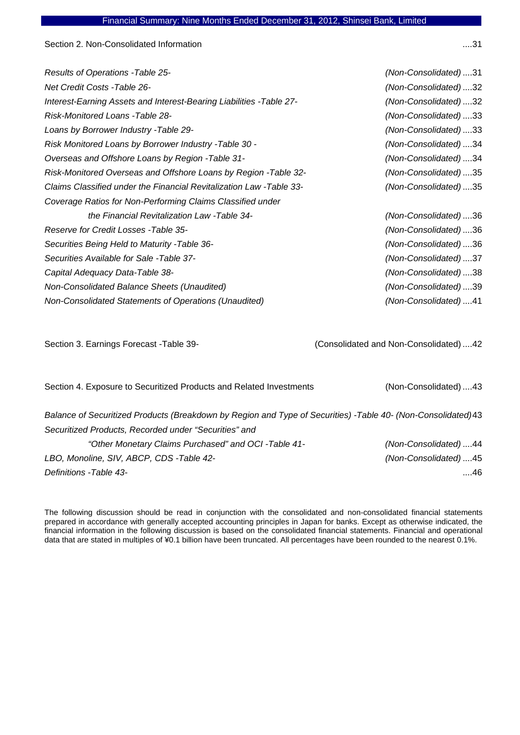Section 2. Non-Consolidated Information ....31

*Results of Operations -Table 25-* *(Non-Consolidated)* ....31
*Net Credit Costs -Table 26-* *(Non-Consolidated)* ....32
*Interest-Earning Assets and Interest-Bearing Liabilities -Table 27-* *(Non-Consolidated)* ....32
*Risk-Monitored Loans -Table 28-* *(Non-Consolidated)* ....33
*Loans by Borrower Industry -Table 29-* *(Non-Consolidated)* ....33
*Risk Monitored Loans by Borrower Industry -Table 30 -* *(Non-Consolidated)* ....34
*Overseas and Offshore Loans by Region -Table 31-* *(Non-Consolidated)* ....34
*Risk-Monitored Overseas and Offshore Loans by Region -Table 32-* *(Non-Consolidated)* ....35
*Claims Classified under the Financial Revitalization Law -Table 33-* *(Non-Consolidated)* ....35
*Coverage Ratios for Non-Performing Claims Classified under the Financial Revitalization Law -Table 34-* *(Non-Consolidated)* ....36
*Reserve for Credit Losses -Table 35-* *(Non-Consolidated)* ....36
*Securities Being Held to Maturity -Table 36-* *(Non-Consolidated)* ....36
*Securities Available for Sale -Table 37-* *(Non-Consolidated)* ....37
*Capital Adequacy Data-Table 38-* *(Non-Consolidated)* ....38
*Non-Consolidated Balance Sheets (Unaudited)* *(Non-Consolidated)* ....39
*Non-Consolidated Statements of Operations (Unaudited)* *(Non-Consolidated)* ....41

Section 3. Earnings Forecast -Table 39- (Consolidated and Non-Consolidated) ....42

Section 4. Exposure to Securitized Products and Related Investments (Non-Consolidated) ....43

*Balance of Securitized Products (Breakdown by Region and Type of Securities) -Table 40- (Non-Consolidated)* 43
*Securitized Products, Recorded under "Securities" and "Other Monetary Claims Purchased" and OCI -Table 41-* *(Non-Consolidated)* ....44
*LBO, Monoline, SIV, ABCP, CDS -Table 42-* *(Non-Consolidated)* ....45
*Definitions -Table 43-* ....46

The following discussion should be read in conjunction with the consolidated and non-consolidated financial statements prepared in accordance with generally accepted accounting principles in Japan for banks. Except as otherwise indicated, the financial information in the following discussion is based on the consolidated financial statements. Financial and operational data that are stated in multiples of ¥0.1 billion have been truncated. All percentages have been rounded to the nearest 0.1%.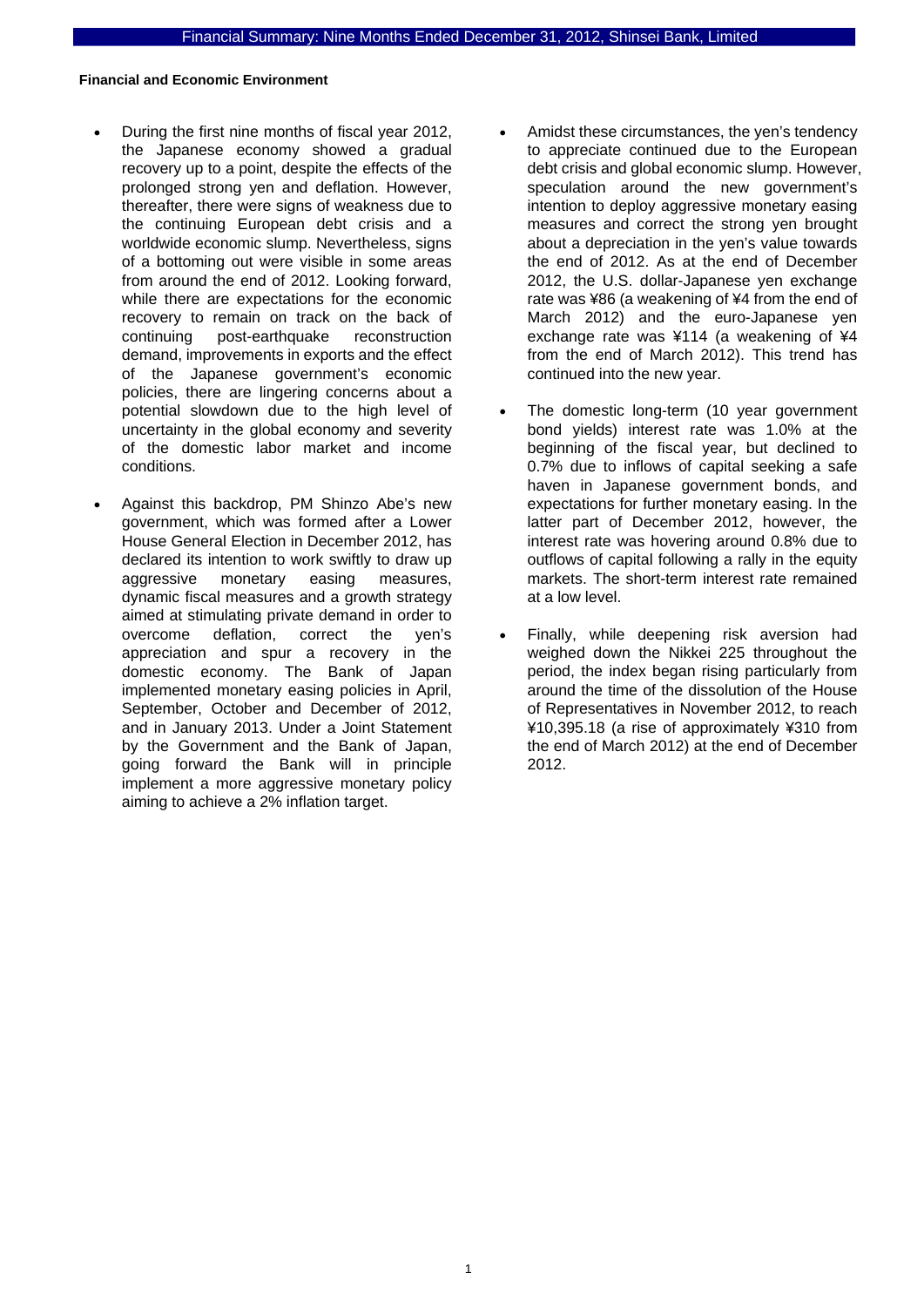**Financial and Economic Environment**

- During the first nine months of fiscal year 2012, the Japanese economy showed a gradual recovery up to a point, despite the effects of the prolonged strong yen and deflation. However, thereafter, there were signs of weakness due to the continuing European debt crisis and a worldwide economic slump. Nevertheless, signs of a bottoming out were visible in some areas from around the end of 2012. Looking forward, while there are expectations for the economic recovery to remain on track on the back of continuing post-earthquake reconstruction demand, improvements in exports and the effect of the Japanese government's economic policies, there are lingering concerns about a potential slowdown due to the high level of uncertainty in the global economy and severity of the domestic labor market and income conditions.

- Against this backdrop, PM Shinzo Abe's new government, which was formed after a Lower House General Election in December 2012, has declared its intention to work swiftly to draw up aggressive monetary easing measures, dynamic fiscal measures and a growth strategy aimed at stimulating private demand in order to overcome deflation, correct the yen's appreciation and spur a recovery in the domestic economy. The Bank of Japan implemented monetary easing policies in April, September, October and December of 2012, and in January 2013. Under a Joint Statement by the Government and the Bank of Japan, going forward the Bank will in principle implement a more aggressive monetary policy aiming to achieve a 2% inflation target.

- Amidst these circumstances, the yen's tendency to appreciate continued due to the European debt crisis and global economic slump. However, speculation around the new government's intention to deploy aggressive monetary easing measures and correct the strong yen brought about a depreciation in the yen's value towards the end of 2012. As at the end of December 2012, the U.S. dollar-Japanese yen exchange rate was ¥86 (a weakening of ¥4 from the end of March 2012) and the euro-Japanese yen exchange rate was ¥114 (a weakening of ¥4 from the end of March 2012). This trend has continued into the new year.

- The domestic long-term (10 year government bond yields) interest rate was 1.0% at the beginning of the fiscal year, but declined to 0.7% due to inflows of capital seeking a safe haven in Japanese government bonds, and expectations for further monetary easing. In the latter part of December 2012, however, the interest rate was hovering around 0.8% due to outflows of capital following a rally in the equity markets. The short-term interest rate remained at a low level.

- Finally, while deepening risk aversion had weighed down the Nikkei 225 throughout the period, the index began rising particularly from around the time of the dissolution of the House of Representatives in November 2012, to reach ¥10,395.18 (a rise of approximately ¥310 from the end of March 2012) at the end of December 2012.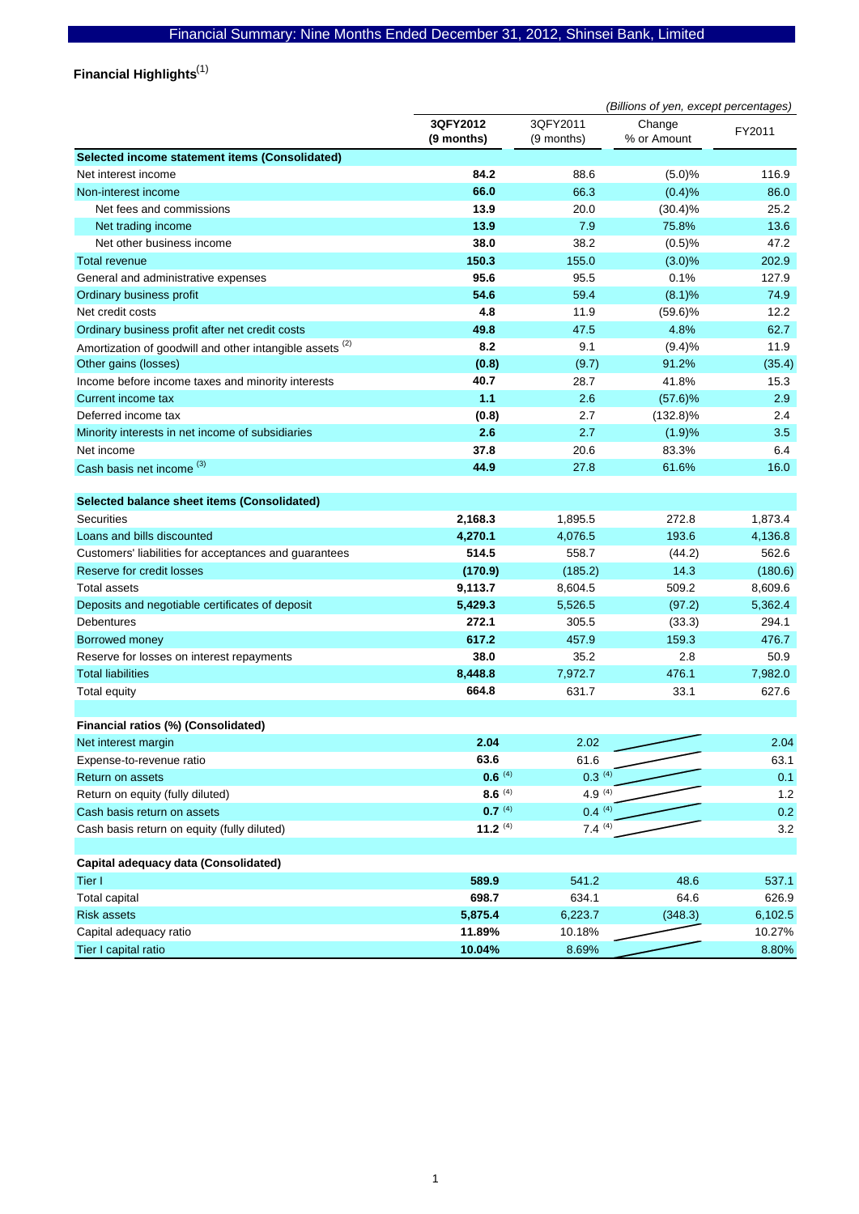# Financial Summary: Nine Months Ended December 31, 2012, Shinsei Bank, Limited

## Financial Highlights[1]

*(Billions of yen, except percentages)*

| | 3QFY2012 (9 months) | 3QFY2011 (9 months) | Change % or Amount | FY2011 |
|---|---|---|---|---|
| **Selected income statement items (Consolidated)** | | | | |
| Net interest income | **84.2** | 88.6 | (5.0)% | 116.9 |
| Non-interest income | **66.0** | 66.3 | (0.4)% | 86.0 |
| Net fees and commissions | **13.9** | 20.0 | (30.4)% | 25.2 |
| Net trading income | **13.9** | 7.9 | 75.8% | 13.6 |
| Net other business income | **38.0** | 38.2 | (0.5)% | 47.2 |
| Total revenue | **150.3** | 155.0 | (3.0)% | 202.9 |
| General and administrative expenses | **95.6** | 95.5 | 0.1% | 127.9 |
| Ordinary business profit | **54.6** | 59.4 | (8.1)% | 74.9 |
| Net credit costs | **4.8** | 11.9 | (59.6)% | 12.2 |
| Ordinary business profit after net credit costs | **49.8** | 47.5 | 4.8% | 62.7 |
| Amortization of goodwill and other intangible assets [2] | **8.2** | 9.1 | (9.4)% | 11.9 |
| Other gains (losses) | **(0.8)** | (9.7) | 91.2% | (35.4) |
| Income before income taxes and minority interests | **40.7** | 28.7 | 41.8% | 15.3 |
| Current income tax | **1.1** | 2.6 | (57.6)% | 2.9 |
| Deferred income tax | **(0.8)** | 2.7 | (132.8)% | 2.4 |
| Minority interests in net income of subsidiaries | **2.6** | 2.7 | (1.9)% | 3.5 |
| Net income | **37.8** | 20.6 | 83.3% | 6.4 |
| Cash basis net income [3] | **44.9** | 27.8 | 61.6% | 16.0 |
| | | | | |
| **Selected balance sheet items (Consolidated)** | | | | |
| Securities | **2,168.3** | 1,895.5 | 272.8 | 1,873.4 |
| Loans and bills discounted | **4,270.1** | 4,076.5 | 193.6 | 4,136.8 |
| Customers' liabilities for acceptances and guarantees | **514.5** | 558.7 | (44.2) | 562.6 |
| Reserve for credit losses | **(170.9)** | (185.2) | 14.3 | (180.6) |
| Total assets | **9,113.7** | 8,604.5 | 509.2 | 8,609.6 |
| Deposits and negotiable certificates of deposit | **5,429.3** | 5,526.5 | (97.2) | 5,362.4 |
| Debentures | **272.1** | 305.5 | (33.3) | 294.1 |
| Borrowed money | **617.2** | 457.9 | 159.3 | 476.7 |
| Reserve for losses on interest repayments | **38.0** | 35.2 | 2.8 | 50.9 |
| Total liabilities | **8,448.8** | 7,972.7 | 476.1 | 7,982.0 |
| Total equity | **664.8** | 631.7 | 33.1 | 627.6 |
| | | | | |
| **Financial ratios (%) (Consolidated)** | | | | |
| Net interest margin | **2.04** | 2.02 | | 2.04 |
| Expense-to-revenue ratio | **63.6** | 61.6 | | 63.1 |
| Return on assets | **0.6** [4] | 0.3 [4] | | 0.1 |
| Return on equity (fully diluted) | **8.6** [4] | 4.9 [4] | | 1.2 |
| Cash basis return on assets | **0.7** [4] | 0.4 [4] | | 0.2 |
| Cash basis return on equity (fully diluted) | **11.2** [4] | 7.4 [4] | | 3.2 |
| | | | | |
| **Capital adequacy data (Consolidated)** | | | | |
| Tier I | **589.9** | 541.2 | 48.6 | 537.1 |
| Total capital | **698.7** | 634.1 | 64.6 | 626.9 |
| Risk assets | **5,875.4** | 6,223.7 | (348.3) | 6,102.5 |
| Capital adequacy ratio | **11.89%** | 10.18% | | 10.27% |
| Tier I capital ratio | **10.04%** | 8.69% | | 8.80% |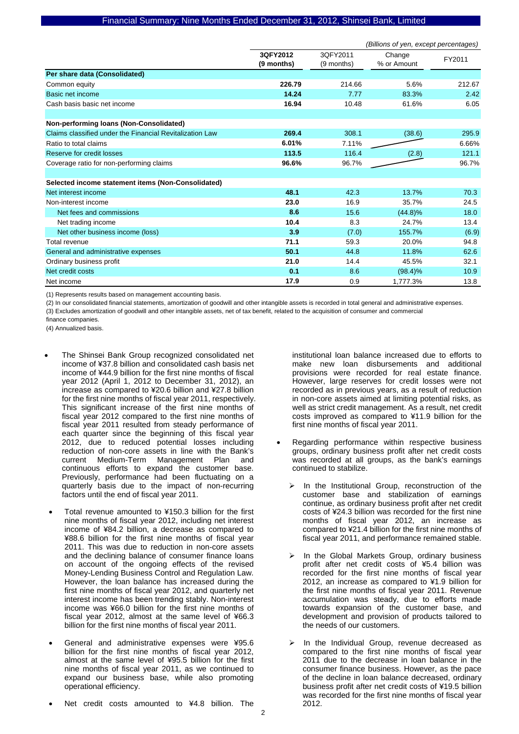## Financial Summary: Nine Months Ended December 31, 2012, Shinsei Bank, Limited

*(Billions of yen, except percentages)*

| | 3QFY2012 (9 months) | 3QFY2011 (9 months) | Change % or Amount | FY2011 |
|---|---|---|---|---|
| **Per share data (Consolidated)** | | | | |
| Common equity | **226.79** | 214.66 | 5.6% | 212.67 |
| Basic net income | **14.24** | 7.77 | 83.3% | 2.42 |
| Cash basis basic net income | **16.94** | 10.48 | 61.6% | 6.05 |
| | | | | |
| **Non-performing loans (Non-Consolidated)** | | | | |
| Claims classified under the Financial Revitalization Law | **269.4** | 308.1 | (38.6) | 295.9 |
| Ratio to total claims | **6.01%** | 7.11% | | 6.66% |
| Reserve for credit losses | **113.5** | 116.4 | (2.8) | 121.1 |
| Coverage ratio for non-performing claims | **96.6%** | 96.7% | | 96.7% |
| | | | | |
| **Selected income statement items (Non-Consolidated)** | | | | |
| Net interest income | **48.1** | 42.3 | 13.7% | 70.3 |
| Non-interest income | **23.0** | 16.9 | 35.7% | 24.5 |
| Net fees and commissions | **8.6** | 15.6 | (44.8)% | 18.0 |
| Net trading income | **10.4** | 8.3 | 24.7% | 13.4 |
| Net other business income (loss) | **3.9** | (7.0) | 155.7% | (6.9) |
| Total revenue | **71.1** | 59.3 | 20.0% | 94.8 |
| General and administrative expenses | **50.1** | 44.8 | 11.8% | 62.6 |
| Ordinary business profit | **21.0** | 14.4 | 45.5% | 32.1 |
| Net credit costs | **0.1** | 8.6 | (98.4)% | 10.9 |
| Net income | **17.9** | 0.9 | 1,777.3% | 13.8 |

(1) Represents results based on management accounting basis.
(2) In our consolidated financial statements, amortization of goodwill and other intangible assets is recorded in total general and administrative expenses.
(3) Excludes amortization of goodwill and other intangible assets, net of tax benefit, related to the acquisition of consumer and commercial finance companies.
(4) Annualized basis.

- The Shinsei Bank Group recognized consolidated net income of ¥37.8 billion and consolidated cash basis net income of ¥44.9 billion for the first nine months of fiscal year 2012 (April 1, 2012 to December 31, 2012), an increase as compared to ¥20.6 billion and ¥27.8 billion for the first nine months of fiscal year 2011, respectively. This significant increase of the first nine months of fiscal year 2012 compared to the first nine months of fiscal year 2011 resulted from steady performance of each quarter since the beginning of this fiscal year 2012, due to reduced potential losses including reduction of non-core assets in line with the Bank's current Medium-Term Management Plan and continuous efforts to expand the customer base. Previously, performance had been fluctuating on a quarterly basis due to the impact of non-recurring factors until the end of fiscal year 2011.

- Total revenue amounted to ¥150.3 billion for the first nine months of fiscal year 2012, including net interest income of ¥84.2 billion, a decrease as compared to ¥88.6 billion for the first nine months of fiscal year 2011. This was due to reduction in non-core assets and the declining balance of consumer finance loans on account of the ongoing effects of the revised Money-Lending Business Control and Regulation Law. However, the loan balance has increased during the first nine months of fiscal year 2012, and quarterly net interest income has been trending stably. Non-interest income was ¥66.0 billion for the first nine months of fiscal year 2012, almost at the same level of ¥66.3 billion for the first nine months of fiscal year 2011.

- General and administrative expenses were ¥95.6 billion for the first nine months of fiscal year 2012, almost at the same level of ¥95.5 billion for the first nine months of fiscal year 2011, as we continued to expand our business base, while also promoting operational efficiency.

- Net credit costs amounted to ¥4.8 billion. The institutional loan balance increased due to efforts to make new loan disbursements and additional provisions were recorded for real estate finance. However, large reserves for credit losses were not recorded as in previous years, as a result of reduction in non-core assets aimed at limiting potential risks, as well as strict credit management. As a result, net credit costs improved as compared to ¥11.9 billion for the first nine months of fiscal year 2011.

- Regarding performance within respective business groups, ordinary business profit after net credit costs was recorded at all groups, as the bank's earnings continued to stabilize.
  - In the Institutional Group, reconstruction of the customer base and stabilization of earnings continue, as ordinary business profit after net credit costs of ¥24.3 billion was recorded for the first nine months of fiscal year 2012, an increase as compared to ¥21.4 billion for the first nine months of fiscal year 2011, and performance remained stable.
  - In the Global Markets Group, ordinary business profit after net credit costs of ¥5.4 billion was recorded for the first nine months of fiscal year 2012, an increase as compared to ¥1.9 billion for the first nine months of fiscal year 2011. Revenue accumulation was steady, due to efforts made towards expansion of the customer base, and development and provision of products tailored to the needs of our customers.
  - In the Individual Group, revenue decreased as compared to the first nine months of fiscal year 2011 due to the decrease in loan balance in the consumer finance business. However, as the pace of the decline in loan balance decreased, ordinary business profit after net credit costs of ¥19.5 billion was recorded for the first nine months of fiscal year 2012.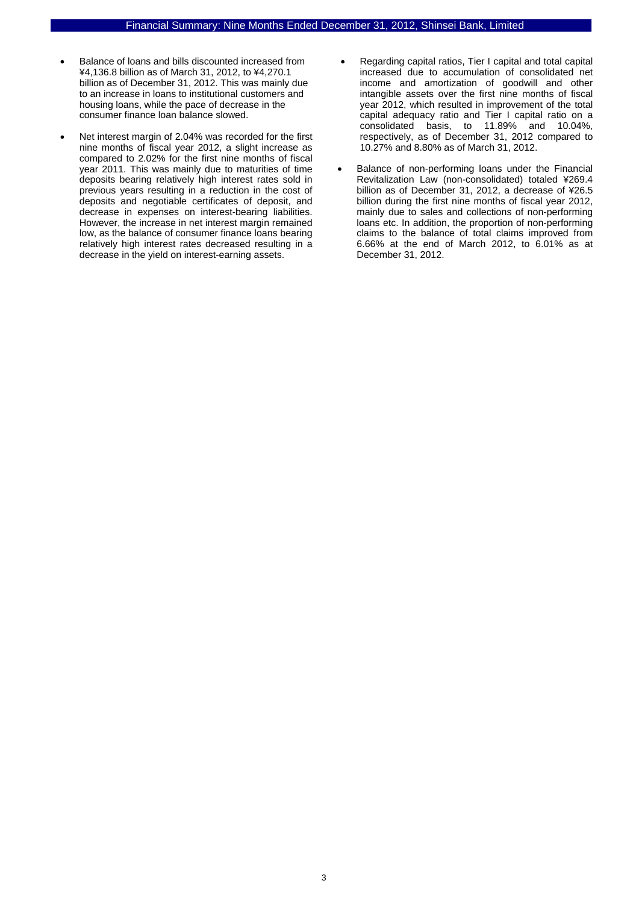- Balance of loans and bills discounted increased from ¥4,136.8 billion as of March 31, 2012, to ¥4,270.1 billion as of December 31, 2012. This was mainly due to an increase in loans to institutional customers and housing loans, while the pace of decrease in the consumer finance loan balance slowed.

- Net interest margin of 2.04% was recorded for the first nine months of fiscal year 2012, a slight increase as compared to 2.02% for the first nine months of fiscal year 2011. This was mainly due to maturities of time deposits bearing relatively high interest rates sold in previous years resulting in a reduction in the cost of deposits and negotiable certificates of deposit, and decrease in expenses on interest-bearing liabilities. However, the increase in net interest margin remained low, as the balance of consumer finance loans bearing relatively high interest rates decreased resulting in a decrease in the yield on interest-earning assets.

- Regarding capital ratios, Tier I capital and total capital increased due to accumulation of consolidated net income and amortization of goodwill and other intangible assets over the first nine months of fiscal year 2012, which resulted in improvement of the total capital adequacy ratio and Tier I capital ratio on a consolidated basis, to 11.89% and 10.04%, respectively, as of December 31, 2012 compared to 10.27% and 8.80% as of March 31, 2012.

- Balance of non-performing loans under the Financial Revitalization Law (non-consolidated) totaled ¥269.4 billion as of December 31, 2012, a decrease of ¥26.5 billion during the first nine months of fiscal year 2012, mainly due to sales and collections of non-performing loans etc. In addition, the proportion of non-performing claims to the balance of total claims improved from 6.66% at the end of March 2012, to 6.01% as at December 31, 2012.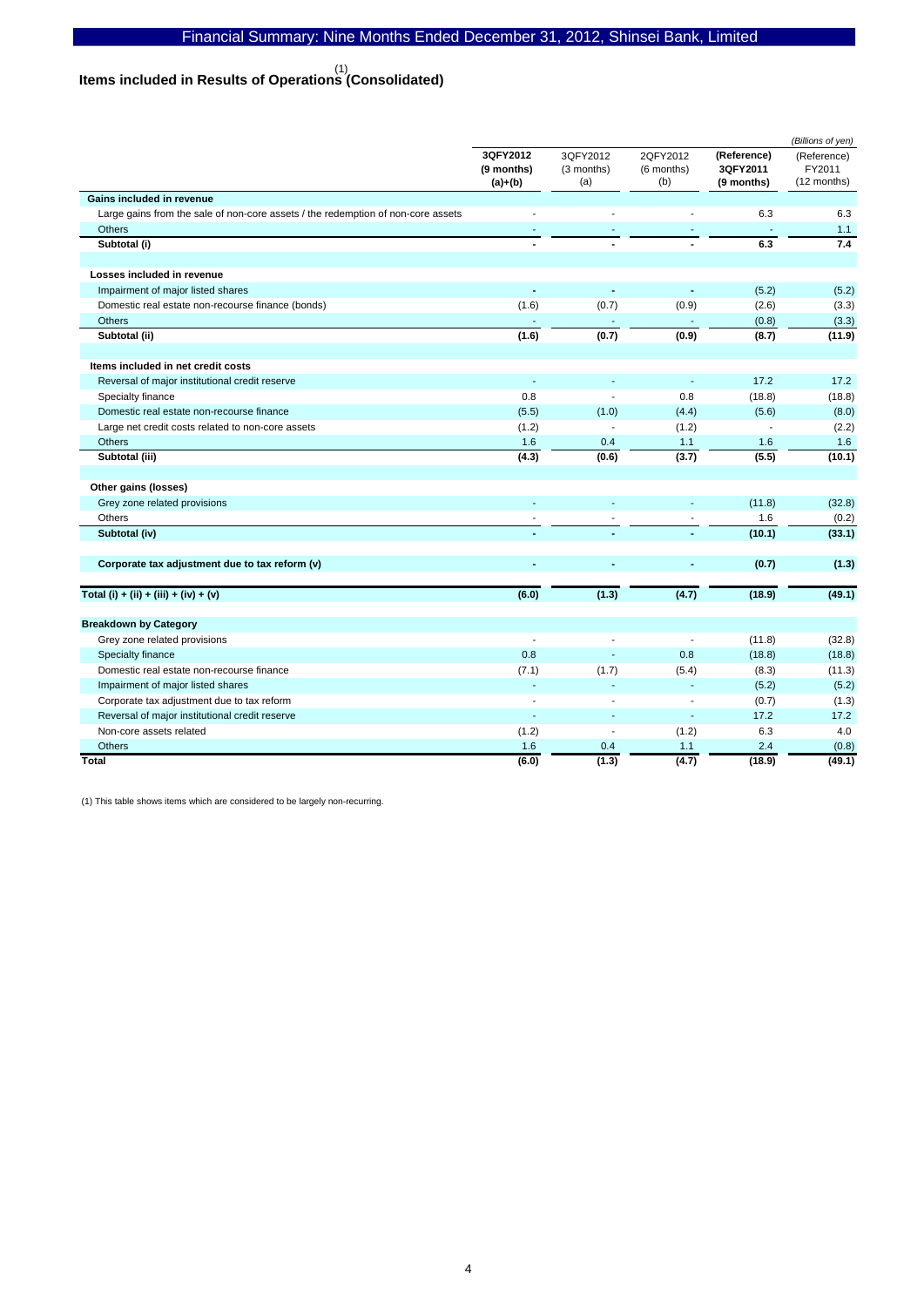## Items included in Results of Operations[1] (Consolidated)

*(Billions of yen)*

| | 3QFY2012 (9 months) (a)+(b) | 3QFY2012 (3 months) (a) | 2QFY2012 (6 months) (b) | (Reference) 3QFY2011 (9 months) | (Reference) FY2011 (12 months) |
|---|---|---|---|---|---|
| **Gains included in revenue** | | | | | |
| Large gains from the sale of non-core assets / the redemption of non-core assets | - | - | - | 6.3 | 6.3 |
| Others | - | - | - | - | 1.1 |
| **Subtotal (i)** | **-** | **-** | **-** | **6.3** | **7.4** |
| **Losses included in revenue** | | | | | |
| Impairment of major listed shares | - | - | - | (5.2) | (5.2) |
| Domestic real estate non-recourse finance (bonds) | (1.6) | (0.7) | (0.9) | (2.6) | (3.3) |
| Others | - | - | - | (0.8) | (3.3) |
| **Subtotal (ii)** | **(1.6)** | **(0.7)** | **(0.9)** | **(8.7)** | **(11.9)** |
| **Items included in net credit costs** | | | | | |
| Reversal of major institutional credit reserve | - | - | - | 17.2 | 17.2 |
| Specialty finance | 0.8 | - | 0.8 | (18.8) | (18.8) |
| Domestic real estate non-recourse finance | (5.5) | (1.0) | (4.4) | (5.6) | (8.0) |
| Large net credit costs related to non-core assets | (1.2) | - | (1.2) | - | (2.2) |
| Others | 1.6 | 0.4 | 1.1 | 1.6 | 1.6 |
| **Subtotal (iii)** | **(4.3)** | **(0.6)** | **(3.7)** | **(5.5)** | **(10.1)** |
| **Other gains (losses)** | | | | | |
| Grey zone related provisions | - | - | - | (11.8) | (32.8) |
| Others | - | - | - | 1.6 | (0.2) |
| **Subtotal (iv)** | **-** | **-** | **-** | **(10.1)** | **(33.1)** |
| **Corporate tax adjustment due to tax reform (v)** | **-** | **-** | **-** | **(0.7)** | **(1.3)** |
| **Total (i) + (ii) + (iii) + (iv) + (v)** | **(6.0)** | **(1.3)** | **(4.7)** | **(18.9)** | **(49.1)** |
| **Breakdown by Category** | | | | | |
| Grey zone related provisions | - | - | - | (11.8) | (32.8) |
| Specialty finance | 0.8 | - | 0.8 | (18.8) | (18.8) |
| Domestic real estate non-recourse finance | (7.1) | (1.7) | (5.4) | (8.3) | (11.3) |
| Impairment of major listed shares | - | - | - | (5.2) | (5.2) |
| Corporate tax adjustment due to tax reform | - | - | - | (0.7) | (1.3) |
| Reversal of major institutional credit reserve | - | - | - | 17.2 | 17.2 |
| Non-core assets related | (1.2) | - | (1.2) | 6.3 | 4.0 |
| Others | 1.6 | 0.4 | 1.1 | 2.4 | (0.8) |
| **Total** | **(6.0)** | **(1.3)** | **(4.7)** | **(18.9)** | **(49.1)** |

(1) This table shows items which are considered to be largely non-recurring.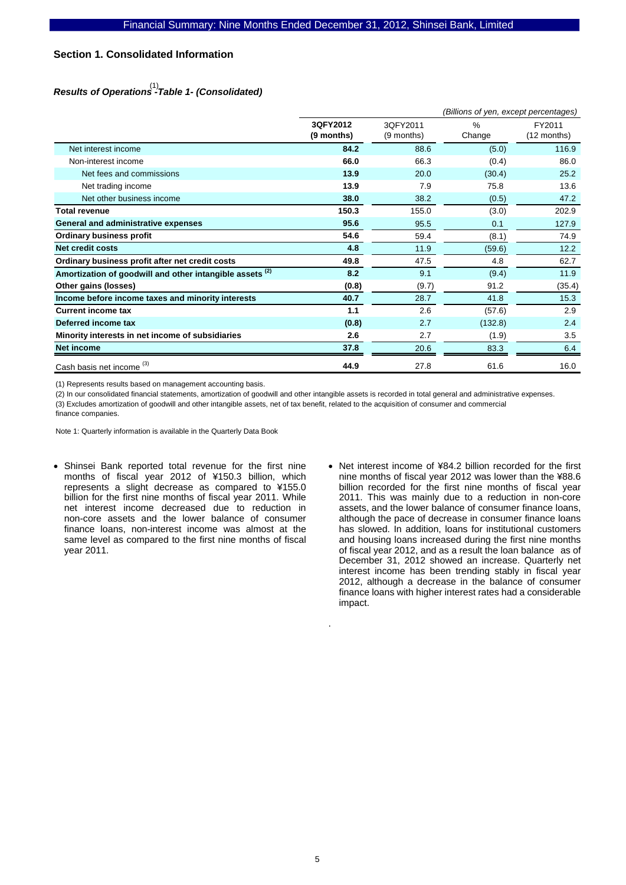## Section 1. Consolidated Information

### *Results of Operations[1] -Table 1- (Consolidated)*

*(Billions of yen, except percentages)*

| | 3QFY2012 (9 months) | 3QFY2011 (9 months) | % Change | FY2011 (12 months) |
|---|---|---|---|---|
| Net interest income | **84.2** | 88.6 | (5.0) | 116.9 |
| Non-interest income | **66.0** | 66.3 | (0.4) | 86.0 |
| Net fees and commissions | **13.9** | 20.0 | (30.4) | 25.2 |
| Net trading income | **13.9** | 7.9 | 75.8 | 13.6 |
| Net other business income | **38.0** | 38.2 | (0.5) | 47.2 |
| **Total revenue** | **150.3** | 155.0 | (3.0) | 202.9 |
| **General and administrative expenses** | **95.6** | 95.5 | 0.1 | 127.9 |
| **Ordinary business profit** | **54.6** | 59.4 | (8.1) | 74.9 |
| **Net credit costs** | **4.8** | 11.9 | (59.6) | 12.2 |
| **Ordinary business profit after net credit costs** | **49.8** | 47.5 | 4.8 | 62.7 |
| **Amortization of goodwill and other intangible assets [2]** | **8.2** | 9.1 | (9.4) | 11.9 |
| **Other gains (losses)** | **(0.8)** | (9.7) | 91.2 | (35.4) |
| **Income before income taxes and minority interests** | **40.7** | 28.7 | 41.8 | 15.3 |
| **Current income tax** | **1.1** | 2.6 | (57.6) | 2.9 |
| **Deferred income tax** | **(0.8)** | 2.7 | (132.8) | 2.4 |
| **Minority interests in net income of subsidiaries** | **2.6** | 2.7 | (1.9) | 3.5 |
| **Net income** | **37.8** | 20.6 | 83.3 | 6.4 |
| Cash basis net income [3] | **44.9** | 27.8 | 61.6 | 16.0 |

(1) Represents results based on management accounting basis.

(2) In our consolidated financial statements, amortization of goodwill and other intangible assets is recorded in total general and administrative expenses.

(3) Excludes amortization of goodwill and other intangible assets, net of tax benefit, related to the acquisition of consumer and commercial finance companies.

Note 1: Quarterly information is available in the Quarterly Data Book

- Shinsei Bank reported total revenue for the first nine months of fiscal year 2012 of ¥150.3 billion, which represents a slight decrease as compared to ¥155.0 billion for the first nine months of fiscal year 2011. While net interest income decreased due to reduction in non-core assets and the lower balance of consumer finance loans, non-interest income was almost at the same level as compared to the first nine months of fiscal year 2011.

- Net interest income of ¥84.2 billion recorded for the first nine months of fiscal year 2012 was lower than the ¥88.6 billion recorded for the first nine months of fiscal year 2011. This was mainly due to a reduction in non-core assets, and the lower balance of consumer finance loans, although the pace of decrease in consumer finance loans has slowed. In addition, loans for institutional customers and housing loans increased during the first nine months of fiscal year 2012, and as a result the loan balance as of December 31, 2012 showed an increase. Quarterly net interest income has been trending stably in fiscal year 2012, although a decrease in the balance of consumer finance loans with higher interest rates had a considerable impact.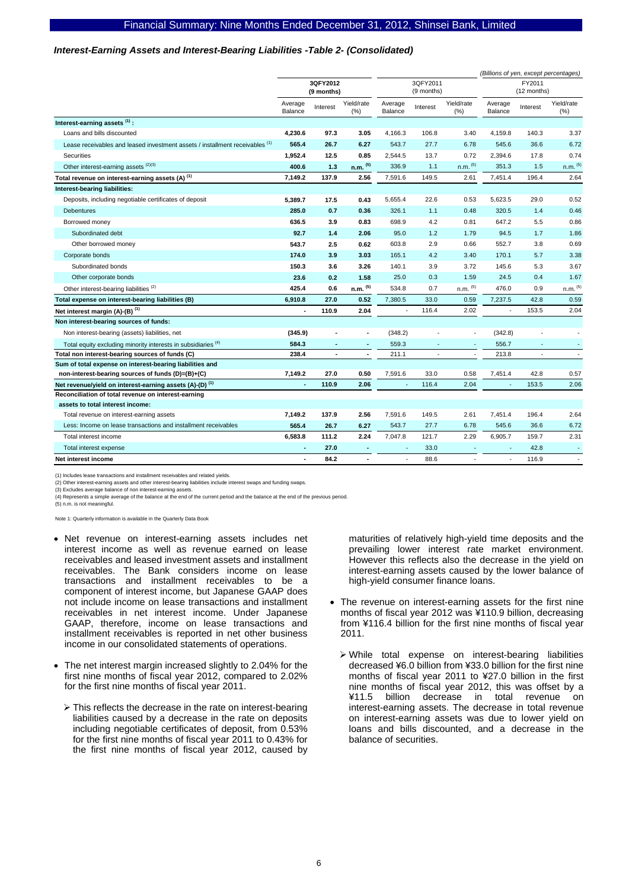### *Interest-Earning Assets and Interest-Bearing Liabilities -Table 2- (Consolidated)*

*(Billions of yen, except percentages)*

| | 3QFY2012 (9 months) | | | 3QFY2011 (9 months) | | | FY2011 (12 months) | | |
|---|---|---|---|---|---|---|---|---|---|
| | Average Balance | Interest | Yield/rate (%) | Average Balance | Interest | Yield/rate (%) | Average Balance | Interest | Yield/rate (%) |
| **Interest-earning assets** [1] **:** | | | | | | | | | |
| Loans and bills discounted | **4,230.6** | **97.3** | **3.05** | 4,166.3 | 106.8 | 3.40 | 4,159.8 | 140.3 | 3.37 |
| Lease receivables and leased investment assets / installment receivables [1] | **565.4** | **26.7** | **6.27** | 543.7 | 27.7 | 6.78 | 545.6 | 36.6 | 6.72 |
| Securities | **1,952.4** | **12.5** | **0.85** | 2,544.5 | 13.7 | 0.72 | 2,394.6 | 17.8 | 0.74 |
| Other interest-earning assets [2][3] | **400.6** | **1.3** | **n.m.** [5] | 336.9 | 1.1 | n.m. [5] | 351.3 | 1.5 | n.m. [5] |
| **Total revenue on interest-earning assets (A)** [1] | **7,149.2** | **137.9** | **2.56** | 7,591.6 | 149.5 | 2.61 | 7,451.4 | 196.4 | 2.64 |
| **Interest-bearing liabilities:** | | | | | | | | | |
| Deposits, including negotiable certificates of deposit | **5,389.7** | **17.5** | **0.43** | 5,655.4 | 22.6 | 0.53 | 5,623.5 | 29.0 | 0.52 |
| Debentures | **285.0** | **0.7** | **0.36** | 326.1 | 1.1 | 0.48 | 320.5 | 1.4 | 0.46 |
| Borrowed money | **636.5** | **3.9** | **0.83** | 698.9 | 4.2 | 0.81 | 647.2 | 5.5 | 0.86 |
| Subordinated debt | **92.7** | **1.4** | **2.06** | 95.0 | 1.2 | 1.79 | 94.5 | 1.7 | 1.86 |
| Other borrowed money | **543.7** | **2.5** | **0.62** | 603.8 | 2.9 | 0.66 | 552.7 | 3.8 | 0.69 |
| Corporate bonds | **174.0** | **3.9** | **3.03** | 165.1 | 4.2 | 3.40 | 170.1 | 5.7 | 3.38 |
| Subordinated bonds | **150.3** | **3.6** | **3.26** | 140.1 | 3.9 | 3.72 | 145.6 | 5.3 | 3.67 |
| Other corporate bonds | **23.6** | **0.2** | **1.58** | 25.0 | 0.3 | 1.59 | 24.5 | 0.4 | 1.67 |
| Other interest-bearing liabilities [2] | **425.4** | **0.6** | **n.m.** [5] | 534.8 | 0.7 | n.m. [5] | 476.0 | 0.9 | n.m. [5] |
| **Total expense on interest-bearing liabilities (B)** | **6,910.8** | **27.0** | **0.52** | 7,380.5 | 33.0 | 0.59 | 7,237.5 | 42.8 | 0.59 |
| **Net interest margin (A)-(B)** [1] | **-** | **110.9** | **2.04** | - | 116.4 | 2.02 | - | 153.5 | 2.04 |
| **Non interest-bearing sources of funds:** | | | | | | | | | |
| Non interest-bearing (assets) liabilities, net | **(345.9)** | **-** | **-** | (348.2) | - | - | (342.8) | - | - |
| Total equity excluding minority interests in subsidiaries [4] | **584.3** | **-** | **-** | 559.3 | - | - | 556.7 | - | - |
| **Total non interest-bearing sources of funds (C)** | **238.4** | **-** | **-** | 211.1 | - | - | 213.8 | - | - |
| **Sum of total expense on interest-bearing liabilities and non-interest-bearing sources of funds (D)=(B)+(C)** | **7,149.2** | **27.0** | **0.50** | 7,591.6 | 33.0 | 0.58 | 7,451.4 | 42.8 | 0.57 |
| **Net revenue/yield on interest-earning assets (A)-(D)** [1] | **-** | **110.9** | **2.06** | - | 116.4 | 2.04 | - | 153.5 | 2.06 |
| **Reconciliation of total revenue on interest-earning assets to total interest income:** | | | | | | | | | |
| Total revenue on interest-earning assets | **7,149.2** | **137.9** | **2.56** | 7,591.6 | 149.5 | 2.61 | 7,451.4 | 196.4 | 2.64 |
| Less: Income on lease transactions and installment receivables | **565.4** | **26.7** | **6.27** | 543.7 | 27.7 | 6.78 | 545.6 | 36.6 | 6.72 |
| Total interest income | **6,583.8** | **111.2** | **2.24** | 7,047.8 | 121.7 | 2.29 | 6,905.7 | 159.7 | 2.31 |
| Total interest expense | **-** | **27.0** | **-** | - | 33.0 | - | - | 42.8 | - |
| **Net interest income** | **-** | **84.2** | **-** | - | 88.6 | - | - | 116.9 | - |

(1) Includes lease transactions and installment receivables and related yields.
(2) Other interest-earning assets and other interest-bearing liabilities include interest swaps and funding swaps.
(3) Excludes average balance of non interest-earning assets.
(4) Represents a simple average of the balance at the end of the current period and the balance at the end of the previous period.
(5) n.m. is not meaningful.

Note 1: Quarterly information is available in the Quarterly Data Book

- Net revenue on interest-earning assets includes net interest income as well as revenue earned on lease receivables and leased investment assets and installment receivables. The Bank considers income on lease transactions and installment receivables to be a component of interest income, but Japanese GAAP does not include income on lease transactions and installment receivables in net interest income. Under Japanese GAAP, therefore, income on lease transactions and installment receivables is reported in net other business income in our consolidated statements of operations.
- The net interest margin increased slightly to 2.04% for the first nine months of fiscal year 2012, compared to 2.02% for the first nine months of fiscal year 2011.
  - This reflects the decrease in the rate on interest-bearing liabilities caused by a decrease in the rate on deposits including negotiable certificates of deposit, from 0.53% for the first nine months of fiscal year 2011 to 0.43% for the first nine months of fiscal year 2012, caused by maturities of relatively high-yield time deposits and the prevailing lower interest rate market environment. However this reflects also the decrease in the yield on interest-earning assets caused by the lower balance of high-yield consumer finance loans.
- The revenue on interest-earning assets for the first nine months of fiscal year 2012 was ¥110.9 billion, decreasing from ¥116.4 billion for the first nine months of fiscal year 2011.
  - While total expense on interest-bearing liabilities decreased ¥6.0 billion from ¥33.0 billion for the first nine months of fiscal year 2011 to ¥27.0 billion in the first nine months of fiscal year 2012, this was offset by a ¥11.5 billion decrease in total revenue on interest-earning assets. The decrease in total revenue on interest-earning assets was due to lower yield on loans and bills discounted, and a decrease in the balance of securities.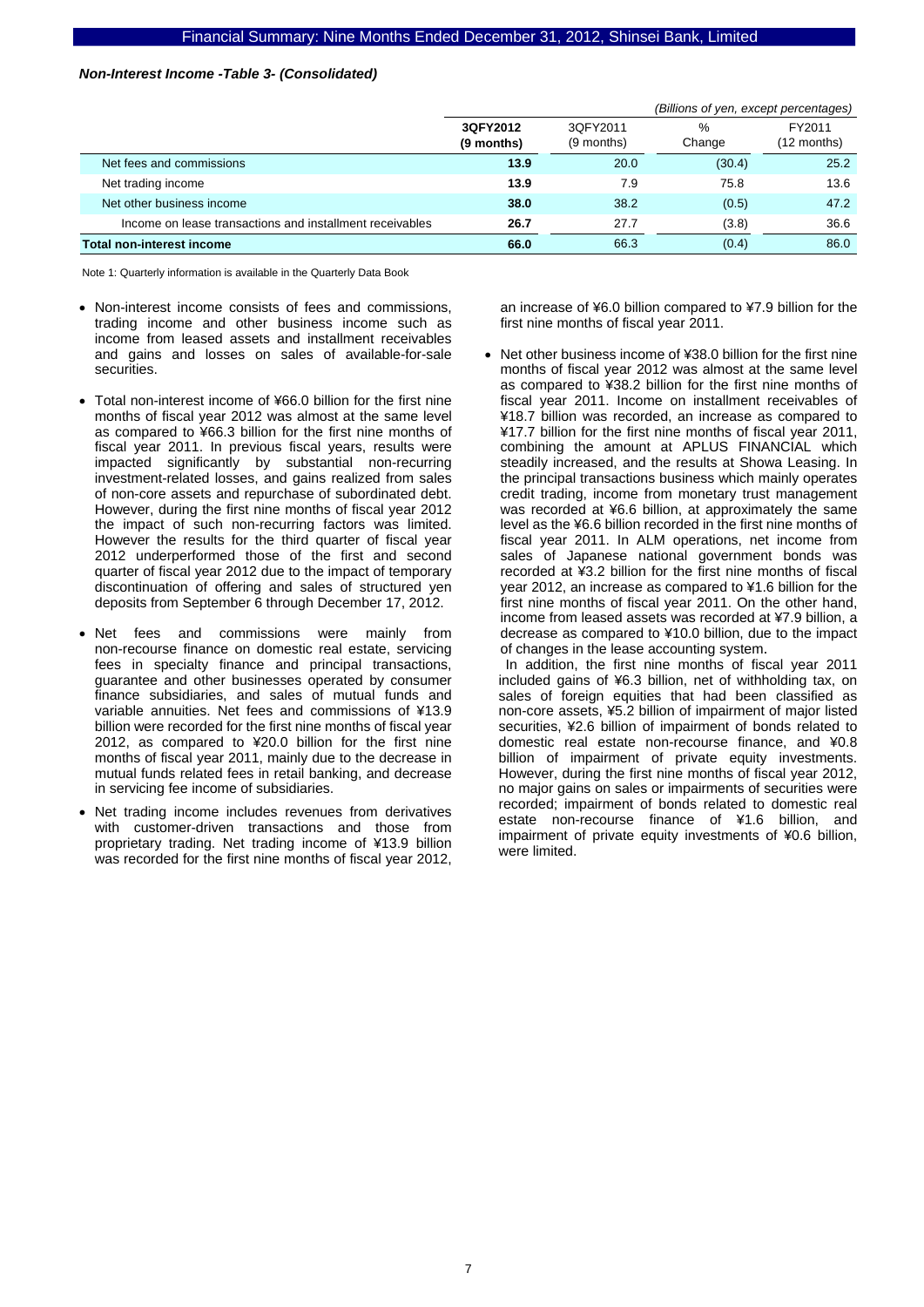*Non-Interest Income -Table 3- (Consolidated)*

*(Billions of yen, except percentages)*

| | **3QFY2012 (9 months)** | 3QFY2011 (9 months) | % Change | FY2011 (12 months) |
|---|---|---|---|---|
| Net fees and commissions | **13.9** | 20.0 | (30.4) | 25.2 |
| Net trading income | **13.9** | 7.9 | 75.8 | 13.6 |
| Net other business income | **38.0** | 38.2 | (0.5) | 47.2 |
| Income on lease transactions and installment receivables | **26.7** | 27.7 | (3.8) | 36.6 |
| **Total non-interest income** | **66.0** | 66.3 | (0.4) | 86.0 |

Note 1: Quarterly information is available in the Quarterly Data Book

- Non-interest income consists of fees and commissions, trading income and other business income such as income from leased assets and installment receivables and gains and losses on sales of available-for-sale securities.

- Total non-interest income of ¥66.0 billion for the first nine months of fiscal year 2012 was almost at the same level as compared to ¥66.3 billion for the first nine months of fiscal year 2011. In previous fiscal years, results were impacted significantly by substantial non-recurring investment-related losses, and gains realized from sales of non-core assets and repurchase of subordinated debt. However, during the first nine months of fiscal year 2012 the impact of such non-recurring factors was limited. However the results for the third quarter of fiscal year 2012 underperformed those of the first and second quarter of fiscal year 2012 due to the impact of temporary discontinuation of offering and sales of structured yen deposits from September 6 through December 17, 2012.

- Net fees and commissions were mainly from non-recourse finance on domestic real estate, servicing fees in specialty finance and principal transactions, guarantee and other businesses operated by consumer finance subsidiaries, and sales of mutual funds and variable annuities. Net fees and commissions of ¥13.9 billion were recorded for the first nine months of fiscal year 2012, as compared to ¥20.0 billion for the first nine months of fiscal year 2011, mainly due to the decrease in mutual funds related fees in retail banking, and decrease in servicing fee income of subsidiaries.

- Net trading income includes revenues from derivatives with customer-driven transactions and those from proprietary trading. Net trading income of ¥13.9 billion was recorded for the first nine months of fiscal year 2012, an increase of ¥6.0 billion compared to ¥7.9 billion for the first nine months of fiscal year 2011.

- Net other business income of ¥38.0 billion for the first nine months of fiscal year 2012 was almost at the same level as compared to ¥38.2 billion for the first nine months of fiscal year 2011. Income on installment receivables of ¥18.7 billion was recorded, an increase as compared to ¥17.7 billion for the first nine months of fiscal year 2011, combining the amount at APLUS FINANCIAL which steadily increased, and the results at Showa Leasing. In the principal transactions business which mainly operates credit trading, income from monetary trust management was recorded at ¥6.6 billion, at approximately the same level as the ¥6.6 billion recorded in the first nine months of fiscal year 2011. In ALM operations, net income from sales of Japanese national government bonds was recorded at ¥3.2 billion for the first nine months of fiscal year 2012, an increase as compared to ¥1.6 billion for the first nine months of fiscal year 2011. On the other hand, income from leased assets was recorded at ¥7.9 billion, a decrease as compared to ¥10.0 billion, due to the impact of changes in the lease accounting system.

  In addition, the first nine months of fiscal year 2011 included gains of ¥6.3 billion, net of withholding tax, on sales of foreign equities that had been classified as non-core assets, ¥5.2 billion of impairment of major listed securities, ¥2.6 billion of impairment of bonds related to domestic real estate non-recourse finance, and ¥0.8 billion of impairment of private equity investments. However, during the first nine months of fiscal year 2012, no major gains on sales or impairments of securities were recorded; impairment of bonds related to domestic real estate non-recourse finance of ¥1.6 billion, and impairment of private equity investments of ¥0.6 billion, were limited.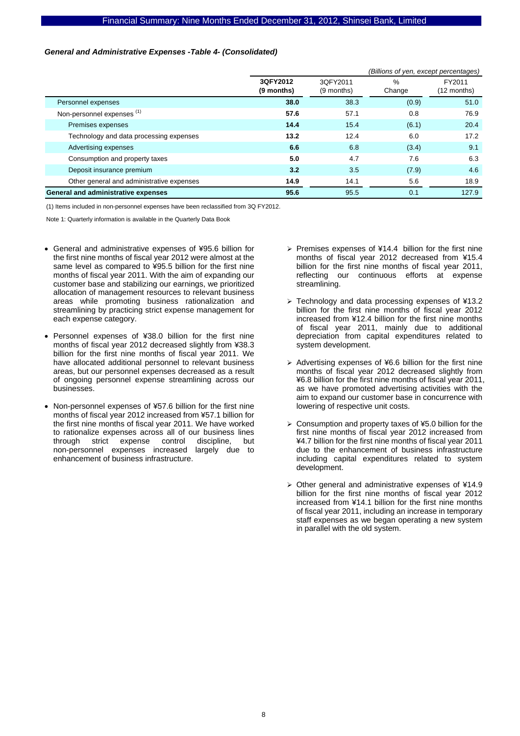### *General and Administrative Expenses -Table 4- (Consolidated)*

*(Billions of yen, except percentages)*

| | 3QFY2012 (9 months) | 3QFY2011 (9 months) | % Change | FY2011 (12 months) |
|---|---|---|---|---|
| Personnel expenses | **38.0** | 38.3 | (0.9) | 51.0 |
| Non-personnel expenses [1] | **57.6** | 57.1 | 0.8 | 76.9 |
| Premises expenses | **14.4** | 15.4 | (6.1) | 20.4 |
| Technology and data processing expenses | **13.2** | 12.4 | 6.0 | 17.2 |
| Advertising expenses | **6.6** | 6.8 | (3.4) | 9.1 |
| Consumption and property taxes | **5.0** | 4.7 | 7.6 | 6.3 |
| Deposit insurance premium | **3.2** | 3.5 | (7.9) | 4.6 |
| Other general and administrative expenses | **14.9** | 14.1 | 5.6 | 18.9 |
| **General and administrative expenses** | **95.6** | 95.5 | 0.1 | 127.9 |

(1) Items included in non-personnel expenses have been reclassified from 3Q FY2012.

Note 1: Quarterly information is available in the Quarterly Data Book

- General and administrative expenses of ¥95.6 billion for the first nine months of fiscal year 2012 were almost at the same level as compared to ¥95.5 billion for the first nine months of fiscal year 2011. With the aim of expanding our customer base and stabilizing our earnings, we prioritized allocation of management resources to relevant business areas while promoting business rationalization and streamlining by practicing strict expense management for each expense category.
- Personnel expenses of ¥38.0 billion for the first nine months of fiscal year 2012 decreased slightly from ¥38.3 billion for the first nine months of fiscal year 2011. We have allocated additional personnel to relevant business areas, but our personnel expenses decreased as a result of ongoing personnel expense streamlining across our businesses.
- Non-personnel expenses of ¥57.6 billion for the first nine months of fiscal year 2012 increased from ¥57.1 billion for the first nine months of fiscal year 2011. We have worked to rationalize expenses across all of our business lines through strict expense control discipline, but non-personnel expenses increased largely due to enhancement of business infrastructure.

> Premises expenses of ¥14.4 billion for the first nine months of fiscal year 2012 decreased from ¥15.4 billion for the first nine months of fiscal year 2011, reflecting our continuous efforts at expense streamlining.

> Technology and data processing expenses of ¥13.2 billion for the first nine months of fiscal year 2012 increased from ¥12.4 billion for the first nine months of fiscal year 2011, mainly due to additional depreciation from capital expenditures related to system development.

> Advertising expenses of ¥6.6 billion for the first nine months of fiscal year 2012 decreased slightly from ¥6.8 billion for the first nine months of fiscal year 2011, as we have promoted advertising activities with the aim to expand our customer base in concurrence with lowering of respective unit costs.

> Consumption and property taxes of ¥5.0 billion for the first nine months of fiscal year 2012 increased from ¥4.7 billion for the first nine months of fiscal year 2011 due to the enhancement of business infrastructure including capital expenditures related to system development.

> Other general and administrative expenses of ¥14.9 billion for the first nine months of fiscal year 2012 increased from ¥14.1 billion for the first nine months of fiscal year 2011, including an increase in temporary staff expenses as we began operating a new system in parallel with the old system.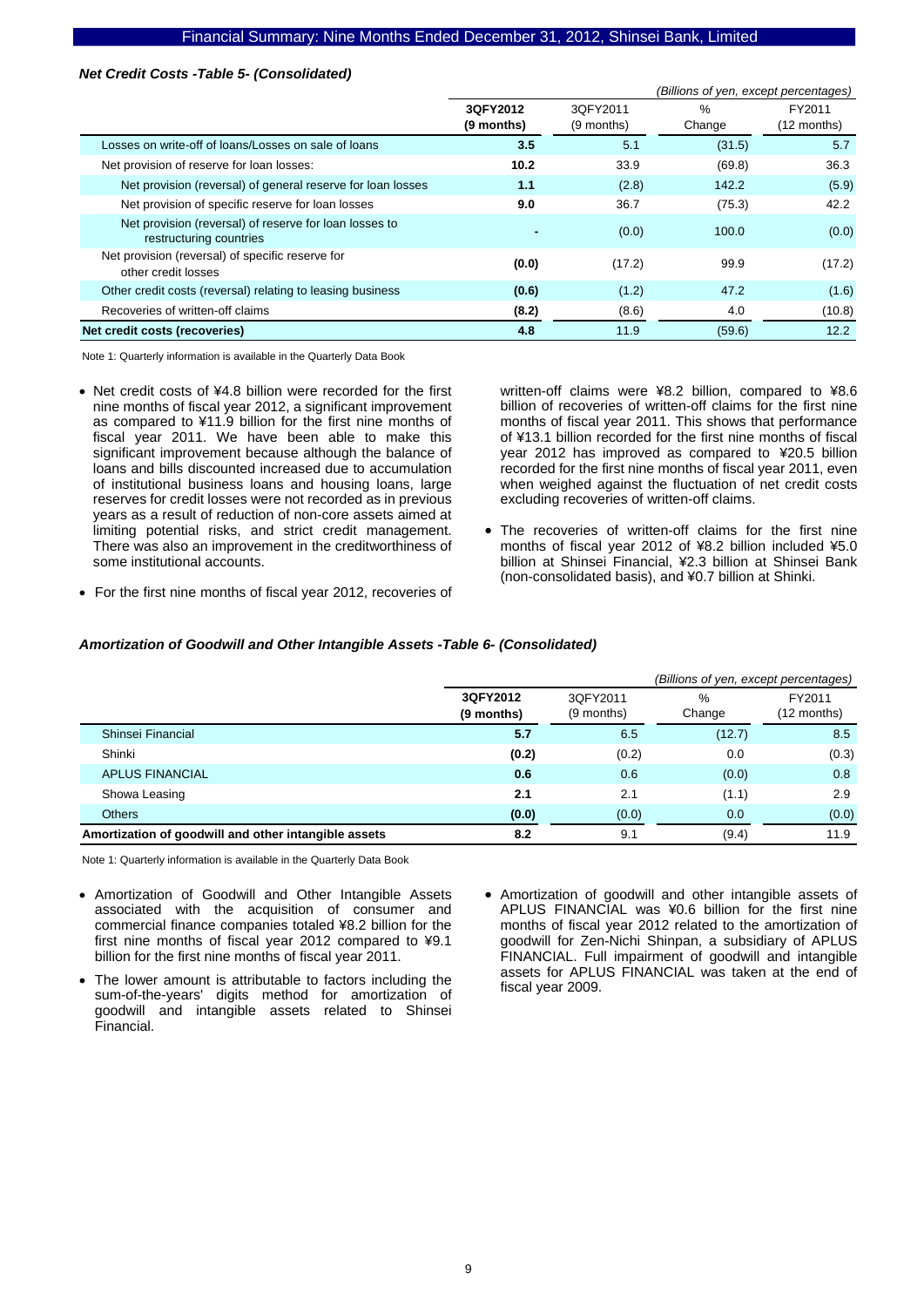### *Net Credit Costs -Table 5- (Consolidated)*

*(Billions of yen, except percentages)*

| | 3QFY2012 (9 months) | 3QFY2011 (9 months) | % Change | FY2011 (12 months) |
|---|---|---|---|---|
| Losses on write-off of loans/Losses on sale of loans | **3.5** | 5.1 | (31.5) | 5.7 |
| Net provision of reserve for loan losses: | **10.2** | 33.9 | (69.8) | 36.3 |
| Net provision (reversal) of general reserve for loan losses | **1.1** | (2.8) | 142.2 | (5.9) |
| Net provision of specific reserve for loan losses | **9.0** | 36.7 | (75.3) | 42.2 |
| Net provision (reversal) of reserve for loan losses to restructuring countries | **-** | (0.0) | 100.0 | (0.0) |
| Net provision (reversal) of specific reserve for other credit losses | **(0.0)** | (17.2) | 99.9 | (17.2) |
| Other credit costs (reversal) relating to leasing business | **(0.6)** | (1.2) | 47.2 | (1.6) |
| Recoveries of written-off claims | **(8.2)** | (8.6) | 4.0 | (10.8) |
| **Net credit costs (recoveries)** | **4.8** | 11.9 | (59.6) | 12.2 |

Note 1: Quarterly information is available in the Quarterly Data Book

- Net credit costs of ¥4.8 billion were recorded for the first nine months of fiscal year 2012, a significant improvement as compared to ¥11.9 billion for the first nine months of fiscal year 2011. We have been able to make this significant improvement because although the balance of loans and bills discounted increased due to accumulation of institutional business loans and housing loans, large reserves for credit losses were not recorded as in previous years as a result of reduction of non-core assets aimed at limiting potential risks, and strict credit management. There was also an improvement in the creditworthiness of some institutional accounts.
- For the first nine months of fiscal year 2012, recoveries of written-off claims were ¥8.2 billion, compared to ¥8.6 billion of recoveries of written-off claims for the first nine months of fiscal year 2011. This shows that performance of ¥13.1 billion recorded for the first nine months of fiscal year 2012 has improved as compared to ¥20.5 billion recorded for the first nine months of fiscal year 2011, even when weighed against the fluctuation of net credit costs excluding recoveries of written-off claims.
- The recoveries of written-off claims for the first nine months of fiscal year 2012 of ¥8.2 billion included ¥5.0 billion at Shinsei Financial, ¥2.3 billion at Shinsei Bank (non-consolidated basis), and ¥0.7 billion at Shinki.

### *Amortization of Goodwill and Other Intangible Assets -Table 6- (Consolidated)*

*(Billions of yen, except percentages)*

| | 3QFY2012 (9 months) | 3QFY2011 (9 months) | % Change | FY2011 (12 months) |
|---|---|---|---|---|
| Shinsei Financial | **5.7** | 6.5 | (12.7) | 8.5 |
| Shinki | **(0.2)** | (0.2) | 0.0 | (0.3) |
| APLUS FINANCIAL | **0.6** | 0.6 | (0.0) | 0.8 |
| Showa Leasing | **2.1** | 2.1 | (1.1) | 2.9 |
| Others | **(0.0)** | (0.0) | 0.0 | (0.0) |
| **Amortization of goodwill and other intangible assets** | **8.2** | 9.1 | (9.4) | 11.9 |

Note 1: Quarterly information is available in the Quarterly Data Book

- Amortization of Goodwill and Other Intangible Assets associated with the acquisition of consumer and commercial finance companies totaled ¥8.2 billion for the first nine months of fiscal year 2012 compared to ¥9.1 billion for the first nine months of fiscal year 2011.
- The lower amount is attributable to factors including the sum-of-the-years' digits method for amortization of goodwill and intangible assets related to Shinsei Financial.
- Amortization of goodwill and other intangible assets of APLUS FINANCIAL was ¥0.6 billion for the first nine months of fiscal year 2012 related to the amortization of goodwill for Zen-Nichi Shinpan, a subsidiary of APLUS FINANCIAL. Full impairment of goodwill and intangible assets for APLUS FINANCIAL was taken at the end of fiscal year 2009.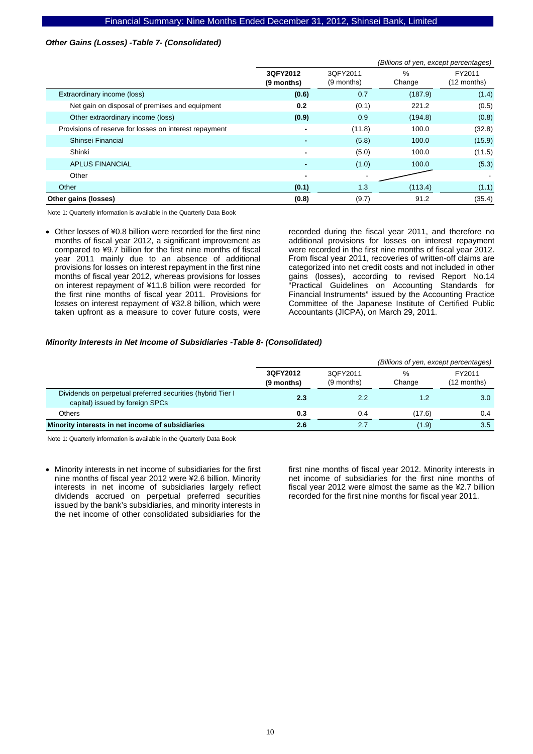### *Other Gains (Losses) -Table 7- (Consolidated)*

*(Billions of yen, except percentages)*

| | 3QFY2012 (9 months) | 3QFY2011 (9 months) | % Change | FY2011 (12 months) |
|---|---|---|---|---|
| Extraordinary income (loss) | **(0.6)** | 0.7 | (187.9) | (1.4) |
| Net gain on disposal of premises and equipment | **0.2** | (0.1) | 221.2 | (0.5) |
| Other extraordinary income (loss) | **(0.9)** | 0.9 | (194.8) | (0.8) |
| Provisions of reserve for losses on interest repayment | **-** | (11.8) | 100.0 | (32.8) |
| Shinsei Financial | **-** | (5.8) | 100.0 | (15.9) |
| Shinki | **-** | (5.0) | 100.0 | (11.5) |
| APLUS FINANCIAL | **-** | (1.0) | 100.0 | (5.3) |
| Other | **-** | - | | - |
| Other | **(0.1)** | 1.3 | (113.4) | (1.1) |
| **Other gains (losses)** | **(0.8)** | (9.7) | 91.2 | (35.4) |

Note 1: Quarterly information is available in the Quarterly Data Book

- Other losses of ¥0.8 billion were recorded for the first nine months of fiscal year 2012, a significant improvement as compared to ¥9.7 billion for the first nine months of fiscal year 2011 mainly due to an absence of additional provisions for losses on interest repayment in the first nine months of fiscal year 2012, whereas provisions for losses on interest repayment of ¥11.8 billion were recorded for the first nine months of fiscal year 2011. Provisions for losses on interest repayment of ¥32.8 billion, which were taken upfront as a measure to cover future costs, were recorded during the fiscal year 2011, and therefore no additional provisions for losses on interest repayment were recorded in the first nine months of fiscal year 2012. From fiscal year 2011, recoveries of written-off claims are categorized into net credit costs and not included in other gains (losses), according to revised Report No.14 "Practical Guidelines on Accounting Standards for Financial Instruments" issued by the Accounting Practice Committee of the Japanese Institute of Certified Public Accountants (JICPA), on March 29, 2011.

### *Minority Interests in Net Income of Subsidiaries -Table 8- (Consolidated)*

*(Billions of yen, except percentages)*

| | 3QFY2012 (9 months) | 3QFY2011 (9 months) | % Change | FY2011 (12 months) |
|---|---|---|---|---|
| Dividends on perpetual preferred securities (hybrid Tier I capital) issued by foreign SPCs | **2.3** | 2.2 | 1.2 | 3.0 |
| Others | **0.3** | 0.4 | (17.6) | 0.4 |
| **Minority interests in net income of subsidiaries** | **2.6** | 2.7 | (1.9) | 3.5 |

Note 1: Quarterly information is available in the Quarterly Data Book

- Minority interests in net income of subsidiaries for the first nine months of fiscal year 2012 were ¥2.6 billion. Minority interests in net income of subsidiaries largely reflect dividends accrued on perpetual preferred securities issued by the bank's subsidiaries, and minority interests in the net income of other consolidated subsidiaries for the first nine months of fiscal year 2012. Minority interests in net income of subsidiaries for the first nine months of fiscal year 2012 were almost the same as the ¥2.7 billion recorded for the first nine months for fiscal year 2011.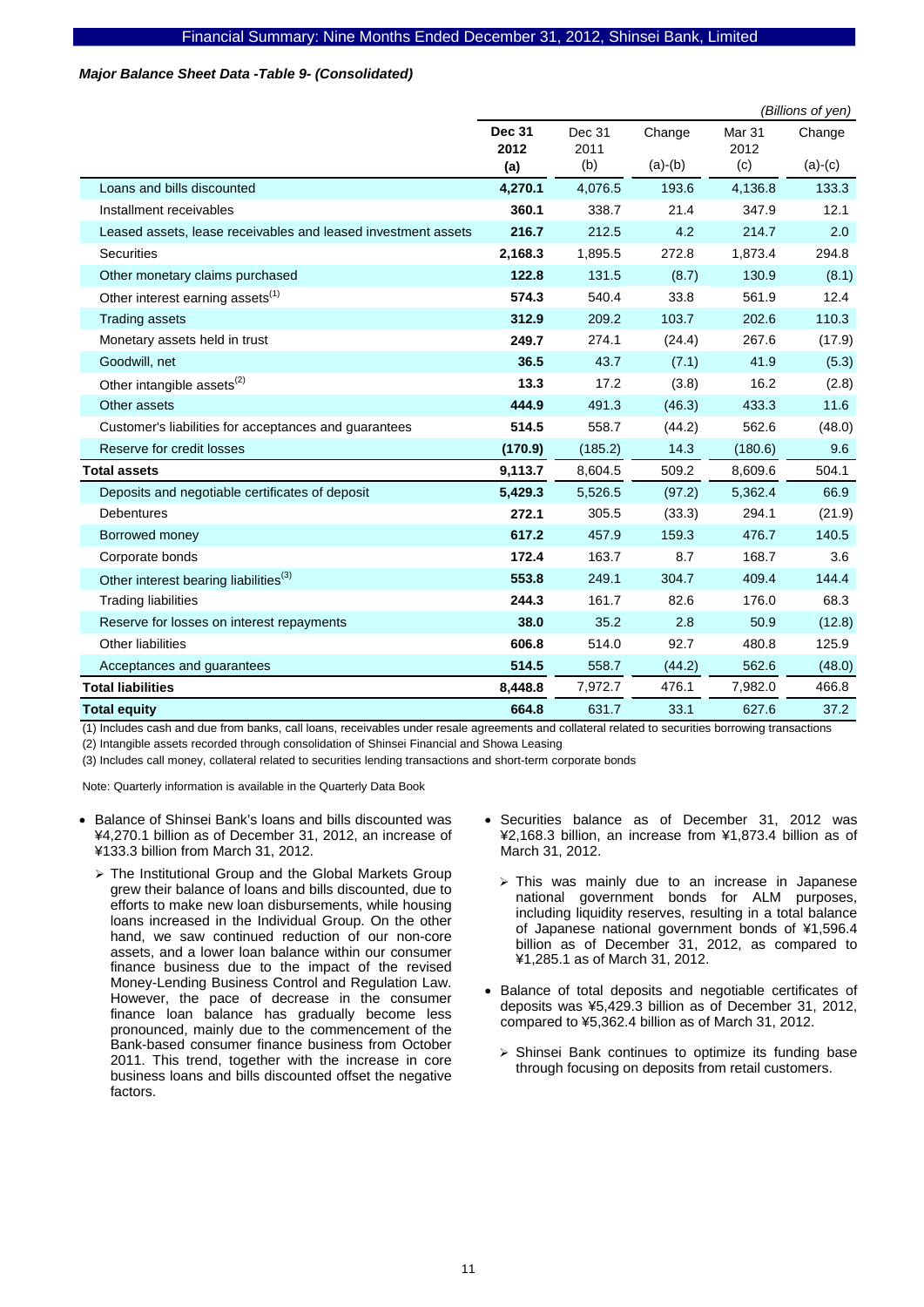***Major Balance Sheet Data -Table 9- (Consolidated)***

*(Billions of yen)*

| | **Dec 31 2012 (a)** | Dec 31 2011 (b) | Change (a)-(b) | Mar 31 2012 (c) | Change (a)-(c) |
|---|---|---|---|---|---|
| Loans and bills discounted | **4,270.1** | 4,076.5 | 193.6 | 4,136.8 | 133.3 |
| Installment receivables | **360.1** | 338.7 | 21.4 | 347.9 | 12.1 |
| Leased assets, lease receivables and leased investment assets | **216.7** | 212.5 | 4.2 | 214.7 | 2.0 |
| Securities | **2,168.3** | 1,895.5 | 272.8 | 1,873.4 | 294.8 |
| Other monetary claims purchased | **122.8** | 131.5 | (8.7) | 130.9 | (8.1) |
| Other interest earning assets[(1)] | **574.3** | 540.4 | 33.8 | 561.9 | 12.4 |
| Trading assets | **312.9** | 209.2 | 103.7 | 202.6 | 110.3 |
| Monetary assets held in trust | **249.7** | 274.1 | (24.4) | 267.6 | (17.9) |
| Goodwill, net | **36.5** | 43.7 | (7.1) | 41.9 | (5.3) |
| Other intangible assets[(2)] | **13.3** | 17.2 | (3.8) | 16.2 | (2.8) |
| Other assets | **444.9** | 491.3 | (46.3) | 433.3 | 11.6 |
| Customer's liabilities for acceptances and guarantees | **514.5** | 558.7 | (44.2) | 562.6 | (48.0) |
| Reserve for credit losses | **(170.9)** | (185.2) | 14.3 | (180.6) | 9.6 |
| **Total assets** | **9,113.7** | 8,604.5 | 509.2 | 8,609.6 | 504.1 |
| Deposits and negotiable certificates of deposit | **5,429.3** | 5,526.5 | (97.2) | 5,362.4 | 66.9 |
| Debentures | **272.1** | 305.5 | (33.3) | 294.1 | (21.9) |
| Borrowed money | **617.2** | 457.9 | 159.3 | 476.7 | 140.5 |
| Corporate bonds | **172.4** | 163.7 | 8.7 | 168.7 | 3.6 |
| Other interest bearing liabilities[(3)] | **553.8** | 249.1 | 304.7 | 409.4 | 144.4 |
| Trading liabilities | **244.3** | 161.7 | 82.6 | 176.0 | 68.3 |
| Reserve for losses on interest repayments | **38.0** | 35.2 | 2.8 | 50.9 | (12.8) |
| Other liabilities | **606.8** | 514.0 | 92.7 | 480.8 | 125.9 |
| Acceptances and guarantees | **514.5** | 558.7 | (44.2) | 562.6 | (48.0) |
| **Total liabilities** | **8,448.8** | 7,972.7 | 476.1 | 7,982.0 | 466.8 |
| **Total equity** | **664.8** | 631.7 | 33.1 | 627.6 | 37.2 |

(1) Includes cash and due from banks, call loans, receivables under resale agreements and collateral related to securities borrowing transactions

(2) Intangible assets recorded through consolidation of Shinsei Financial and Showa Leasing

(3) Includes call money, collateral related to securities lending transactions and short-term corporate bonds

Note: Quarterly information is available in the Quarterly Data Book

- Balance of Shinsei Bank's loans and bills discounted was ¥4,270.1 billion as of December 31, 2012, an increase of ¥133.3 billion from March 31, 2012.
  - The Institutional Group and the Global Markets Group grew their balance of loans and bills discounted, due to efforts to make new loan disbursements, while housing loans increased in the Individual Group. On the other hand, we saw continued reduction of our non-core assets, and a lower loan balance within our consumer finance business due to the impact of the revised Money-Lending Business Control and Regulation Law. However, the pace of decrease in the consumer finance loan balance has gradually become less pronounced, mainly due to the commencement of the Bank-based consumer finance business from October 2011. This trend, together with the increase in core business loans and bills discounted offset the negative factors.
- Securities balance as of December 31, 2012 was ¥2,168.3 billion, an increase from ¥1,873.4 billion as of March 31, 2012.
  - This was mainly due to an increase in Japanese national government bonds for ALM purposes, including liquidity reserves, resulting in a total balance of Japanese national government bonds of ¥1,596.4 billion as of December 31, 2012, as compared to ¥1,285.1 as of March 31, 2012.
- Balance of total deposits and negotiable certificates of deposits was ¥5,429.3 billion as of December 31, 2012, compared to ¥5,362.4 billion as of March 31, 2012.
  - Shinsei Bank continues to optimize its funding base through focusing on deposits from retail customers.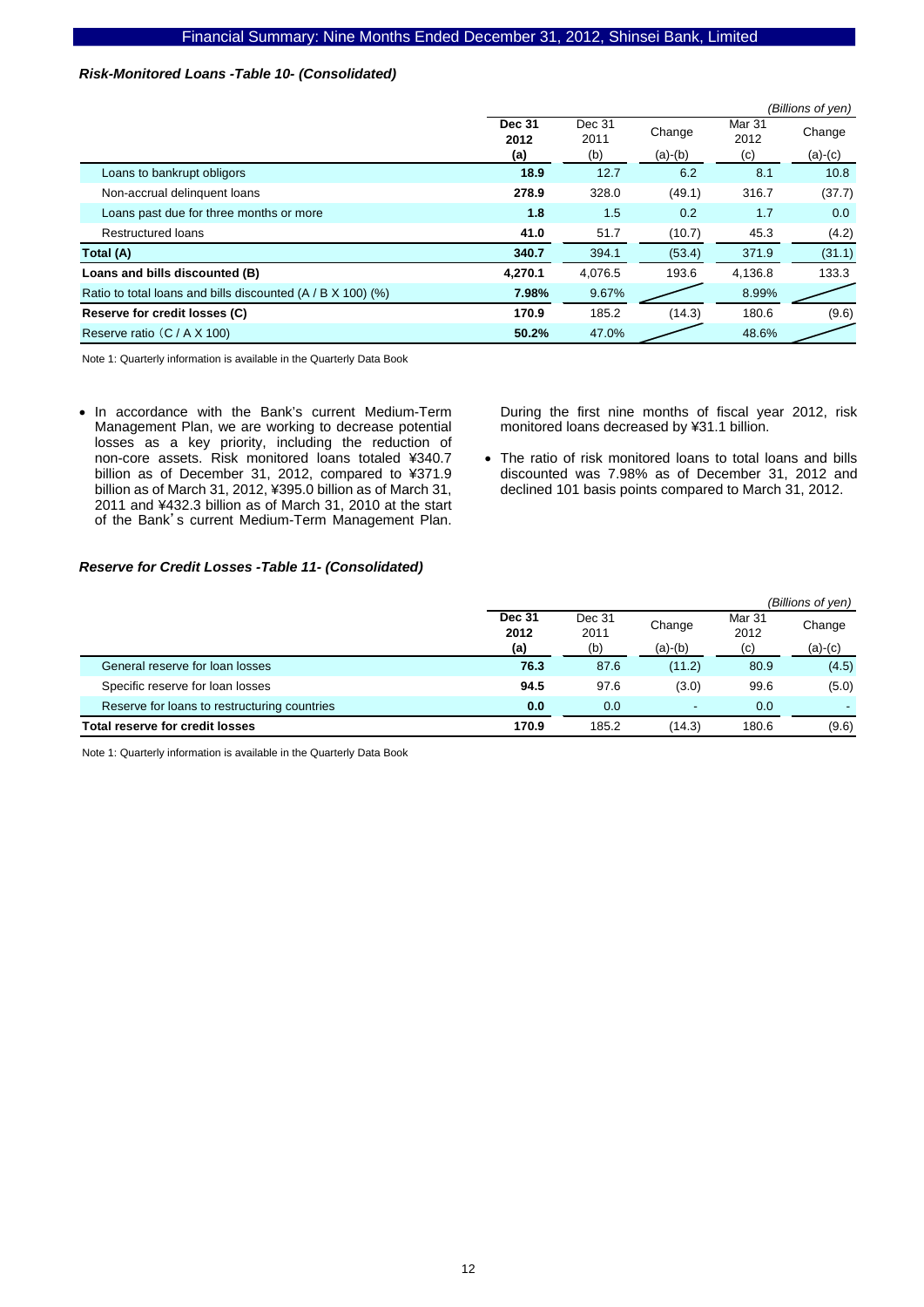### *Risk-Monitored Loans -Table 10- (Consolidated)*

*(Billions of yen)*

| | **Dec 31 2012 (a)** | Dec 31 2011 (b) | Change (a)-(b) | Mar 31 2012 (c) | Change (a)-(c) |
|---|---|---|---|---|---|
| Loans to bankrupt obligors | **18.9** | 12.7 | 6.2 | 8.1 | 10.8 |
| Non-accrual delinquent loans | **278.9** | 328.0 | (49.1) | 316.7 | (37.7) |
| Loans past due for three months or more | **1.8** | 1.5 | 0.2 | 1.7 | 0.0 |
| Restructured loans | **41.0** | 51.7 | (10.7) | 45.3 | (4.2) |
| **Total (A)** | **340.7** | 394.1 | (53.4) | 371.9 | (31.1) |
| **Loans and bills discounted (B)** | **4,270.1** | 4,076.5 | 193.6 | 4,136.8 | 133.3 |
| Ratio to total loans and bills discounted (A / B X 100) (%) | **7.98%** | 9.67% | | 8.99% | |
| **Reserve for credit losses (C)** | **170.9** | 185.2 | (14.3) | 180.6 | (9.6) |
| Reserve ratio（C / A X 100) | **50.2%** | 47.0% | | 48.6% | |

Note 1: Quarterly information is available in the Quarterly Data Book

- In accordance with the Bank's current Medium-Term Management Plan, we are working to decrease potential losses as a key priority, including the reduction of non-core assets. Risk monitored loans totaled ¥340.7 billion as of December 31, 2012, compared to ¥371.9 billion as of March 31, 2012, ¥395.0 billion as of March 31, 2011 and ¥432.3 billion as of March 31, 2010 at the start of the Bank's current Medium-Term Management Plan. During the first nine months of fiscal year 2012, risk monitored loans decreased by ¥31.1 billion.
- The ratio of risk monitored loans to total loans and bills discounted was 7.98% as of December 31, 2012 and declined 101 basis points compared to March 31, 2012.

### *Reserve for Credit Losses -Table 11- (Consolidated)*

*(Billions of yen)*

| | **Dec 31 2012 (a)** | Dec 31 2011 (b) | Change (a)-(b) | Mar 31 2012 (c) | Change (a)-(c) |
|---|---|---|---|---|---|
| General reserve for loan losses | **76.3** | 87.6 | (11.2) | 80.9 | (4.5) |
| Specific reserve for loan losses | **94.5** | 97.6 | (3.0) | 99.6 | (5.0) |
| Reserve for loans to restructuring countries | **0.0** | 0.0 | - | 0.0 | - |
| **Total reserve for credit losses** | **170.9** | 185.2 | (14.3) | 180.6 | (9.6) |

Note 1: Quarterly information is available in the Quarterly Data Book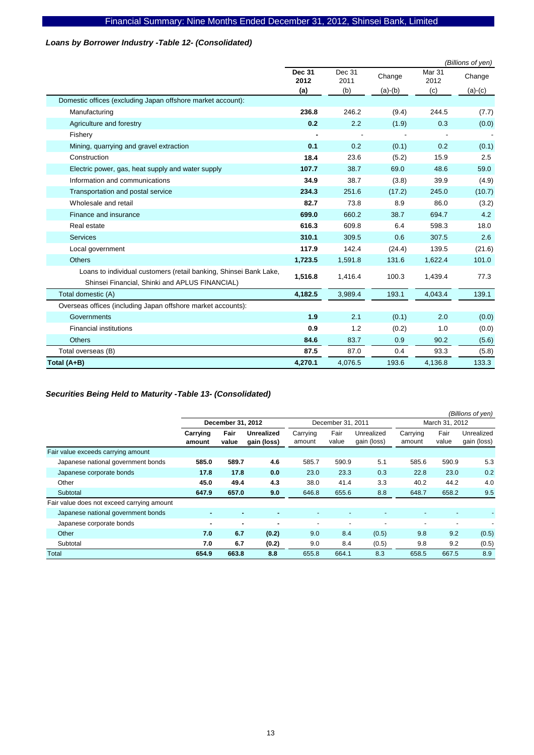### *Loans by Borrower Industry -Table 12- (Consolidated)*

*(Billions of yen)*

| | Dec 31 2012 (a) | Dec 31 2011 (b) | Change (a)-(b) | Mar 31 2012 (c) | Change (a)-(c) |
|---|---|---|---|---|---|
| Domestic offices (excluding Japan offshore market account): | | | | | |
| Manufacturing | **236.8** | 246.2 | (9.4) | 244.5 | (7.7) |
| Agriculture and forestry | **0.2** | 2.2 | (1.9) | 0.3 | (0.0) |
| Fishery | **-** | - | - | - | - |
| Mining, quarrying and gravel extraction | **0.1** | 0.2 | (0.1) | 0.2 | (0.1) |
| Construction | **18.4** | 23.6 | (5.2) | 15.9 | 2.5 |
| Electric power, gas, heat supply and water supply | **107.7** | 38.7 | 69.0 | 48.6 | 59.0 |
| Information and communications | **34.9** | 38.7 | (3.8) | 39.9 | (4.9) |
| Transportation and postal service | **234.3** | 251.6 | (17.2) | 245.0 | (10.7) |
| Wholesale and retail | **82.7** | 73.8 | 8.9 | 86.0 | (3.2) |
| Finance and insurance | **699.0** | 660.2 | 38.7 | 694.7 | 4.2 |
| Real estate | **616.3** | 609.8 | 6.4 | 598.3 | 18.0 |
| Services | **310.1** | 309.5 | 0.6 | 307.5 | 2.6 |
| Local government | **117.9** | 142.4 | (24.4) | 139.5 | (21.6) |
| Others | **1,723.5** | 1,591.8 | 131.6 | 1,622.4 | 101.0 |
| Loans to individual customers (retail banking, Shinsei Bank Lake, Shinsei Financial, Shinki and APLUS FINANCIAL) | **1,516.8** | 1,416.4 | 100.3 | 1,439.4 | 77.3 |
| Total domestic (A) | **4,182.5** | 3,989.4 | 193.1 | 4,043.4 | 139.1 |
| Overseas offices (including Japan offshore market accounts): | | | | | |
| Governments | **1.9** | 2.1 | (0.1) | 2.0 | (0.0) |
| Financial institutions | **0.9** | 1.2 | (0.2) | 1.0 | (0.0) |
| Others | **84.6** | 83.7 | 0.9 | 90.2 | (5.6) |
| Total overseas (B) | **87.5** | 87.0 | 0.4 | 93.3 | (5.8) |
| **Total (A+B)** | **4,270.1** | 4,076.5 | 193.6 | 4,136.8 | 133.3 |

### *Securities Being Held to Maturity -Table 13- (Consolidated)*

*(Billions of yen)*

| | December 31, 2012 | | | December 31, 2011 | | | March 31, 2012 | | |
|---|---|---|---|---|---|---|---|---|---|
| | Carrying amount | Fair value | Unrealized gain (loss) | Carrying amount | Fair value | Unrealized gain (loss) | Carrying amount | Fair value | Unrealized gain (loss) |
| Fair value exceeds carrying amount | | | | | | | | | |
| Japanese national government bonds | **585.0** | **589.7** | **4.6** | 585.7 | 590.9 | 5.1 | 585.6 | 590.9 | 5.3 |
| Japanese corporate bonds | **17.8** | **17.8** | **0.0** | 23.0 | 23.3 | 0.3 | 22.8 | 23.0 | 0.2 |
| Other | **45.0** | **49.4** | **4.3** | 38.0 | 41.4 | 3.3 | 40.2 | 44.2 | 4.0 |
| Subtotal | **647.9** | **657.0** | **9.0** | 646.8 | 655.6 | 8.8 | 648.7 | 658.2 | 9.5 |
| Fair value does not exceed carrying amount | | | | | | | | | |
| Japanese national government bonds | **-** | **-** | **-** | - | - | - | - | - | - |
| Japanese corporate bonds | **-** | **-** | **-** | - | - | - | - | - | - |
| Other | **7.0** | **6.7** | **(0.2)** | 9.0 | 8.4 | (0.5) | 9.8 | 9.2 | (0.5) |
| Subtotal | **7.0** | **6.7** | **(0.2)** | 9.0 | 8.4 | (0.5) | 9.8 | 9.2 | (0.5) |
| Total | **654.9** | **663.8** | **8.8** | 655.8 | 664.1 | 8.3 | 658.5 | 667.5 | 8.9 |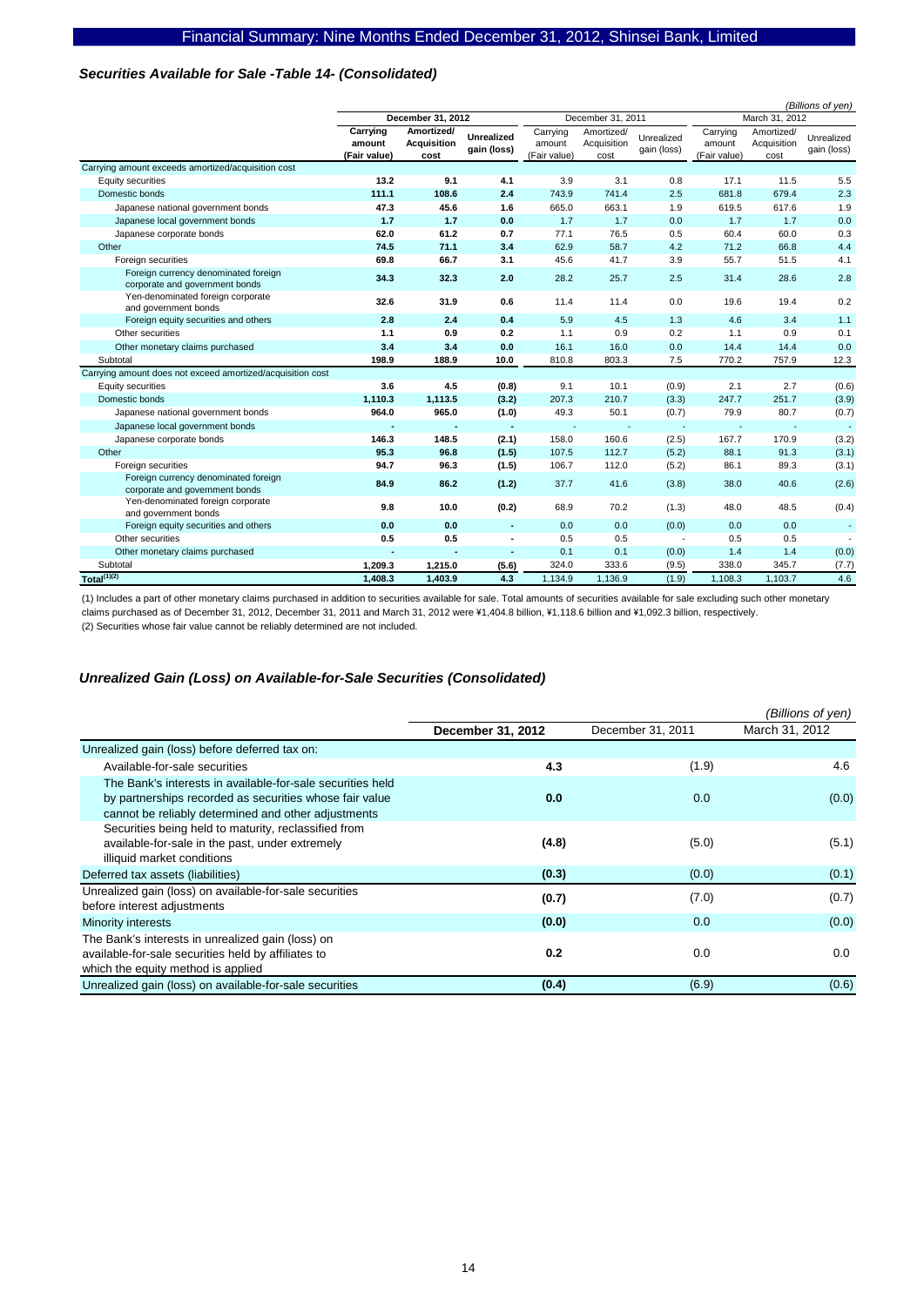### *Securities Available for Sale -Table 14- (Consolidated)*

*(Billions of yen)*

| | December 31, 2012 | | | December 31, 2011 | | | March 31, 2012 | | |
|---|---|---|---|---|---|---|---|---|---|
| | **Carrying amount (Fair value)** | **Amortized/ Acquisition cost** | **Unrealized gain (loss)** | Carrying amount (Fair value) | Amortized/ Acquisition cost | Unrealized gain (loss) | Carrying amount (Fair value) | Amortized/ Acquisition cost | Unrealized gain (loss) |
| Carrying amount exceeds amortized/acquisition cost | | | | | | | | | |
| Equity securities | **13.2** | **9.1** | **4.1** | 3.9 | 3.1 | 0.8 | 17.1 | 11.5 | 5.5 |
| Domestic bonds | **111.1** | **108.6** | **2.4** | 743.9 | 741.4 | 2.5 | 681.8 | 679.4 | 2.3 |
| Japanese national government bonds | **47.3** | **45.6** | **1.6** | 665.0 | 663.1 | 1.9 | 619.5 | 617.6 | 1.9 |
| Japanese local government bonds | **1.7** | **1.7** | **0.0** | 1.7 | 1.7 | 0.0 | 1.7 | 1.7 | 0.0 |
| Japanese corporate bonds | **62.0** | **61.2** | **0.7** | 77.1 | 76.5 | 0.5 | 60.4 | 60.0 | 0.3 |
| Other | **74.5** | **71.1** | **3.4** | 62.9 | 58.7 | 4.2 | 71.2 | 66.8 | 4.4 |
| Foreign securities | **69.8** | **66.7** | **3.1** | 45.6 | 41.7 | 3.9 | 55.7 | 51.5 | 4.1 |
| Foreign currency denominated foreign corporate and government bonds | **34.3** | **32.3** | **2.0** | 28.2 | 25.7 | 2.5 | 31.4 | 28.6 | 2.8 |
| Yen-denominated foreign corporate and government bonds | **32.6** | **31.9** | **0.6** | 11.4 | 11.4 | 0.0 | 19.6 | 19.4 | 0.2 |
| Foreign equity securities and others | **2.8** | **2.4** | **0.4** | 5.9 | 4.5 | 1.3 | 4.6 | 3.4 | 1.1 |
| Other securities | **1.1** | **0.9** | **0.2** | 1.1 | 0.9 | 0.2 | 1.1 | 0.9 | 0.1 |
| Other monetary claims purchased | **3.4** | **3.4** | **0.0** | 16.1 | 16.0 | 0.0 | 14.4 | 14.4 | 0.0 |
| Subtotal | **198.9** | **188.9** | **10.0** | 810.8 | 803.3 | 7.5 | 770.2 | 757.9 | 12.3 |
| Carrying amount does not exceed amortized/acquisition cost | | | | | | | | | |
| Equity securities | **3.6** | **4.5** | **(0.8)** | 9.1 | 10.1 | (0.9) | 2.1 | 2.7 | (0.6) |
| Domestic bonds | **1,110.3** | **1,113.5** | **(3.2)** | 207.3 | 210.7 | (3.3) | 247.7 | 251.7 | (3.9) |
| Japanese national government bonds | **964.0** | **965.0** | **(1.0)** | 49.3 | 50.1 | (0.7) | 79.9 | 80.7 | (0.7) |
| Japanese local government bonds | **-** | **-** | **-** | - | - | - | - | - | - |
| Japanese corporate bonds | **146.3** | **148.5** | **(2.1)** | 158.0 | 160.6 | (2.5) | 167.7 | 170.9 | (3.2) |
| Other | **95.3** | **96.8** | **(1.5)** | 107.5 | 112.7 | (5.2) | 88.1 | 91.3 | (3.1) |
| Foreign securities | **94.7** | **96.3** | **(1.5)** | 106.7 | 112.0 | (5.2) | 86.1 | 89.3 | (3.1) |
| Foreign currency denominated foreign corporate and government bonds | **84.9** | **86.2** | **(1.2)** | 37.7 | 41.6 | (3.8) | 38.0 | 40.6 | (2.6) |
| Yen-denominated foreign corporate and government bonds | **9.8** | **10.0** | **(0.2)** | 68.9 | 70.2 | (1.3) | 48.0 | 48.5 | (0.4) |
| Foreign equity securities and others | **0.0** | **0.0** | **-** | 0.0 | 0.0 | (0.0) | 0.0 | 0.0 | - |
| Other securities | **0.5** | **0.5** | **-** | 0.5 | 0.5 | - | 0.5 | 0.5 | - |
| Other monetary claims purchased | **-** | **-** | **-** | 0.1 | 0.1 | (0.0) | 1.4 | 1.4 | (0.0) |
| Subtotal | **1,209.3** | **1,215.0** | **(5.6)** | 324.0 | 333.6 | (9.5) | 338.0 | 345.7 | (7.7) |
| Total(1)(2) | **1,408.3** | **1,403.9** | **4.3** | 1,134.9 | 1,136.9 | (1.9) | 1,108.3 | 1,103.7 | 4.6 |

(1) Includes a part of other monetary claims purchased in addition to securities available for sale. Total amounts of securities available for sale excluding such other monetary claims purchased as of December 31, 2012, December 31, 2011 and March 31, 2012 were ¥1,404.8 billion, ¥1,118.6 billion and ¥1,092.3 billion, respectively.
(2) Securities whose fair value cannot be reliably determined are not included.

### *Unrealized Gain (Loss) on Available-for-Sale Securities (Consolidated)*

*(Billions of yen)*

| | **December 31, 2012** | December 31, 2011 | March 31, 2012 |
|---|---|---|---|
| Unrealized gain (loss) before deferred tax on: | | | |
| Available-for-sale securities | **4.3** | (1.9) | 4.6 |
| The Bank's interests in available-for-sale securities held by partnerships recorded as securities whose fair value cannot be reliably determined and other adjustments | **0.0** | 0.0 | (0.0) |
| Securities being held to maturity, reclassified from available-for-sale in the past, under extremely illiquid market conditions | **(4.8)** | (5.0) | (5.1) |
| Deferred tax assets (liabilities) | **(0.3)** | (0.0) | (0.1) |
| Unrealized gain (loss) on available-for-sale securities before interest adjustments | **(0.7)** | (7.0) | (0.7) |
| Minority interests | **(0.0)** | 0.0 | (0.0) |
| The Bank's interests in unrealized gain (loss) on available-for-sale securities held by affiliates to which the equity method is applied | **0.2** | 0.0 | 0.0 |
| Unrealized gain (loss) on available-for-sale securities | **(0.4)** | (6.9) | (0.6) |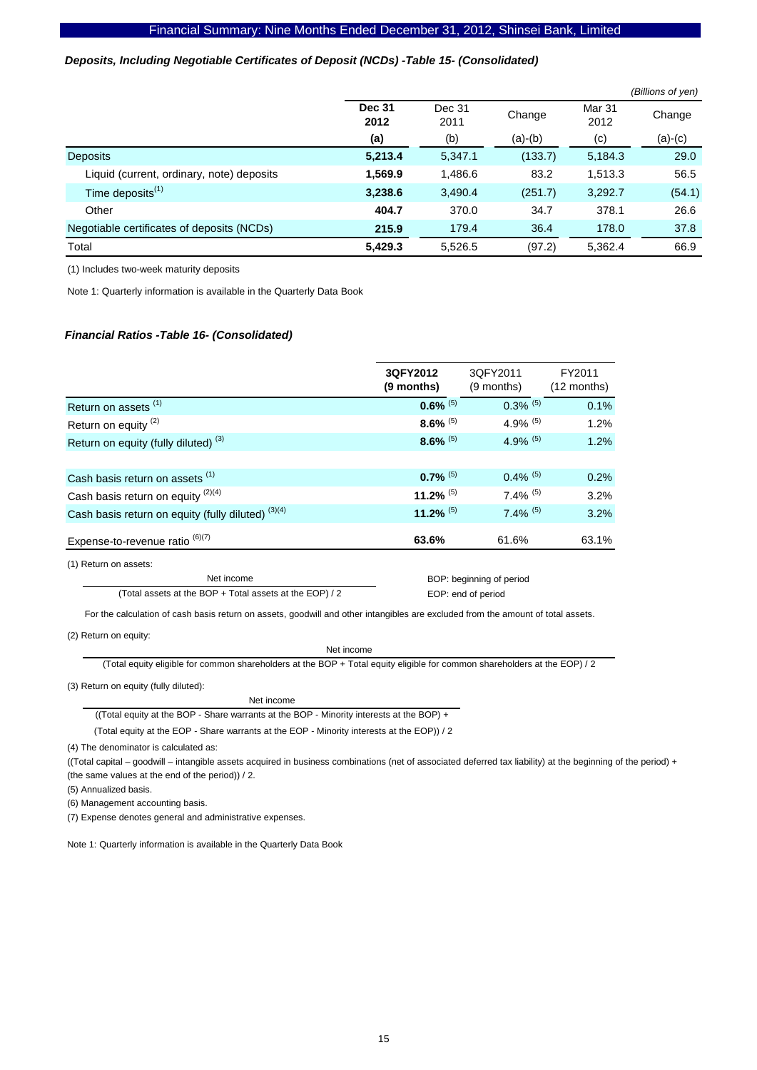### *Deposits, Including Negotiable Certificates of Deposit (NCDs) -Table 15- (Consolidated)*

*(Billions of yen)*

| | **Dec 31 2012** | Dec 31 2011 | Change | Mar 31 2012 | Change |
|---|---|---|---|---|---|
| | **(a)** | (b) | (a)-(b) | (c) | (a)-(c) |
| Deposits | **5,213.4** | 5,347.1 | (133.7) | 5,184.3 | 29.0 |
| Liquid (current, ordinary, note) deposits | **1,569.9** | 1,486.6 | 83.2 | 1,513.3 | 56.5 |
| Time deposits[1] | **3,238.6** | 3,490.4 | (251.7) | 3,292.7 | (54.1) |
| Other | **404.7** | 370.0 | 34.7 | 378.1 | 26.6 |
| Negotiable certificates of deposits (NCDs) | **215.9** | 179.4 | 36.4 | 178.0 | 37.8 |
| Total | **5,429.3** | 5,526.5 | (97.2) | 5,362.4 | 66.9 |

(1) Includes two-week maturity deposits

Note 1: Quarterly information is available in the Quarterly Data Book

### *Financial Ratios -Table 16- (Consolidated)*

| | **3QFY2012 (9 months)** | 3QFY2011 (9 months) | FY2011 (12 months) |
|---|---|---|---|
| Return on assets [1] | **0.6%** [5] | 0.3% [5] | 0.1% |
| Return on equity [2] | **8.6%** [5] | 4.9% [5] | 1.2% |
| Return on equity (fully diluted) [3] | **8.6%** [5] | 4.9% [5] | 1.2% |
| | | | |
| Cash basis return on assets [1] | **0.7%** [5] | 0.4% [5] | 0.2% |
| Cash basis return on equity [2][4] | **11.2%** [5] | 7.4% [5] | 3.2% |
| Cash basis return on equity (fully diluted) [3][4] | **11.2%** [5] | 7.4% [5] | 3.2% |
| Expense-to-revenue ratio [6][7] | **63.6%** | 61.6% | 63.1% |

(1) Return on assets:

$$\frac{\text{Net income}}{(\text{Total assets at the BOP} + \text{Total assets at the EOP}) / 2}$$

BOP: beginning of period

EOP: end of period

For the calculation of cash basis return on assets, goodwill and other intangibles are excluded from the amount of total assets.

(2) Return on equity:

$$\frac{\text{Net income}}{(\text{Total equity eligible for common shareholders at the BOP} + \text{Total equity eligible for common shareholders at the EOP}) / 2}$$

(3) Return on equity (fully diluted):

$$\frac{\text{Net income}}{((\text{Total equity at the BOP} - \text{Share warrants at the BOP} - \text{Minority interests at the BOP}) + (\text{Total equity at the EOP} - \text{Share warrants at the EOP} - \text{Minority interests at the EOP})) / 2}$$

(4) The denominator is calculated as:

((Total capital – goodwill – intangible assets acquired in business combinations (net of associated deferred tax liability) at the beginning of the period) + (the same values at the end of the period)) / 2.

(5) Annualized basis.

(6) Management accounting basis.

(7) Expense denotes general and administrative expenses.

Note 1: Quarterly information is available in the Quarterly Data Book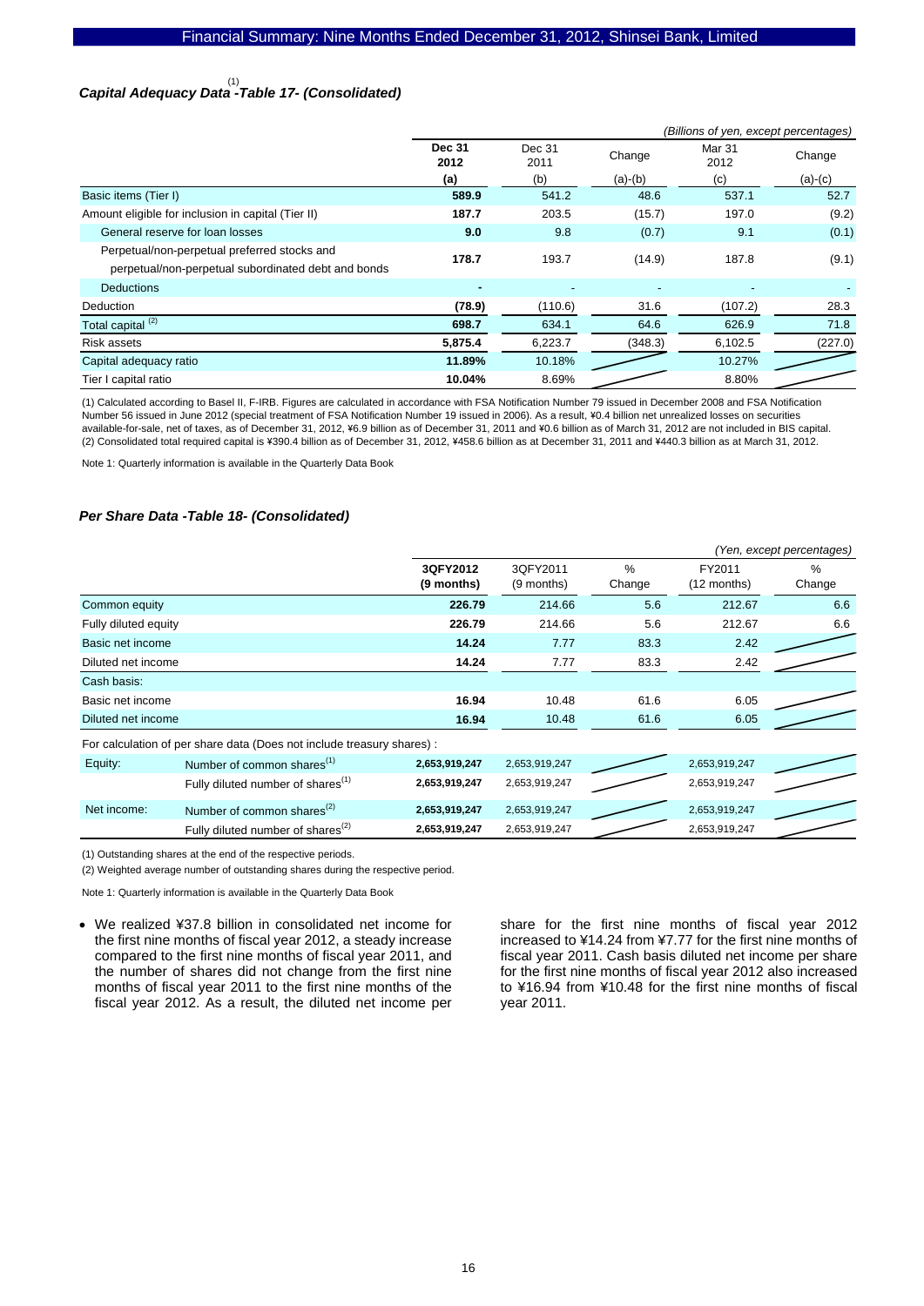### Capital Adequacy Data[1] -Table 17- (Consolidated)

*(Billions of yen, except percentages)*

| | Dec 31 2012 (a) | Dec 31 2011 (b) | Change (a)-(b) | Mar 31 2012 (c) | Change (a)-(c) |
|---|---|---|---|---|---|
| Basic items (Tier I) | **589.9** | 541.2 | 48.6 | 537.1 | 52.7 |
| Amount eligible for inclusion in capital (Tier II) | **187.7** | 203.5 | (15.7) | 197.0 | (9.2) |
| General reserve for loan losses | **9.0** | 9.8 | (0.7) | 9.1 | (0.1) |
| Perpetual/non-perpetual preferred stocks and perpetual/non-perpetual subordinated debt and bonds | **178.7** | 193.7 | (14.9) | 187.8 | (9.1) |
| Deductions | **-** | - | - | - | - |
| Deduction | **(78.9)** | (110.6) | 31.6 | (107.2) | 28.3 |
| Total capital [2] | **698.7** | 634.1 | 64.6 | 626.9 | 71.8 |
| Risk assets | **5,875.4** | 6,223.7 | (348.3) | 6,102.5 | (227.0) |
| Capital adequacy ratio | **11.89%** | 10.18% | | 10.27% | |
| Tier I capital ratio | **10.04%** | 8.69% | | 8.80% | |

(1) Calculated according to Basel II, F-IRB. Figures are calculated in accordance with FSA Notification Number 79 issued in December 2008 and FSA Notification Number 56 issued in June 2012 (special treatment of FSA Notification Number 19 issued in 2006). As a result, ¥0.4 billion net unrealized losses on securities available-for-sale, net of taxes, as of December 31, 2012, ¥6.9 billion as of December 31, 2011 and ¥0.6 billion as of March 31, 2012 are not included in BIS capital.
(2) Consolidated total required capital is ¥390.4 billion as of December 31, 2012, ¥458.6 billion as at December 31, 2011 and ¥440.3 billion as at March 31, 2012.

Note 1: Quarterly information is available in the Quarterly Data Book

### Per Share Data -Table 18- (Consolidated)

*(Yen, except percentages)*

| | | 3QFY2012 (9 months) | 3QFY2011 (9 months) | % Change | FY2011 (12 months) | % Change |
|---|---|---|---|---|---|---|
| Common equity | | **226.79** | 214.66 | 5.6 | 212.67 | 6.6 |
| Fully diluted equity | | **226.79** | 214.66 | 5.6 | 212.67 | 6.6 |
| Basic net income | | **14.24** | 7.77 | 83.3 | 2.42 | |
| Diluted net income | | **14.24** | 7.77 | 83.3 | 2.42 | |
| Cash basis: | | | | | | |
| Basic net income | | **16.94** | 10.48 | 61.6 | 6.05 | |
| Diluted net income | | **16.94** | 10.48 | 61.6 | 6.05 | |
| For calculation of per share data (Does not include treasury shares) : | | | | | | |
| Equity: | Number of common shares[1] | **2,653,919,247** | 2,653,919,247 | | 2,653,919,247 | |
| | Fully diluted number of shares[1] | **2,653,919,247** | 2,653,919,247 | | 2,653,919,247 | |
| Net income: | Number of common shares[2] | **2,653,919,247** | 2,653,919,247 | | 2,653,919,247 | |
| | Fully diluted number of shares[2] | **2,653,919,247** | 2,653,919,247 | | 2,653,919,247 | |

(1) Outstanding shares at the end of the respective periods.
(2) Weighted average number of outstanding shares during the respective period.

Note 1: Quarterly information is available in the Quarterly Data Book

- We realized ¥37.8 billion in consolidated net income for the first nine months of fiscal year 2012, a steady increase compared to the first nine months of fiscal year 2011, and the number of shares did not change from the first nine months of fiscal year 2011 to the first nine months of the fiscal year 2012. As a result, the diluted net income per share for the first nine months of fiscal year 2012 increased to ¥14.24 from ¥7.77 for the first nine months of fiscal year 2011. Cash basis diluted net income per share for the first nine months of fiscal year 2012 also increased to ¥16.94 from ¥10.48 for the first nine months of fiscal year 2011.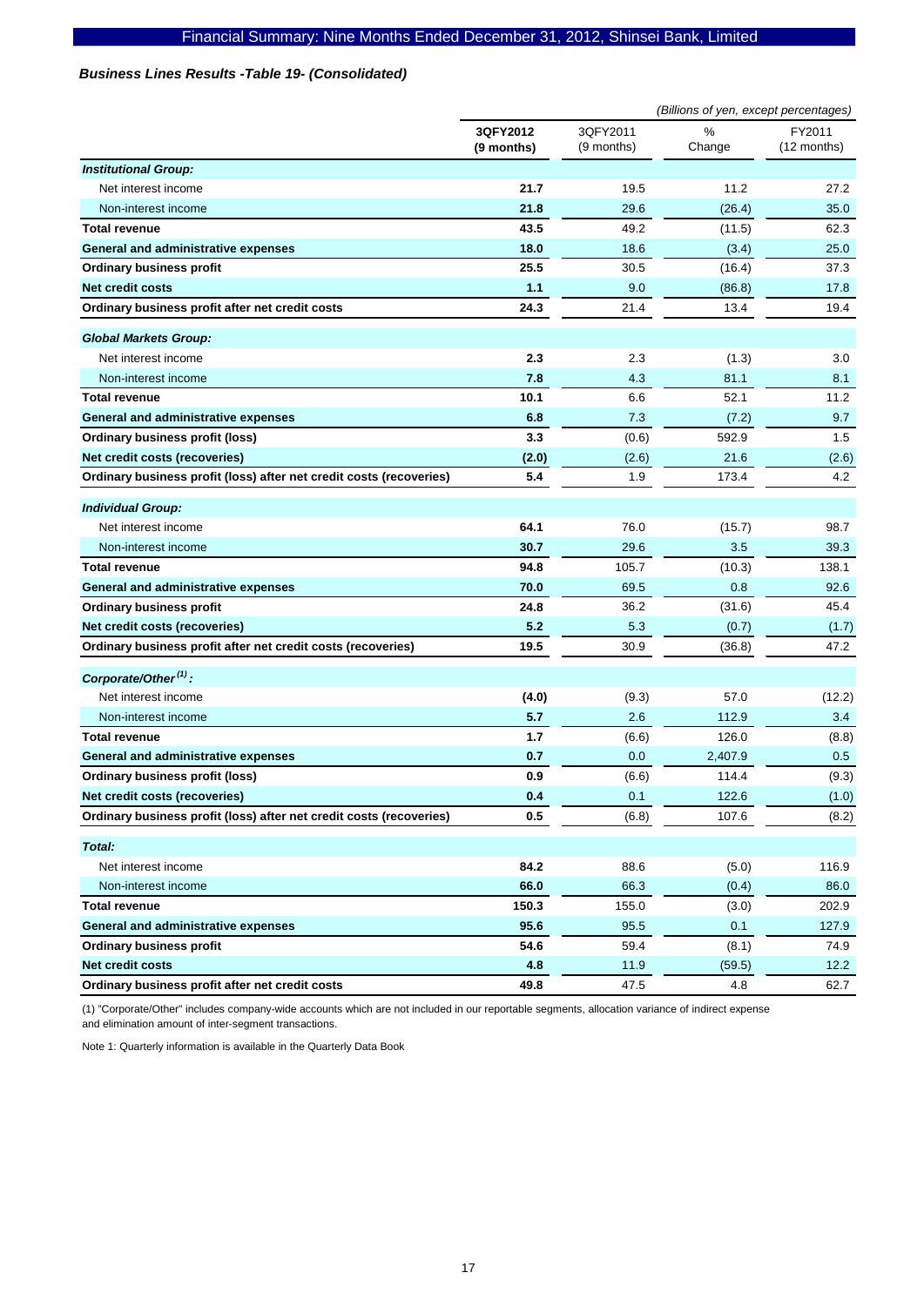### *Business Lines Results -Table 19- (Consolidated)*

*(Billions of yen, except percentages)*

| | **3QFY2012 (9 months)** | 3QFY2011 (9 months) | % Change | FY2011 (12 months) |
|---|---|---|---|---|
| ***Institutional Group:*** | | | | |
| Net interest income | **21.7** | 19.5 | 11.2 | 27.2 |
| Non-interest income | **21.8** | 29.6 | (26.4) | 35.0 |
| **Total revenue** | **43.5** | 49.2 | (11.5) | 62.3 |
| **General and administrative expenses** | **18.0** | 18.6 | (3.4) | 25.0 |
| **Ordinary business profit** | **25.5** | 30.5 | (16.4) | 37.3 |
| **Net credit costs** | **1.1** | 9.0 | (86.8) | 17.8 |
| **Ordinary business profit after net credit costs** | **24.3** | 21.4 | 13.4 | 19.4 |
| ***Global Markets Group:*** | | | | |
| Net interest income | **2.3** | 2.3 | (1.3) | 3.0 |
| Non-interest income | **7.8** | 4.3 | 81.1 | 8.1 |
| **Total revenue** | **10.1** | 6.6 | 52.1 | 11.2 |
| **General and administrative expenses** | **6.8** | 7.3 | (7.2) | 9.7 |
| **Ordinary business profit (loss)** | **3.3** | (0.6) | 592.9 | 1.5 |
| **Net credit costs (recoveries)** | **(2.0)** | (2.6) | 21.6 | (2.6) |
| **Ordinary business profit (loss) after net credit costs (recoveries)** | **5.4** | 1.9 | 173.4 | 4.2 |
| ***Individual Group:*** | | | | |
| Net interest income | **64.1** | 76.0 | (15.7) | 98.7 |
| Non-interest income | **30.7** | 29.6 | 3.5 | 39.3 |
| **Total revenue** | **94.8** | 105.7 | (10.3) | 138.1 |
| **General and administrative expenses** | **70.0** | 69.5 | 0.8 | 92.6 |
| **Ordinary business profit** | **24.8** | 36.2 | (31.6) | 45.4 |
| **Net credit costs (recoveries)** | **5.2** | 5.3 | (0.7) | (1.7) |
| **Ordinary business profit after net credit costs (recoveries)** | **19.5** | 30.9 | (36.8) | 47.2 |
| ***Corporate/Other[(1)]:*** | | | | |
| Net interest income | **(4.0)** | (9.3) | 57.0 | (12.2) |
| Non-interest income | **5.7** | 2.6 | 112.9 | 3.4 |
| **Total revenue** | **1.7** | (6.6) | 126.0 | (8.8) |
| **General and administrative expenses** | **0.7** | 0.0 | 2,407.9 | 0.5 |
| **Ordinary business profit (loss)** | **0.9** | (6.6) | 114.4 | (9.3) |
| **Net credit costs (recoveries)** | **0.4** | 0.1 | 122.6 | (1.0) |
| **Ordinary business profit (loss) after net credit costs (recoveries)** | **0.5** | (6.8) | 107.6 | (8.2) |
| ***Total:*** | | | | |
| Net interest income | **84.2** | 88.6 | (5.0) | 116.9 |
| Non-interest income | **66.0** | 66.3 | (0.4) | 86.0 |
| **Total revenue** | **150.3** | 155.0 | (3.0) | 202.9 |
| **General and administrative expenses** | **95.6** | 95.5 | 0.1 | 127.9 |
| **Ordinary business profit** | **54.6** | 59.4 | (8.1) | 74.9 |
| **Net credit costs** | **4.8** | 11.9 | (59.5) | 12.2 |
| **Ordinary business profit after net credit costs** | **49.8** | 47.5 | 4.8 | 62.7 |

(1) "Corporate/Other" includes company-wide accounts which are not included in our reportable segments, allocation variance of indirect expense and elimination amount of inter-segment transactions.

Note 1: Quarterly information is available in the Quarterly Data Book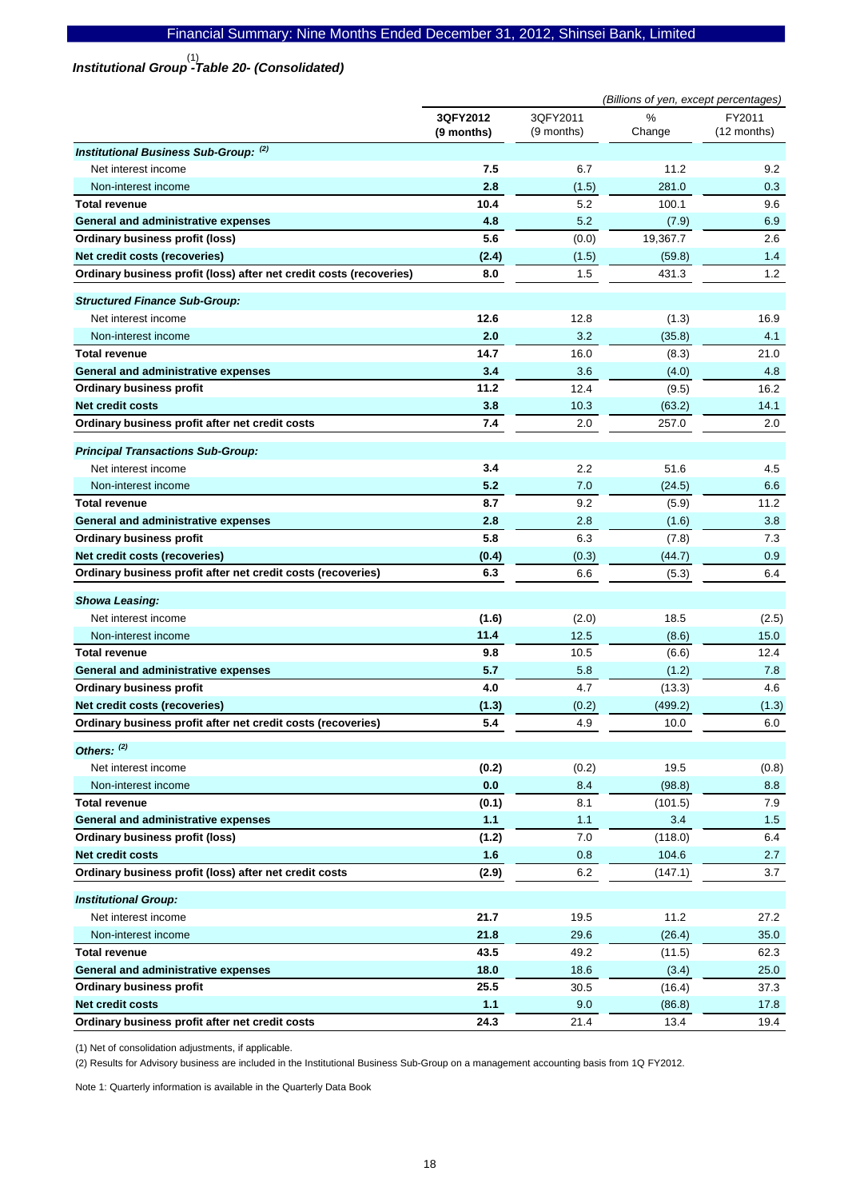## *Institutional Group [1] -Table 20- (Consolidated)*

*(Billions of yen, except percentages)*

| | 3QFY2012 (9 months) | 3QFY2011 (9 months) | % Change | FY2011 (12 months) |
|---|---|---|---|---|
| ***Institutional Business Sub-Group:*** [2] | | | | |
| Net interest income | **7.5** | 6.7 | 11.2 | 9.2 |
| Non-interest income | **2.8** | (1.5) | 281.0 | 0.3 |
| **Total revenue** | **10.4** | 5.2 | 100.1 | 9.6 |
| **General and administrative expenses** | **4.8** | 5.2 | (7.9) | 6.9 |
| **Ordinary business profit (loss)** | **5.6** | (0.0) | 19,367.7 | 2.6 |
| **Net credit costs (recoveries)** | **(2.4)** | (1.5) | (59.8) | 1.4 |
| **Ordinary business profit (loss) after net credit costs (recoveries)** | **8.0** | 1.5 | 431.3 | 1.2 |
| ***Structured Finance Sub-Group:*** | | | | |
| Net interest income | **12.6** | 12.8 | (1.3) | 16.9 |
| Non-interest income | **2.0** | 3.2 | (35.8) | 4.1 |
| **Total revenue** | **14.7** | 16.0 | (8.3) | 21.0 |
| **General and administrative expenses** | **3.4** | 3.6 | (4.0) | 4.8 |
| **Ordinary business profit** | **11.2** | 12.4 | (9.5) | 16.2 |
| **Net credit costs** | **3.8** | 10.3 | (63.2) | 14.1 |
| **Ordinary business profit after net credit costs** | **7.4** | 2.0 | 257.0 | 2.0 |
| ***Principal Transactions Sub-Group:*** | | | | |
| Net interest income | **3.4** | 2.2 | 51.6 | 4.5 |
| Non-interest income | **5.2** | 7.0 | (24.5) | 6.6 |
| **Total revenue** | **8.7** | 9.2 | (5.9) | 11.2 |
| **General and administrative expenses** | **2.8** | 2.8 | (1.6) | 3.8 |
| **Ordinary business profit** | **5.8** | 6.3 | (7.8) | 7.3 |
| **Net credit costs (recoveries)** | **(0.4)** | (0.3) | (44.7) | 0.9 |
| **Ordinary business profit after net credit costs (recoveries)** | **6.3** | 6.6 | (5.3) | 6.4 |
| ***Showa Leasing:*** | | | | |
| Net interest income | **(1.6)** | (2.0) | 18.5 | (2.5) |
| Non-interest income | **11.4** | 12.5 | (8.6) | 15.0 |
| **Total revenue** | **9.8** | 10.5 | (6.6) | 12.4 |
| **General and administrative expenses** | **5.7** | 5.8 | (1.2) | 7.8 |
| **Ordinary business profit** | **4.0** | 4.7 | (13.3) | 4.6 |
| **Net credit costs (recoveries)** | **(1.3)** | (0.2) | (499.2) | (1.3) |
| **Ordinary business profit after net credit costs (recoveries)** | **5.4** | 4.9 | 10.0 | 6.0 |
| ***Others:*** [2] | | | | |
| Net interest income | **(0.2)** | (0.2) | 19.5 | (0.8) |
| Non-interest income | **0.0** | 8.4 | (98.8) | 8.8 |
| **Total revenue** | **(0.1)** | 8.1 | (101.5) | 7.9 |
| **General and administrative expenses** | **1.1** | 1.1 | 3.4 | 1.5 |
| **Ordinary business profit (loss)** | **(1.2)** | 7.0 | (118.0) | 6.4 |
| **Net credit costs** | **1.6** | 0.8 | 104.6 | 2.7 |
| **Ordinary business profit (loss) after net credit costs** | **(2.9)** | 6.2 | (147.1) | 3.7 |
| ***Institutional Group:*** | | | | |
| Net interest income | **21.7** | 19.5 | 11.2 | 27.2 |
| Non-interest income | **21.8** | 29.6 | (26.4) | 35.0 |
| **Total revenue** | **43.5** | 49.2 | (11.5) | 62.3 |
| **General and administrative expenses** | **18.0** | 18.6 | (3.4) | 25.0 |
| **Ordinary business profit** | **25.5** | 30.5 | (16.4) | 37.3 |
| **Net credit costs** | **1.1** | 9.0 | (86.8) | 17.8 |
| **Ordinary business profit after net credit costs** | **24.3** | 21.4 | 13.4 | 19.4 |

(1) Net of consolidation adjustments, if applicable.

(2) Results for Advisory business are included in the Institutional Business Sub-Group on a management accounting basis from 1Q FY2012.

Note 1: Quarterly information is available in the Quarterly Data Book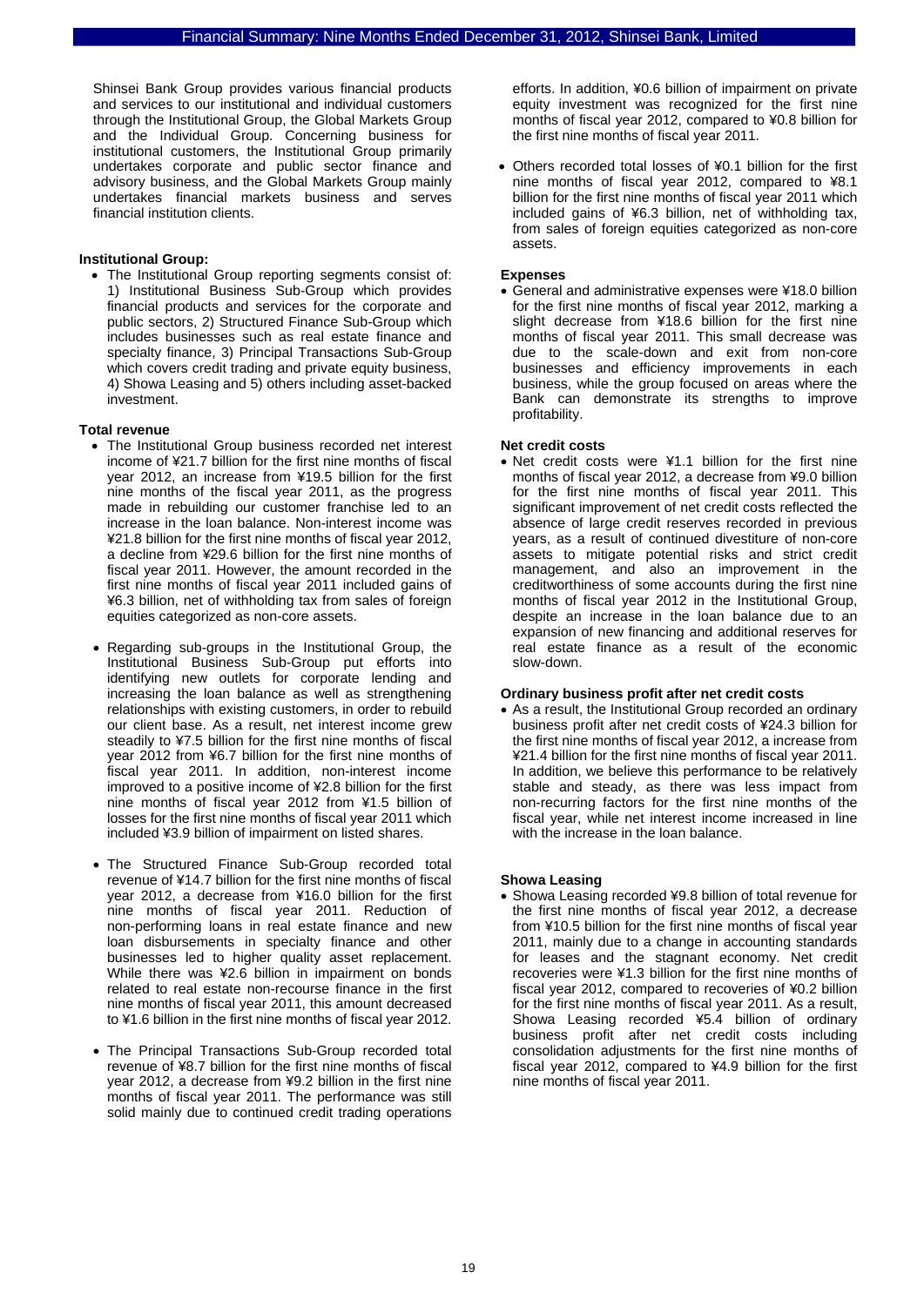Shinsei Bank Group provides various financial products and services to our institutional and individual customers through the Institutional Group, the Global Markets Group and the Individual Group. Concerning business for institutional customers, the Institutional Group primarily undertakes corporate and public sector finance and advisory business, and the Global Markets Group mainly undertakes financial markets business and serves financial institution clients.

**Institutional Group:**

- The Institutional Group reporting segments consist of: 1) Institutional Business Sub-Group which provides financial products and services for the corporate and public sectors, 2) Structured Finance Sub-Group which includes businesses such as real estate finance and specialty finance, 3) Principal Transactions Sub-Group which covers credit trading and private equity business, 4) Showa Leasing and 5) others including asset-backed investment.

**Total revenue**

- The Institutional Group business recorded net interest income of ¥21.7 billion for the first nine months of fiscal year 2012, an increase from ¥19.5 billion for the first nine months of the fiscal year 2011, as the progress made in rebuilding our customer franchise led to an increase in the loan balance. Non-interest income was ¥21.8 billion for the first nine months of fiscal year 2012, a decline from ¥29.6 billion for the first nine months of fiscal year 2011. However, the amount recorded in the first nine months of fiscal year 2011 included gains of ¥6.3 billion, net of withholding tax from sales of foreign equities categorized as non-core assets.

- Regarding sub-groups in the Institutional Group, the Institutional Business Sub-Group put efforts into identifying new outlets for corporate lending and increasing the loan balance as well as strengthening relationships with existing customers, in order to rebuild our client base. As a result, net interest income grew steadily to ¥7.5 billion for the first nine months of fiscal year 2012 from ¥6.7 billion for the first nine months of fiscal year 2011. In addition, non-interest income improved to a positive income of ¥2.8 billion for the first nine months of fiscal year 2012 from ¥1.5 billion of losses for the first nine months of fiscal year 2011 which included ¥3.9 billion of impairment on listed shares.

- The Structured Finance Sub-Group recorded total revenue of ¥14.7 billion for the first nine months of fiscal year 2012, a decrease from ¥16.0 billion for the first nine months of fiscal year 2011. Reduction of non-performing loans in real estate finance and new loan disbursements in specialty finance and other businesses led to higher quality asset replacement. While there was ¥2.6 billion in impairment on bonds related to real estate non-recourse finance in the first nine months of fiscal year 2011, this amount decreased to ¥1.6 billion in the first nine months of fiscal year 2012.

- The Principal Transactions Sub-Group recorded total revenue of ¥8.7 billion for the first nine months of fiscal year 2012, a decrease from ¥9.2 billion in the first nine months of fiscal year 2011. The performance was still solid mainly due to continued credit trading operations efforts. In addition, ¥0.6 billion of impairment on private equity investment was recognized for the first nine months of fiscal year 2012, compared to ¥0.8 billion for the first nine months of fiscal year 2011.

- Others recorded total losses of ¥0.1 billion for the first nine months of fiscal year 2012, compared to ¥8.1 billion for the first nine months of fiscal year 2011 which included gains of ¥6.3 billion, net of withholding tax, from sales of foreign equities categorized as non-core assets.

**Expenses**

- General and administrative expenses were ¥18.0 billion for the first nine months of fiscal year 2012, marking a slight decrease from ¥18.6 billion for the first nine months of fiscal year 2011. This small decrease was due to the scale-down and exit from non-core businesses and efficiency improvements in each business, while the group focused on areas where the Bank can demonstrate its strengths to improve profitability.

**Net credit costs**

- Net credit costs were ¥1.1 billion for the first nine months of fiscal year 2012, a decrease from ¥9.0 billion for the first nine months of fiscal year 2011. This significant improvement of net credit costs reflected the absence of large credit reserves recorded in previous years, as a result of continued divestiture of non-core assets to mitigate potential risks and strict credit management, and also an improvement in the creditworthiness of some accounts during the first nine months of fiscal year 2012 in the Institutional Group, despite an increase in the loan balance due to an expansion of new financing and additional reserves for real estate finance as a result of the economic slow-down.

**Ordinary business profit after net credit costs**

- As a result, the Institutional Group recorded an ordinary business profit after net credit costs of ¥24.3 billion for the first nine months of fiscal year 2012, a increase from ¥21.4 billion for the first nine months of fiscal year 2011. In addition, we believe this performance to be relatively stable and steady, as there was less impact from non-recurring factors for the first nine months of the fiscal year, while net interest income increased in line with the increase in the loan balance.

**Showa Leasing**

- Showa Leasing recorded ¥9.8 billion of total revenue for the first nine months of fiscal year 2012, a decrease from ¥10.5 billion for the first nine months of fiscal year 2011, mainly due to a change in accounting standards for leases and the stagnant economy. Net credit recoveries were ¥1.3 billion for the first nine months of fiscal year 2012, compared to recoveries of ¥0.2 billion for the first nine months of fiscal year 2011. As a result, Showa Leasing recorded ¥5.4 billion of ordinary business profit after net credit costs including consolidation adjustments for the first nine months of fiscal year 2012, compared to ¥4.9 billion for the first nine months of fiscal year 2011.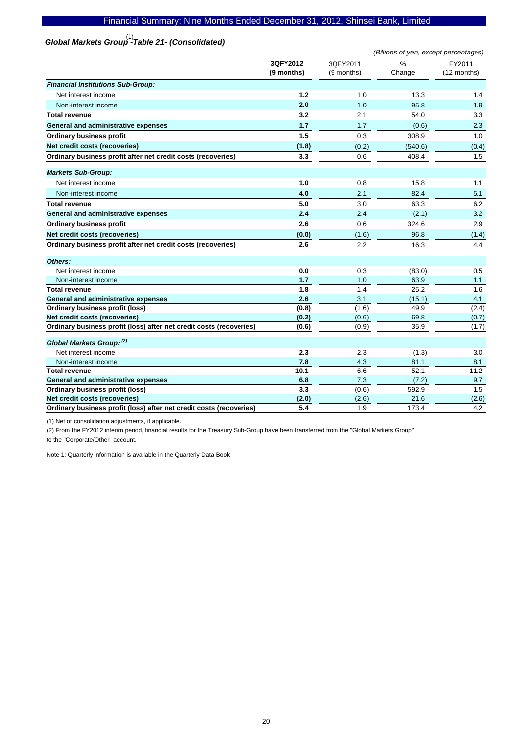## *Global Markets Group[(1)] -Table 21- (Consolidated)*

*(Billions of yen, except percentages)*

| | 3QFY2012 (9 months) | 3QFY2011 (9 months) | % Change | FY2011 (12 months) |
|---|---|---|---|---|
| ***Financial Institutions Sub-Group:*** | | | | |
| Net interest income | **1.2** | 1.0 | 13.3 | 1.4 |
| Non-interest income | **2.0** | 1.0 | 95.8 | 1.9 |
| **Total revenue** | **3.2** | 2.1 | 54.0 | 3.3 |
| **General and administrative expenses** | **1.7** | 1.7 | (0.6) | 2.3 |
| **Ordinary business profit** | **1.5** | 0.3 | 308.9 | 1.0 |
| **Net credit costs (recoveries)** | **(1.8)** | (0.2) | (540.6) | (0.4) |
| **Ordinary business profit after net credit costs (recoveries)** | **3.3** | 0.6 | 408.4 | 1.5 |
| ***Markets Sub-Group:*** | | | | |
| Net interest income | **1.0** | 0.8 | 15.8 | 1.1 |
| Non-interest income | **4.0** | 2.1 | 82.4 | 5.1 |
| **Total revenue** | **5.0** | 3.0 | 63.3 | 6.2 |
| **General and administrative expenses** | **2.4** | 2.4 | (2.1) | 3.2 |
| **Ordinary business profit** | **2.6** | 0.6 | 324.6 | 2.9 |
| **Net credit costs (recoveries)** | **(0.0)** | (1.6) | 96.8 | (1.4) |
| **Ordinary business profit after net credit costs (recoveries)** | **2.6** | 2.2 | 16.3 | 4.4 |
| ***Others:*** | | | | |
| Net interest income | **0.0** | 0.3 | (83.0) | 0.5 |
| Non-interest income | **1.7** | 1.0 | 63.9 | 1.1 |
| **Total revenue** | **1.8** | 1.4 | 25.2 | 1.6 |
| **General and administrative expenses** | **2.6** | 3.1 | (15.1) | 4.1 |
| **Ordinary business profit (loss)** | **(0.8)** | (1.6) | 49.9 | (2.4) |
| **Net credit costs (recoveries)** | **(0.2)** | (0.6) | 69.8 | (0.7) |
| **Ordinary business profit (loss) after net credit costs (recoveries)** | **(0.6)** | (0.9) | 35.9 | (1.7) |
| ***Global Markets Group:*** [(2)] | | | | |
| Net interest income | **2.3** | 2.3 | (1.3) | 3.0 |
| Non-interest income | **7.8** | 4.3 | 81.1 | 8.1 |
| **Total revenue** | **10.1** | 6.6 | 52.1 | 11.2 |
| **General and administrative expenses** | **6.8** | 7.3 | (7.2) | 9.7 |
| **Ordinary business profit (loss)** | **3.3** | (0.6) | 592.9 | 1.5 |
| **Net credit costs (recoveries)** | **(2.0)** | (2.6) | 21.6 | (2.6) |
| **Ordinary business profit (loss) after net credit costs (recoveries)** | **5.4** | 1.9 | 173.4 | 4.2 |

(1) Net of consolidation adjustments, if applicable.

(2) From the FY2012 interim period, financial results for the Treasury Sub-Group have been transferred from the "Global Markets Group" to the "Corporate/Other" account.

Note 1: Quarterly information is available in the Quarterly Data Book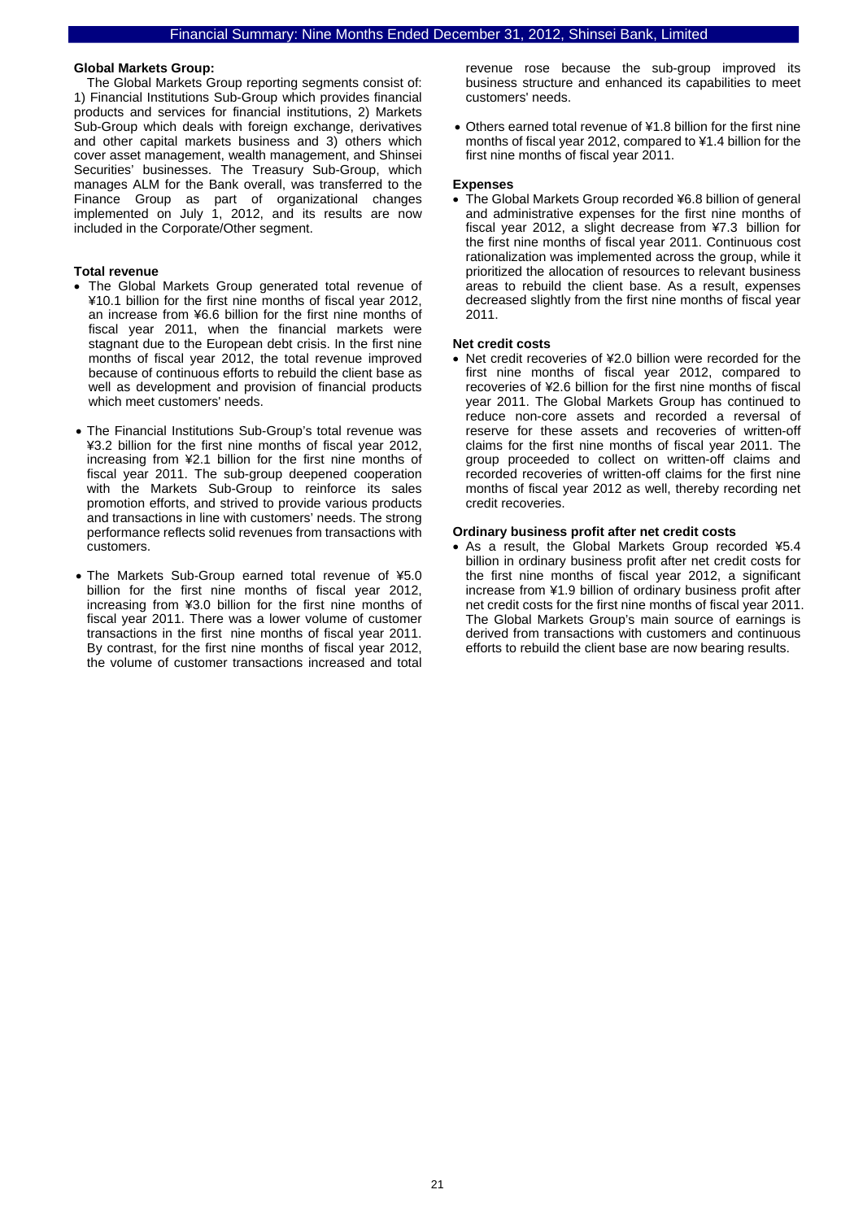### Global Markets Group:

The Global Markets Group reporting segments consist of: 1) Financial Institutions Sub-Group which provides financial products and services for financial institutions, 2) Markets Sub-Group which deals with foreign exchange, derivatives and other capital markets business and 3) others which cover asset management, wealth management, and Shinsei Securities' businesses. The Treasury Sub-Group, which manages ALM for the Bank overall, was transferred to the Finance Group as part of organizational changes implemented on July 1, 2012, and its results are now included in the Corporate/Other segment.

**Total revenue**

- The Global Markets Group generated total revenue of ¥10.1 billion for the first nine months of fiscal year 2012, an increase from ¥6.6 billion for the first nine months of fiscal year 2011, when the financial markets were stagnant due to the European debt crisis. In the first nine months of fiscal year 2012, the total revenue improved because of continuous efforts to rebuild the client base as well as development and provision of financial products which meet customers' needs.

- The Financial Institutions Sub-Group's total revenue was ¥3.2 billion for the first nine months of fiscal year 2012, increasing from ¥2.1 billion for the first nine months of fiscal year 2011. The sub-group deepened cooperation with the Markets Sub-Group to reinforce its sales promotion efforts, and strived to provide various products and transactions in line with customers' needs. The strong performance reflects solid revenues from transactions with customers.

- The Markets Sub-Group earned total revenue of ¥5.0 billion for the first nine months of fiscal year 2012, increasing from ¥3.0 billion for the first nine months of fiscal year 2011. There was a lower volume of customer transactions in the first nine months of fiscal year 2011. By contrast, for the first nine months of fiscal year 2012, the volume of customer transactions increased and total revenue rose because the sub-group improved its business structure and enhanced its capabilities to meet customers' needs.

- Others earned total revenue of ¥1.8 billion for the first nine months of fiscal year 2012, compared to ¥1.4 billion for the first nine months of fiscal year 2011.

**Expenses**

- The Global Markets Group recorded ¥6.8 billion of general and administrative expenses for the first nine months of fiscal year 2012, a slight decrease from ¥7.3 billion for the first nine months of fiscal year 2011. Continuous cost rationalization was implemented across the group, while it prioritized the allocation of resources to relevant business areas to rebuild the client base. As a result, expenses decreased slightly from the first nine months of fiscal year 2011.

**Net credit costs**

- Net credit recoveries of ¥2.0 billion were recorded for the first nine months of fiscal year 2012, compared to recoveries of ¥2.6 billion for the first nine months of fiscal year 2011. The Global Markets Group has continued to reduce non-core assets and recorded a reversal of reserve for these assets and recoveries of written-off claims for the first nine months of fiscal year 2011. The group proceeded to collect on written-off claims and recorded recoveries of written-off claims for the first nine months of fiscal year 2012 as well, thereby recording net credit recoveries.

**Ordinary business profit after net credit costs**

- As a result, the Global Markets Group recorded ¥5.4 billion in ordinary business profit after net credit costs for the first nine months of fiscal year 2012, a significant increase from ¥1.9 billion of ordinary business profit after net credit costs for the first nine months of fiscal year 2011. The Global Markets Group's main source of earnings is derived from transactions with customers and continuous efforts to rebuild the client base are now bearing results.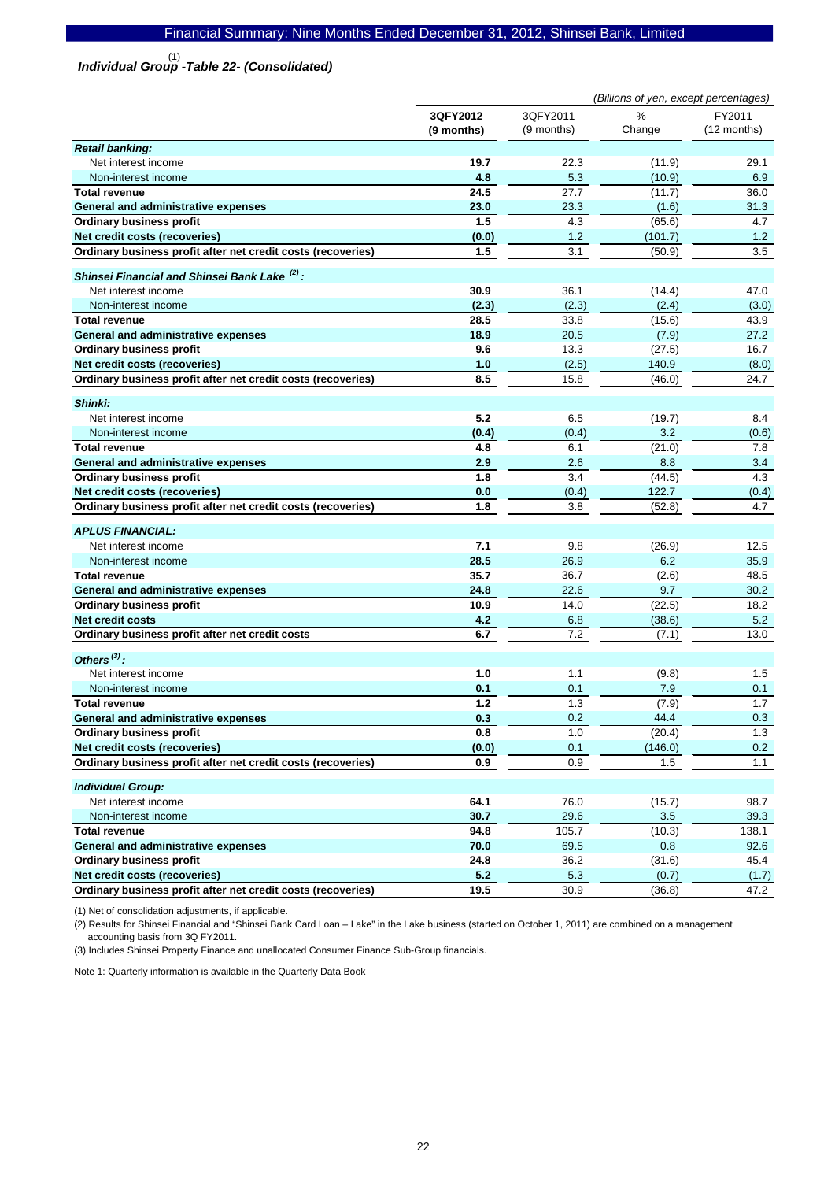## Individual Group[1] -Table 22- (Consolidated)

*(Billions of yen, except percentages)*

| | 3QFY2012 (9 months) | 3QFY2011 (9 months) | % Change | FY2011 (12 months) |
|---|---|---|---|---|
| ***Retail banking:*** | | | | |
| Net interest income | **19.7** | 22.3 | (11.9) | 29.1 |
| Non-interest income | **4.8** | 5.3 | (10.9) | 6.9 |
| **Total revenue** | **24.5** | 27.7 | (11.7) | 36.0 |
| **General and administrative expenses** | **23.0** | 23.3 | (1.6) | 31.3 |
| **Ordinary business profit** | **1.5** | 4.3 | (65.6) | 4.7 |
| **Net credit costs (recoveries)** | **(0.0)** | 1.2 | (101.7) | 1.2 |
| **Ordinary business profit after net credit costs (recoveries)** | **1.5** | 3.1 | (50.9) | 3.5 |
| ***Shinsei Financial and Shinsei Bank Lake [2]:*** | | | | |
| Net interest income | **30.9** | 36.1 | (14.4) | 47.0 |
| Non-interest income | **(2.3)** | (2.3) | (2.4) | (3.0) |
| **Total revenue** | **28.5** | 33.8 | (15.6) | 43.9 |
| **General and administrative expenses** | **18.9** | 20.5 | (7.9) | 27.2 |
| **Ordinary business profit** | **9.6** | 13.3 | (27.5) | 16.7 |
| **Net credit costs (recoveries)** | **1.0** | (2.5) | 140.9 | (8.0) |
| **Ordinary business profit after net credit costs (recoveries)** | **8.5** | 15.8 | (46.0) | 24.7 |
| ***Shinki:*** | | | | |
| Net interest income | **5.2** | 6.5 | (19.7) | 8.4 |
| Non-interest income | **(0.4)** | (0.4) | 3.2 | (0.6) |
| **Total revenue** | **4.8** | 6.1 | (21.0) | 7.8 |
| **General and administrative expenses** | **2.9** | 2.6 | 8.8 | 3.4 |
| **Ordinary business profit** | **1.8** | 3.4 | (44.5) | 4.3 |
| **Net credit costs (recoveries)** | **0.0** | (0.4) | 122.7 | (0.4) |
| **Ordinary business profit after net credit costs (recoveries)** | **1.8** | 3.8 | (52.8) | 4.7 |
| ***APLUS FINANCIAL:*** | | | | |
| Net interest income | **7.1** | 9.8 | (26.9) | 12.5 |
| Non-interest income | **28.5** | 26.9 | 6.2 | 35.9 |
| **Total revenue** | **35.7** | 36.7 | (2.6) | 48.5 |
| **General and administrative expenses** | **24.8** | 22.6 | 9.7 | 30.2 |
| **Ordinary business profit** | **10.9** | 14.0 | (22.5) | 18.2 |
| **Net credit costs** | **4.2** | 6.8 | (38.6) | 5.2 |
| **Ordinary business profit after net credit costs** | **6.7** | 7.2 | (7.1) | 13.0 |
| ***Others [3]:*** | | | | |
| Net interest income | **1.0** | 1.1 | (9.8) | 1.5 |
| Non-interest income | **0.1** | 0.1 | 7.9 | 0.1 |
| **Total revenue** | **1.2** | 1.3 | (7.9) | 1.7 |
| **General and administrative expenses** | **0.3** | 0.2 | 44.4 | 0.3 |
| **Ordinary business profit** | **0.8** | 1.0 | (20.4) | 1.3 |
| **Net credit costs (recoveries)** | **(0.0)** | 0.1 | (146.0) | 0.2 |
| **Ordinary business profit after net credit costs (recoveries)** | **0.9** | 0.9 | 1.5 | 1.1 |
| ***Individual Group:*** | | | | |
| Net interest income | **64.1** | 76.0 | (15.7) | 98.7 |
| Non-interest income | **30.7** | 29.6 | 3.5 | 39.3 |
| **Total revenue** | **94.8** | 105.7 | (10.3) | 138.1 |
| **General and administrative expenses** | **70.0** | 69.5 | 0.8 | 92.6 |
| **Ordinary business profit** | **24.8** | 36.2 | (31.6) | 45.4 |
| **Net credit costs (recoveries)** | **5.2** | 5.3 | (0.7) | (1.7) |
| **Ordinary business profit after net credit costs (recoveries)** | **19.5** | 30.9 | (36.8) | 47.2 |

(1) Net of consolidation adjustments, if applicable.

(2) Results for Shinsei Financial and "Shinsei Bank Card Loan – Lake" in the Lake business (started on October 1, 2011) are combined on a management accounting basis from 3Q FY2011.

(3) Includes Shinsei Property Finance and unallocated Consumer Finance Sub-Group financials.

Note 1: Quarterly information is available in the Quarterly Data Book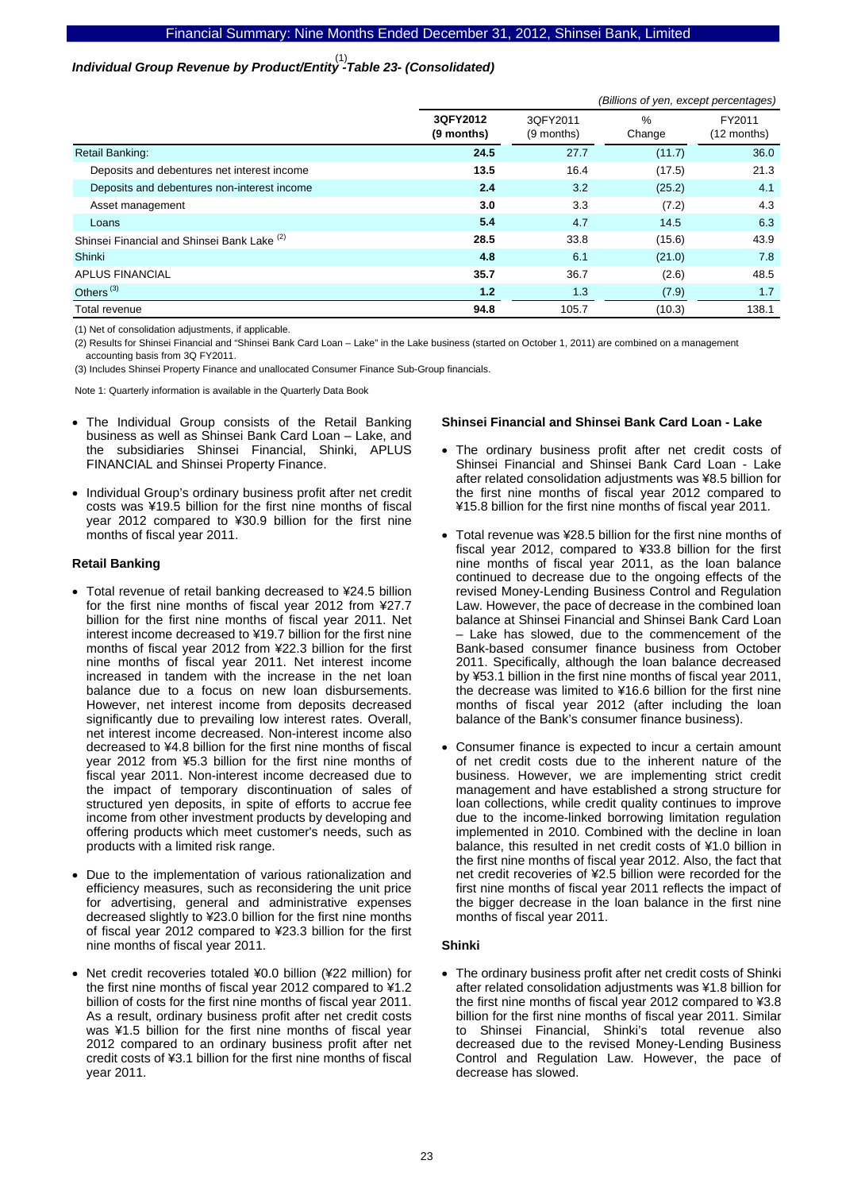### *Individual Group Revenue by Product/Entity[1] -Table 23- (Consolidated)*

*(Billions of yen, except percentages)*

| | 3QFY2012 (9 months) | 3QFY2011 (9 months) | % Change | FY2011 (12 months) |
|---|---|---|---|---|
| Retail Banking: | **24.5** | 27.7 | (11.7) | 36.0 |
| Deposits and debentures net interest income | **13.5** | 16.4 | (17.5) | 21.3 |
| Deposits and debentures non-interest income | **2.4** | 3.2 | (25.2) | 4.1 |
| Asset management | **3.0** | 3.3 | (7.2) | 4.3 |
| Loans | **5.4** | 4.7 | 14.5 | 6.3 |
| Shinsei Financial and Shinsei Bank Lake [2] | **28.5** | 33.8 | (15.6) | 43.9 |
| Shinki | **4.8** | 6.1 | (21.0) | 7.8 |
| APLUS FINANCIAL | **35.7** | 36.7 | (2.6) | 48.5 |
| Others [3] | **1.2** | 1.3 | (7.9) | 1.7 |
| Total revenue | **94.8** | 105.7 | (10.3) | 138.1 |

(1) Net of consolidation adjustments, if applicable.

(2) Results for Shinsei Financial and "Shinsei Bank Card Loan – Lake" in the Lake business (started on October 1, 2011) are combined on a management accounting basis from 3Q FY2011.

(3) Includes Shinsei Property Finance and unallocated Consumer Finance Sub-Group financials.

Note 1: Quarterly information is available in the Quarterly Data Book

- The Individual Group consists of the Retail Banking business as well as Shinsei Bank Card Loan – Lake, and the subsidiaries Shinsei Financial, Shinki, APLUS FINANCIAL and Shinsei Property Finance.
- Individual Group's ordinary business profit after net credit costs was ¥19.5 billion for the first nine months of fiscal year 2012 compared to ¥30.9 billion for the first nine months of fiscal year 2011.

**Retail Banking**

- Total revenue of retail banking decreased to ¥24.5 billion for the first nine months of fiscal year 2012 from ¥27.7 billion for the first nine months of fiscal year 2011. Net interest income decreased to ¥19.7 billion for the first nine months of fiscal year 2012 from ¥22.3 billion for the first nine months of fiscal year 2011. Net interest income increased in tandem with the increase in the net loan balance due to a focus on new loan disbursements. However, net interest income from deposits decreased significantly due to prevailing low interest rates. Overall, net interest income decreased. Non-interest income also decreased to ¥4.8 billion for the first nine months of fiscal year 2012 from ¥5.3 billion for the first nine months of fiscal year 2011. Non-interest income decreased due to the impact of temporary discontinuation of sales of structured yen deposits, in spite of efforts to accrue fee income from other investment products by developing and offering products which meet customer's needs, such as products with a limited risk range.
- Due to the implementation of various rationalization and efficiency measures, such as reconsidering the unit price for advertising, general and administrative expenses decreased slightly to ¥23.0 billion for the first nine months of fiscal year 2012 compared to ¥23.3 billion for the first nine months of fiscal year 2011.
- Net credit recoveries totaled ¥0.0 billion (¥22 million) for the first nine months of fiscal year 2012 compared to ¥1.2 billion of costs for the first nine months of fiscal year 2011. As a result, ordinary business profit after net credit costs was ¥1.5 billion for the first nine months of fiscal year 2012 compared to an ordinary business profit after net credit costs of ¥3.1 billion for the first nine months of fiscal year 2011.

**Shinsei Financial and Shinsei Bank Card Loan - Lake**

- The ordinary business profit after net credit costs of Shinsei Financial and Shinsei Bank Card Loan - Lake after related consolidation adjustments was ¥8.5 billion for the first nine months of fiscal year 2012 compared to ¥15.8 billion for the first nine months of fiscal year 2011.
- Total revenue was ¥28.5 billion for the first nine months of fiscal year 2012, compared to ¥33.8 billion for the first nine months of fiscal year 2011, as the loan balance continued to decrease due to the ongoing effects of the revised Money-Lending Business Control and Regulation Law. However, the pace of decrease in the combined loan balance at Shinsei Financial and Shinsei Bank Card Loan – Lake has slowed, due to the commencement of the Bank-based consumer finance business from October 2011. Specifically, although the loan balance decreased by ¥53.1 billion in the first nine months of fiscal year 2011, the decrease was limited to ¥16.6 billion for the first nine months of fiscal year 2012 (after including the loan balance of the Bank's consumer finance business).
- Consumer finance is expected to incur a certain amount of net credit costs due to the inherent nature of the business. However, we are implementing strict credit management and have established a strong structure for loan collections, while credit quality continues to improve due to the income-linked borrowing limitation regulation implemented in 2010. Combined with the decline in loan balance, this resulted in net credit costs of ¥1.0 billion in the first nine months of fiscal year 2012. Also, the fact that net credit recoveries of ¥2.5 billion were recorded for the first nine months of fiscal year 2011 reflects the impact of the bigger decrease in the loan balance in the first nine months of fiscal year 2011.

**Shinki**

- The ordinary business profit after net credit costs of Shinki after related consolidation adjustments was ¥1.8 billion for the first nine months of fiscal year 2012 compared to ¥3.8 billion for the first nine months of fiscal year 2011. Similar to Shinsei Financial, Shinki's total revenue also decreased due to the revised Money-Lending Business Control and Regulation Law. However, the pace of decrease has slowed.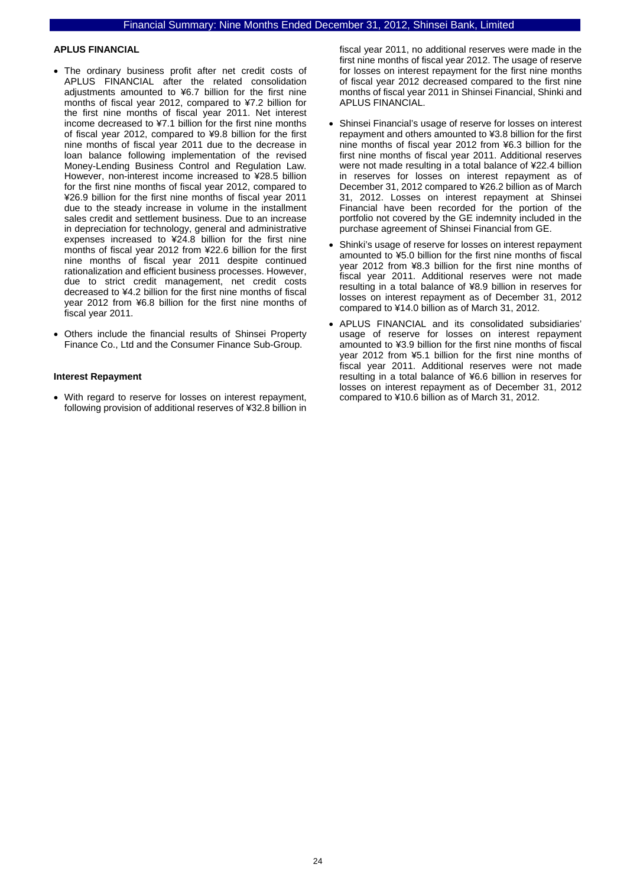### APLUS FINANCIAL

- The ordinary business profit after net credit costs of APLUS FINANCIAL after the related consolidation adjustments amounted to ¥6.7 billion for the first nine months of fiscal year 2012, compared to ¥7.2 billion for the first nine months of fiscal year 2011. Net interest income decreased to ¥7.1 billion for the first nine months of fiscal year 2012, compared to ¥9.8 billion for the first nine months of fiscal year 2011 due to the decrease in loan balance following implementation of the revised Money-Lending Business Control and Regulation Law. However, non-interest income increased to ¥28.5 billion for the first nine months of fiscal year 2012, compared to ¥26.9 billion for the first nine months of fiscal year 2011 due to the steady increase in volume in the installment sales credit and settlement business. Due to an increase in depreciation for technology, general and administrative expenses increased to ¥24.8 billion for the first nine months of fiscal year 2012 from ¥22.6 billion for the first nine months of fiscal year 2011 despite continued rationalization and efficient business processes. However, due to strict credit management, net credit costs decreased to ¥4.2 billion for the first nine months of fiscal year 2012 from ¥6.8 billion for the first nine months of fiscal year 2011.
- Others include the financial results of Shinsei Property Finance Co., Ltd and the Consumer Finance Sub-Group.

### Interest Repayment

- With regard to reserve for losses on interest repayment, following provision of additional reserves of ¥32.8 billion in fiscal year 2011, no additional reserves were made in the first nine months of fiscal year 2012. The usage of reserve for losses on interest repayment for the first nine months of fiscal year 2012 decreased compared to the first nine months of fiscal year 2011 in Shinsei Financial, Shinki and APLUS FINANCIAL.
- Shinsei Financial's usage of reserve for losses on interest repayment and others amounted to ¥3.8 billion for the first nine months of fiscal year 2012 from ¥6.3 billion for the first nine months of fiscal year 2011. Additional reserves were not made resulting in a total balance of ¥22.4 billion in reserves for losses on interest repayment as of December 31, 2012 compared to ¥26.2 billion as of March 31, 2012. Losses on interest repayment at Shinsei Financial have been recorded for the portion of the portfolio not covered by the GE indemnity included in the purchase agreement of Shinsei Financial from GE.
- Shinki's usage of reserve for losses on interest repayment amounted to ¥5.0 billion for the first nine months of fiscal year 2012 from ¥8.3 billion for the first nine months of fiscal year 2011. Additional reserves were not made resulting in a total balance of ¥8.9 billion in reserves for losses on interest repayment as of December 31, 2012 compared to ¥14.0 billion as of March 31, 2012.
- APLUS FINANCIAL and its consolidated subsidiaries' usage of reserve for losses on interest repayment amounted to ¥3.9 billion for the first nine months of fiscal year 2012 from ¥5.1 billion for the first nine months of fiscal year 2011. Additional reserves were not made resulting in a total balance of ¥6.6 billion in reserves for losses on interest repayment as of December 31, 2012 compared to ¥10.6 billion as of March 31, 2012.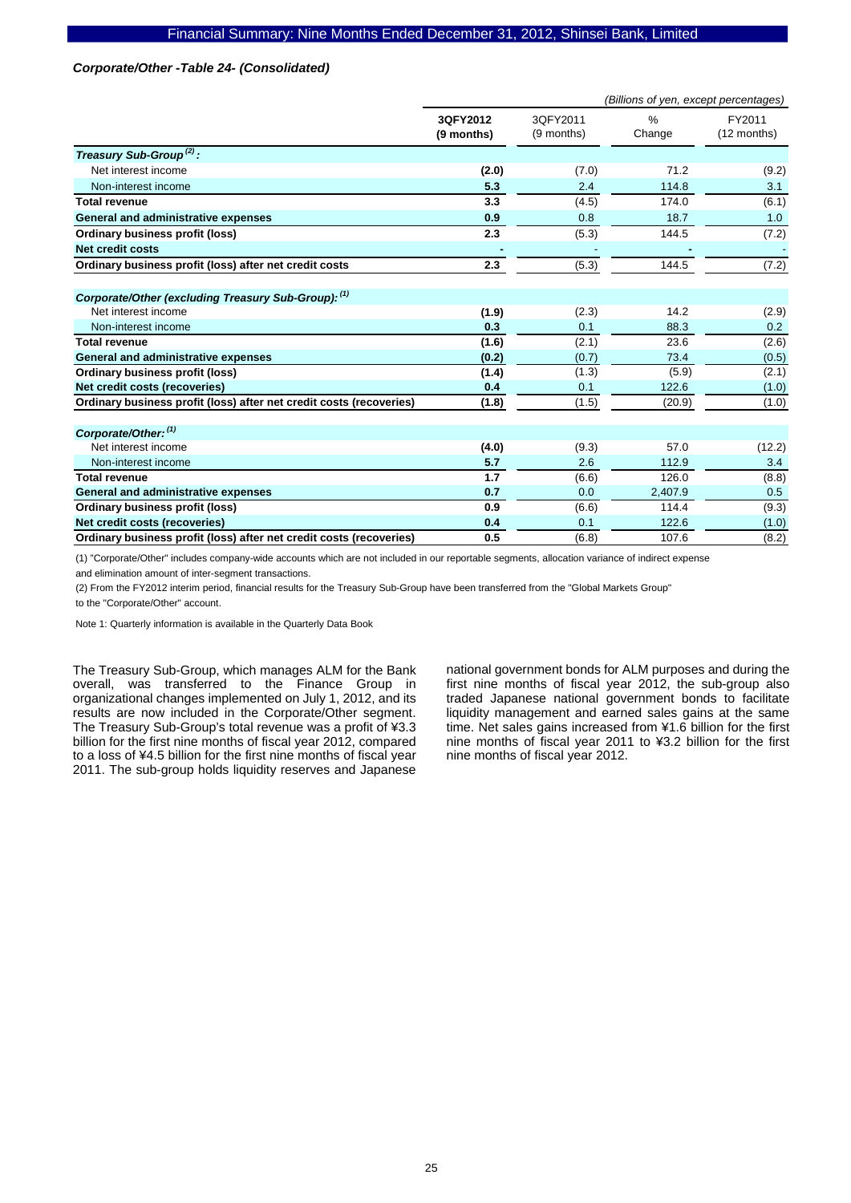*Corporate/Other -Table 24- (Consolidated)*

*(Billions of yen, except percentages)*

| | 3QFY2012 (9 months) | 3QFY2011 (9 months) | % Change | FY2011 (12 months) |
|---|---|---|---|---|
| ***Treasury Sub-Group [2] :*** | | | | |
| Net interest income | **(2.0)** | (7.0) | 71.2 | (9.2) |
| Non-interest income | **5.3** | 2.4 | 114.8 | 3.1 |
| **Total revenue** | **3.3** | (4.5) | 174.0 | (6.1) |
| **General and administrative expenses** | **0.9** | 0.8 | 18.7 | 1.0 |
| **Ordinary business profit (loss)** | **2.3** | (5.3) | 144.5 | (7.2) |
| **Net credit costs** | **-** | - | - | - |
| **Ordinary business profit (loss) after net credit costs** | **2.3** | (5.3) | 144.5 | (7.2) |
| ***Corporate/Other (excluding Treasury Sub-Group): [1]*** | | | | |
| Net interest income | **(1.9)** | (2.3) | 14.2 | (2.9) |
| Non-interest income | **0.3** | 0.1 | 88.3 | 0.2 |
| **Total revenue** | **(1.6)** | (2.1) | 23.6 | (2.6) |
| **General and administrative expenses** | **(0.2)** | (0.7) | 73.4 | (0.5) |
| **Ordinary business profit (loss)** | **(1.4)** | (1.3) | (5.9) | (2.1) |
| **Net credit costs (recoveries)** | **0.4** | 0.1 | 122.6 | (1.0) |
| **Ordinary business profit (loss) after net credit costs (recoveries)** | **(1.8)** | (1.5) | (20.9) | (1.0) |
| ***Corporate/Other: [1]*** | | | | |
| Net interest income | **(4.0)** | (9.3) | 57.0 | (12.2) |
| Non-interest income | **5.7** | 2.6 | 112.9 | 3.4 |
| **Total revenue** | **1.7** | (6.6) | 126.0 | (8.8) |
| **General and administrative expenses** | **0.7** | 0.0 | 2,407.9 | 0.5 |
| **Ordinary business profit (loss)** | **0.9** | (6.6) | 114.4 | (9.3) |
| **Net credit costs (recoveries)** | **0.4** | 0.1 | 122.6 | (1.0) |
| **Ordinary business profit (loss) after net credit costs (recoveries)** | **0.5** | (6.8) | 107.6 | (8.2) |

(1) "Corporate/Other" includes company-wide accounts which are not included in our reportable segments, allocation variance of indirect expense and elimination amount of inter-segment transactions.

(2) From the FY2012 interim period, financial results for the Treasury Sub-Group have been transferred from the "Global Markets Group" to the "Corporate/Other" account.

Note 1: Quarterly information is available in the Quarterly Data Book

The Treasury Sub-Group, which manages ALM for the Bank overall, was transferred to the Finance Group in organizational changes implemented on July 1, 2012, and its results are now included in the Corporate/Other segment. The Treasury Sub-Group's total revenue was a profit of ¥3.3 billion for the first nine months of fiscal year 2012, compared to a loss of ¥4.5 billion for the first nine months of fiscal year 2011. The sub-group holds liquidity reserves and Japanese national government bonds for ALM purposes and during the first nine months of fiscal year 2012, the sub-group also traded Japanese national government bonds to facilitate liquidity management and earned sales gains at the same time. Net sales gains increased from ¥1.6 billion for the first nine months of fiscal year 2011 to ¥3.2 billion for the first nine months of fiscal year 2012.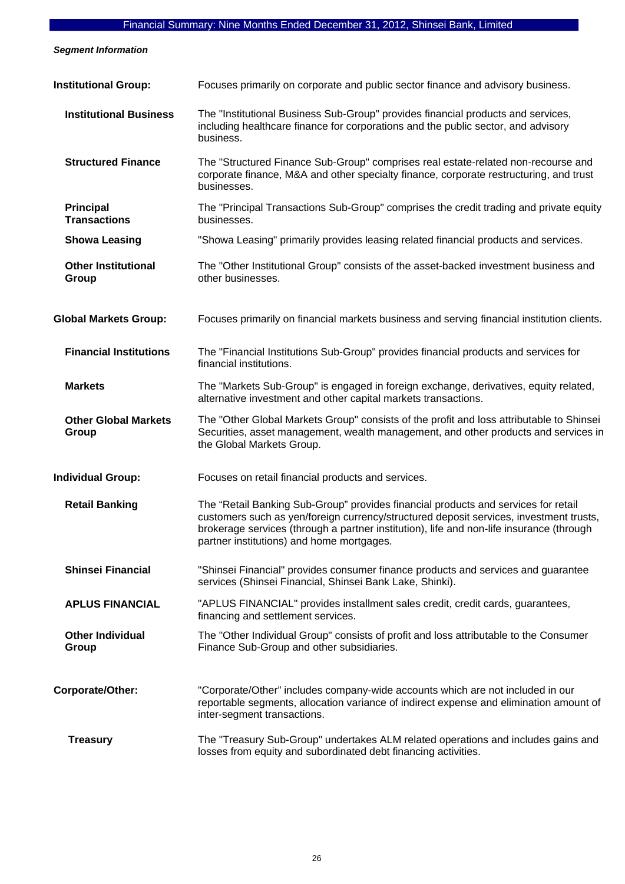*Segment Information*

**Institutional Group:** Focuses primarily on corporate and public sector finance and advisory business.

**Institutional Business** — The "Institutional Business Sub-Group" provides financial products and services, including healthcare finance for corporations and the public sector, and advisory business.

**Structured Finance** — The "Structured Finance Sub-Group" comprises real estate-related non-recourse and corporate finance, M&A and other specialty finance, corporate restructuring, and trust businesses.

**Principal Transactions** — The "Principal Transactions Sub-Group" comprises the credit trading and private equity businesses.

**Showa Leasing** — "Showa Leasing" primarily provides leasing related financial products and services.

**Other Institutional Group** — The "Other Institutional Group" consists of the asset-backed investment business and other businesses.

**Global Markets Group:** Focuses primarily on financial markets business and serving financial institution clients.

**Financial Institutions** — The "Financial Institutions Sub-Group" provides financial products and services for financial institutions.

**Markets** — The "Markets Sub-Group" is engaged in foreign exchange, derivatives, equity related, alternative investment and other capital markets transactions.

**Other Global Markets Group** — The "Other Global Markets Group" consists of the profit and loss attributable to Shinsei Securities, asset management, wealth management, and other products and services in the Global Markets Group.

**Individual Group:** Focuses on retail financial products and services.

**Retail Banking** — The "Retail Banking Sub-Group" provides financial products and services for retail customers such as yen/foreign currency/structured deposit services, investment trusts, brokerage services (through a partner institution), life and non-life insurance (through partner institutions) and home mortgages.

**Shinsei Financial** — "Shinsei Financial" provides consumer finance products and services and guarantee services (Shinsei Financial, Shinsei Bank Lake, Shinki).

**APLUS FINANCIAL** — "APLUS FINANCIAL" provides installment sales credit, credit cards, guarantees, financing and settlement services.

**Other Individual Group** — The "Other Individual Group" consists of profit and loss attributable to the Consumer Finance Sub-Group and other subsidiaries.

**Corporate/Other:** "Corporate/Other" includes company-wide accounts which are not included in our reportable segments, allocation variance of indirect expense and elimination amount of inter-segment transactions.

**Treasury** — The "Treasury Sub-Group" undertakes ALM related operations and includes gains and losses from equity and subordinated debt financing activities.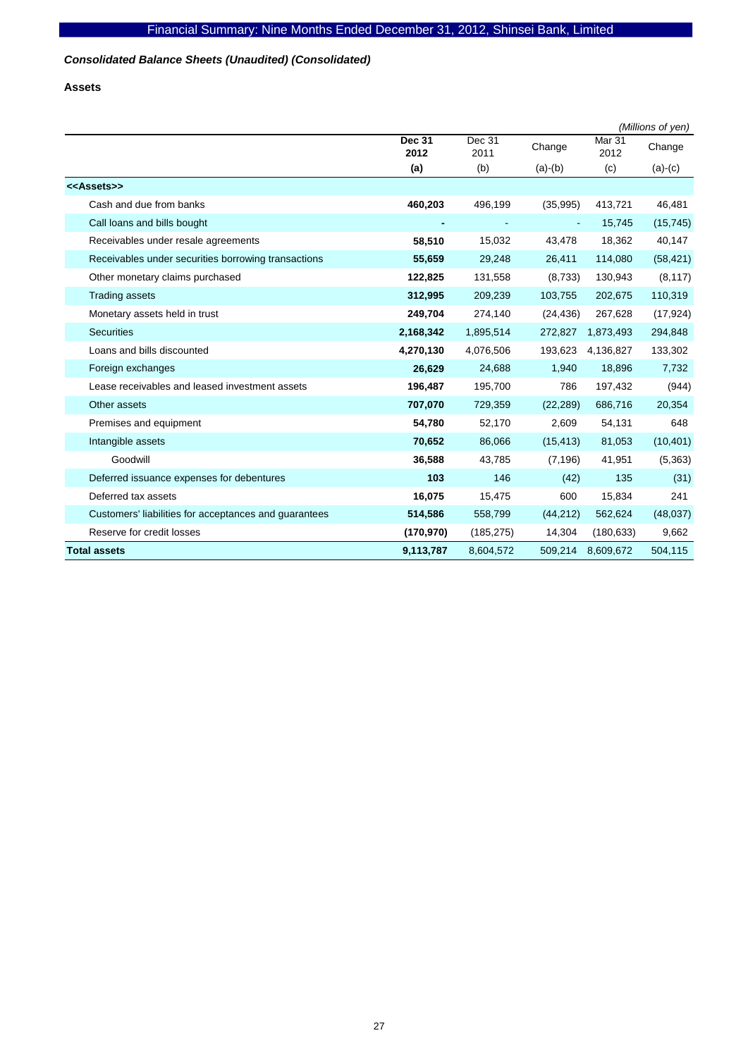*Consolidated Balance Sheets (Unaudited) (Consolidated)*

**Assets**

*(Millions of yen)*

| | **Dec 31 2012** | Dec 31 2011 | Change | Mar 31 2012 | Change |
|---|---|---|---|---|---|
| | **(a)** | (b) | (a)-(b) | (c) | (a)-(c) |
| **<<Assets>>** | | | | | |
| Cash and due from banks | **460,203** | 496,199 | (35,995) | 413,721 | 46,481 |
| Call loans and bills bought | **-** | - | - | 15,745 | (15,745) |
| Receivables under resale agreements | **58,510** | 15,032 | 43,478 | 18,362 | 40,147 |
| Receivables under securities borrowing transactions | **55,659** | 29,248 | 26,411 | 114,080 | (58,421) |
| Other monetary claims purchased | **122,825** | 131,558 | (8,733) | 130,943 | (8,117) |
| Trading assets | **312,995** | 209,239 | 103,755 | 202,675 | 110,319 |
| Monetary assets held in trust | **249,704** | 274,140 | (24,436) | 267,628 | (17,924) |
| Securities | **2,168,342** | 1,895,514 | 272,827 | 1,873,493 | 294,848 |
| Loans and bills discounted | **4,270,130** | 4,076,506 | 193,623 | 4,136,827 | 133,302 |
| Foreign exchanges | **26,629** | 24,688 | 1,940 | 18,896 | 7,732 |
| Lease receivables and leased investment assets | **196,487** | 195,700 | 786 | 197,432 | (944) |
| Other assets | **707,070** | 729,359 | (22,289) | 686,716 | 20,354 |
| Premises and equipment | **54,780** | 52,170 | 2,609 | 54,131 | 648 |
| Intangible assets | **70,652** | 86,066 | (15,413) | 81,053 | (10,401) |
| Goodwill | **36,588** | 43,785 | (7,196) | 41,951 | (5,363) |
| Deferred issuance expenses for debentures | **103** | 146 | (42) | 135 | (31) |
| Deferred tax assets | **16,075** | 15,475 | 600 | 15,834 | 241 |
| Customers' liabilities for acceptances and guarantees | **514,586** | 558,799 | (44,212) | 562,624 | (48,037) |
| Reserve for credit losses | **(170,970)** | (185,275) | 14,304 | (180,633) | 9,662 |
| **Total assets** | **9,113,787** | 8,604,572 | 509,214 | 8,609,672 | 504,115 |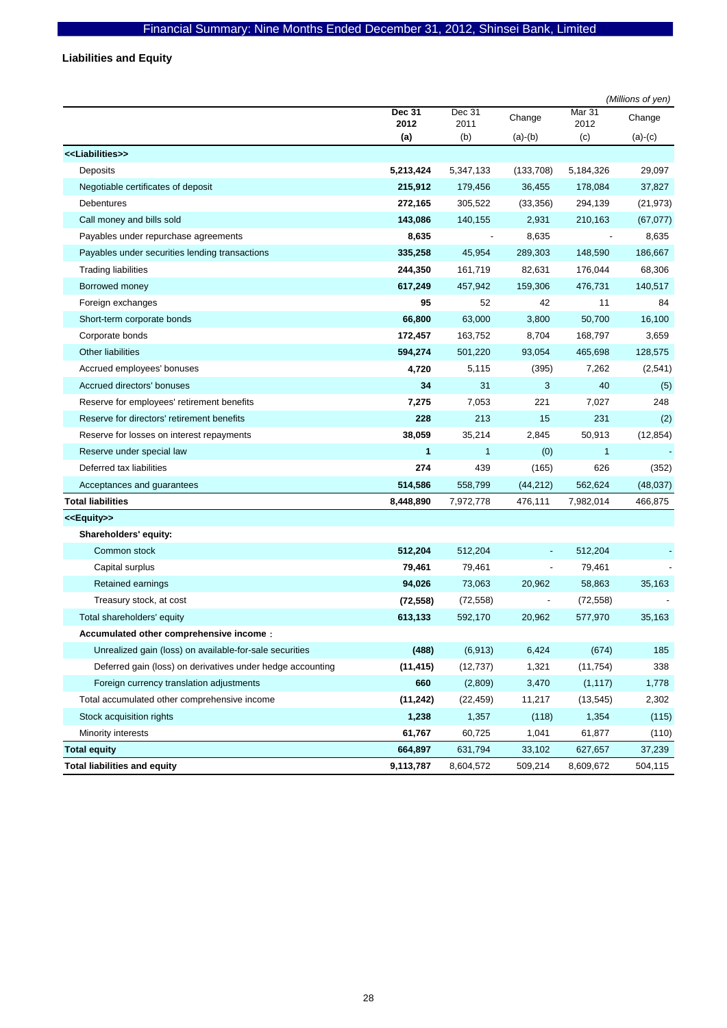## Liabilities and Equity

*(Millions of yen)*

| | **Dec 31 2012 (a)** | Dec 31 2011 (b) | Change (a)-(b) | Mar 31 2012 (c) | Change (a)-(c) |
|---|---|---|---|---|---|
| **<<Liabilities>>** | | | | | |
| Deposits | **5,213,424** | 5,347,133 | (133,708) | 5,184,326 | 29,097 |
| Negotiable certificates of deposit | **215,912** | 179,456 | 36,455 | 178,084 | 37,827 |
| Debentures | **272,165** | 305,522 | (33,356) | 294,139 | (21,973) |
| Call money and bills sold | **143,086** | 140,155 | 2,931 | 210,163 | (67,077) |
| Payables under repurchase agreements | **8,635** | - | 8,635 | - | 8,635 |
| Payables under securities lending transactions | **335,258** | 45,954 | 289,303 | 148,590 | 186,667 |
| Trading liabilities | **244,350** | 161,719 | 82,631 | 176,044 | 68,306 |
| Borrowed money | **617,249** | 457,942 | 159,306 | 476,731 | 140,517 |
| Foreign exchanges | **95** | 52 | 42 | 11 | 84 |
| Short-term corporate bonds | **66,800** | 63,000 | 3,800 | 50,700 | 16,100 |
| Corporate bonds | **172,457** | 163,752 | 8,704 | 168,797 | 3,659 |
| Other liabilities | **594,274** | 501,220 | 93,054 | 465,698 | 128,575 |
| Accrued employees' bonuses | **4,720** | 5,115 | (395) | 7,262 | (2,541) |
| Accrued directors' bonuses | **34** | 31 | 3 | 40 | (5) |
| Reserve for employees' retirement benefits | **7,275** | 7,053 | 221 | 7,027 | 248 |
| Reserve for directors' retirement benefits | **228** | 213 | 15 | 231 | (2) |
| Reserve for losses on interest repayments | **38,059** | 35,214 | 2,845 | 50,913 | (12,854) |
| Reserve under special law | **1** | 1 | (0) | 1 | - |
| Deferred tax liabilities | **274** | 439 | (165) | 626 | (352) |
| Acceptances and guarantees | **514,586** | 558,799 | (44,212) | 562,624 | (48,037) |
| **Total liabilities** | **8,448,890** | 7,972,778 | 476,111 | 7,982,014 | 466,875 |
| **<<Equity>>** | | | | | |
| **Shareholders' equity:** | | | | | |
| Common stock | **512,204** | 512,204 | - | 512,204 | - |
| Capital surplus | **79,461** | 79,461 | - | 79,461 | - |
| Retained earnings | **94,026** | 73,063 | 20,962 | 58,863 | 35,163 |
| Treasury stock, at cost | **(72,558)** | (72,558) | - | (72,558) | - |
| Total shareholders' equity | **613,133** | 592,170 | 20,962 | 577,970 | 35,163 |
| **Accumulated other comprehensive income :** | | | | | |
| Unrealized gain (loss) on available-for-sale securities | **(488)** | (6,913) | 6,424 | (674) | 185 |
| Deferred gain (loss) on derivatives under hedge accounting | **(11,415)** | (12,737) | 1,321 | (11,754) | 338 |
| Foreign currency translation adjustments | **660** | (2,809) | 3,470 | (1,117) | 1,778 |
| Total accumulated other comprehensive income | **(11,242)** | (22,459) | 11,217 | (13,545) | 2,302 |
| Stock acquisition rights | **1,238** | 1,357 | (118) | 1,354 | (115) |
| Minority interests | **61,767** | 60,725 | 1,041 | 61,877 | (110) |
| **Total equity** | **664,897** | 631,794 | 33,102 | 627,657 | 37,239 |
| **Total liabilities and equity** | **9,113,787** | 8,604,572 | 509,214 | 8,609,672 | 504,115 |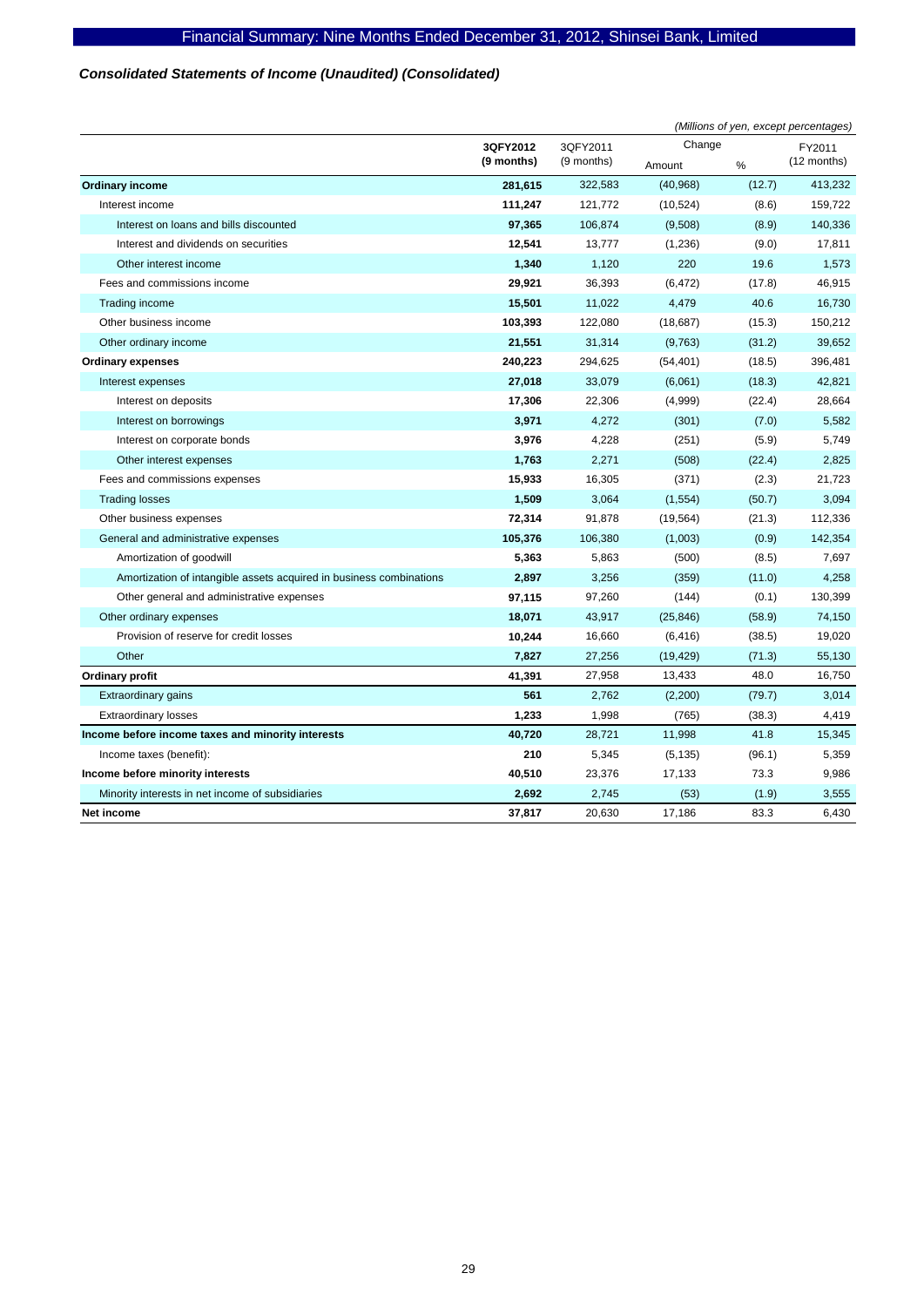### *Consolidated Statements of Income (Unaudited) (Consolidated)*

*(Millions of yen, except percentages)*

| | 3QFY2012 (9 months) | 3QFY2011 (9 months) | Change Amount | Change % | FY2011 (12 months) |
|---|---|---|---|---|---|
| **Ordinary income** | **281,615** | 322,583 | (40,968) | (12.7) | 413,232 |
| Interest income | **111,247** | 121,772 | (10,524) | (8.6) | 159,722 |
| Interest on loans and bills discounted | **97,365** | 106,874 | (9,508) | (8.9) | 140,336 |
| Interest and dividends on securities | **12,541** | 13,777 | (1,236) | (9.0) | 17,811 |
| Other interest income | **1,340** | 1,120 | 220 | 19.6 | 1,573 |
| Fees and commissions income | **29,921** | 36,393 | (6,472) | (17.8) | 46,915 |
| Trading income | **15,501** | 11,022 | 4,479 | 40.6 | 16,730 |
| Other business income | **103,393** | 122,080 | (18,687) | (15.3) | 150,212 |
| Other ordinary income | **21,551** | 31,314 | (9,763) | (31.2) | 39,652 |
| **Ordinary expenses** | **240,223** | 294,625 | (54,401) | (18.5) | 396,481 |
| Interest expenses | **27,018** | 33,079 | (6,061) | (18.3) | 42,821 |
| Interest on deposits | **17,306** | 22,306 | (4,999) | (22.4) | 28,664 |
| Interest on borrowings | **3,971** | 4,272 | (301) | (7.0) | 5,582 |
| Interest on corporate bonds | **3,976** | 4,228 | (251) | (5.9) | 5,749 |
| Other interest expenses | **1,763** | 2,271 | (508) | (22.4) | 2,825 |
| Fees and commissions expenses | **15,933** | 16,305 | (371) | (2.3) | 21,723 |
| Trading losses | **1,509** | 3,064 | (1,554) | (50.7) | 3,094 |
| Other business expenses | **72,314** | 91,878 | (19,564) | (21.3) | 112,336 |
| General and administrative expenses | **105,376** | 106,380 | (1,003) | (0.9) | 142,354 |
| Amortization of goodwill | **5,363** | 5,863 | (500) | (8.5) | 7,697 |
| Amortization of intangible assets acquired in business combinations | **2,897** | 3,256 | (359) | (11.0) | 4,258 |
| Other general and administrative expenses | **97,115** | 97,260 | (144) | (0.1) | 130,399 |
| Other ordinary expenses | **18,071** | 43,917 | (25,846) | (58.9) | 74,150 |
| Provision of reserve for credit losses | **10,244** | 16,660 | (6,416) | (38.5) | 19,020 |
| Other | **7,827** | 27,256 | (19,429) | (71.3) | 55,130 |
| **Ordinary profit** | **41,391** | 27,958 | 13,433 | 48.0 | 16,750 |
| Extraordinary gains | **561** | 2,762 | (2,200) | (79.7) | 3,014 |
| Extraordinary losses | **1,233** | 1,998 | (765) | (38.3) | 4,419 |
| **Income before income taxes and minority interests** | **40,720** | 28,721 | 11,998 | 41.8 | 15,345 |
| Income taxes (benefit): | **210** | 5,345 | (5,135) | (96.1) | 5,359 |
| **Income before minority interests** | **40,510** | 23,376 | 17,133 | 73.3 | 9,986 |
| Minority interests in net income of subsidiaries | **2,692** | 2,745 | (53) | (1.9) | 3,555 |
| **Net income** | **37,817** | 20,630 | 17,186 | 83.3 | 6,430 |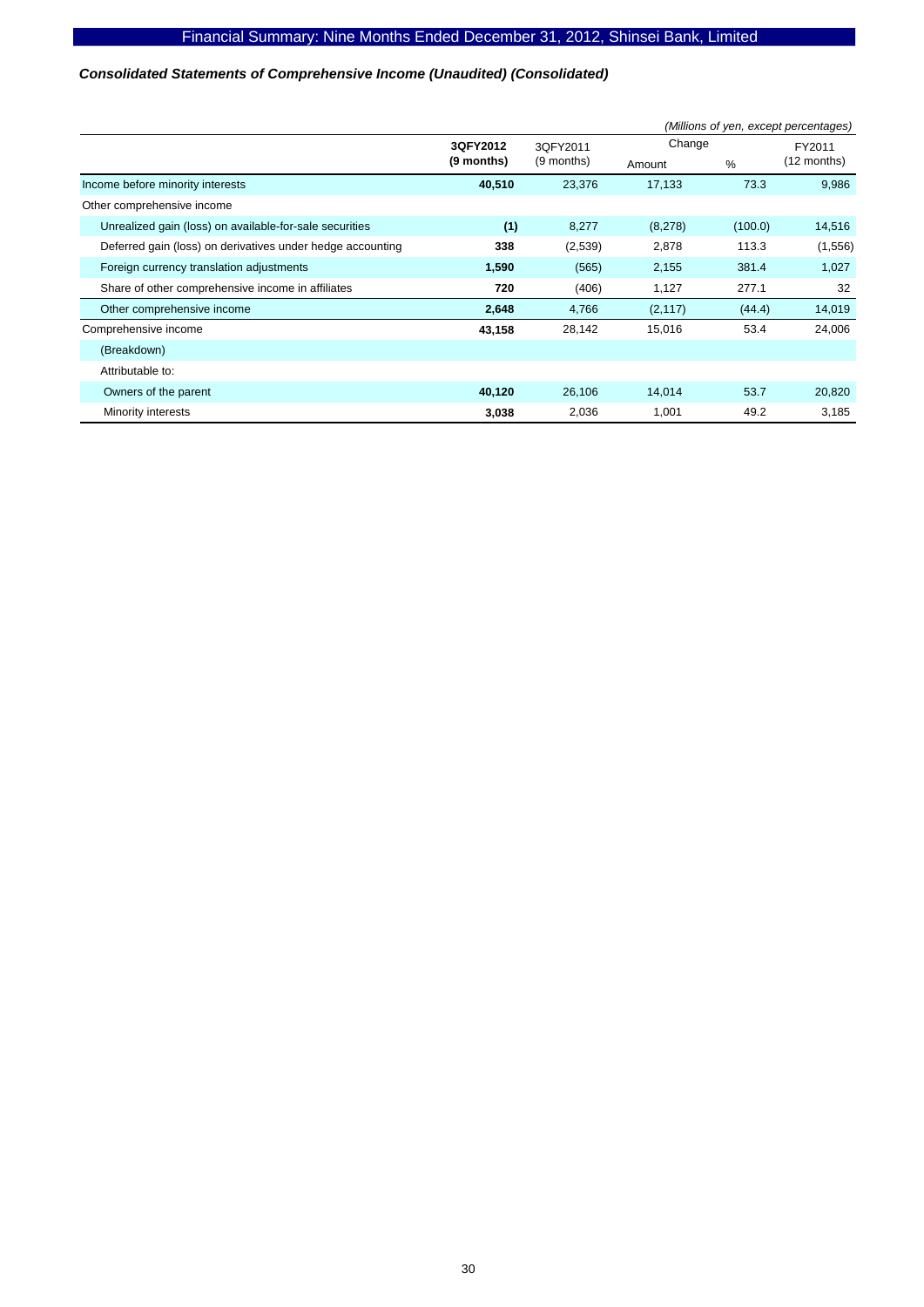### *Consolidated Statements of Comprehensive Income (Unaudited) (Consolidated)*

*(Millions of yen, except percentages)*

| | **3QFY2012 (9 months)** | 3QFY2011 (9 months) | Change | | FY2011 (12 months) |
|---|---|---|---|---|---|
| | | | Amount | % | |
| Income before minority interests | **40,510** | 23,376 | 17,133 | 73.3 | 9,986 |
| Other comprehensive income | | | | | |
| Unrealized gain (loss) on available-for-sale securities | **(1)** | 8,277 | (8,278) | (100.0) | 14,516 |
| Deferred gain (loss) on derivatives under hedge accounting | **338** | (2,539) | 2,878 | 113.3 | (1,556) |
| Foreign currency translation adjustments | **1,590** | (565) | 2,155 | 381.4 | 1,027 |
| Share of other comprehensive income in affiliates | **720** | (406) | 1,127 | 277.1 | 32 |
| Other comprehensive income | **2,648** | 4,766 | (2,117) | (44.4) | 14,019 |
| Comprehensive income | **43,158** | 28,142 | 15,016 | 53.4 | 24,006 |
| (Breakdown) | | | | | |
| Attributable to: | | | | | |
| Owners of the parent | **40,120** | 26,106 | 14,014 | 53.7 | 20,820 |
| Minority interests | **3,038** | 2,036 | 1,001 | 49.2 | 3,185 |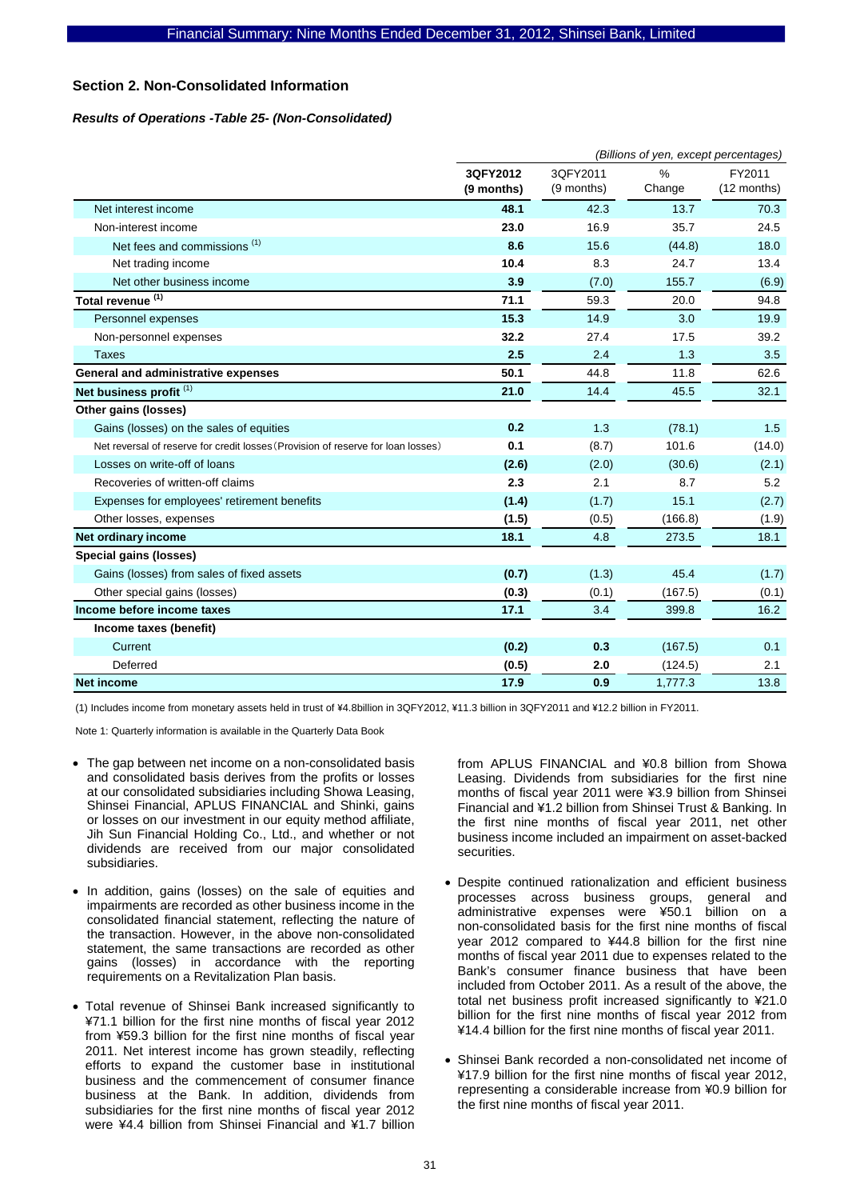## Section 2. Non-Consolidated Information

### *Results of Operations -Table 25- (Non-Consolidated)*

*(Billions of yen, except percentages)*

| | 3QFY2012 (9 months) | 3QFY2011 (9 months) | % Change | FY2011 (12 months) |
|---|---|---|---|---|
| Net interest income | **48.1** | 42.3 | 13.7 | 70.3 |
| Non-interest income | **23.0** | 16.9 | 35.7 | 24.5 |
| Net fees and commissions (1) | **8.6** | 15.6 | (44.8) | 18.0 |
| Net trading income | **10.4** | 8.3 | 24.7 | 13.4 |
| Net other business income | **3.9** | (7.0) | 155.7 | (6.9) |
| **Total revenue (1)** | **71.1** | 59.3 | 20.0 | 94.8 |
| Personnel expenses | **15.3** | 14.9 | 3.0 | 19.9 |
| Non-personnel expenses | **32.2** | 27.4 | 17.5 | 39.2 |
| Taxes | **2.5** | 2.4 | 1.3 | 3.5 |
| **General and administrative expenses** | **50.1** | 44.8 | 11.8 | 62.6 |
| **Net business profit (1)** | **21.0** | 14.4 | 45.5 | 32.1 |
| **Other gains (losses)** | | | | |
| Gains (losses) on the sales of equities | **0.2** | 1.3 | (78.1) | 1.5 |
| Net reversal of reserve for credit losses (Provision of reserve for loan losses) | **0.1** | (8.7) | 101.6 | (14.0) |
| Losses on write-off of loans | **(2.6)** | (2.0) | (30.6) | (2.1) |
| Recoveries of written-off claims | **2.3** | 2.1 | 8.7 | 5.2 |
| Expenses for employees' retirement benefits | **(1.4)** | (1.7) | 15.1 | (2.7) |
| Other losses, expenses | **(1.5)** | (0.5) | (166.8) | (1.9) |
| **Net ordinary income** | **18.1** | 4.8 | 273.5 | 18.1 |
| **Special gains (losses)** | | | | |
| Gains (losses) from sales of fixed assets | **(0.7)** | (1.3) | 45.4 | (1.7) |
| Other special gains (losses) | **(0.3)** | (0.1) | (167.5) | (0.1) |
| **Income before income taxes** | **17.1** | 3.4 | 399.8 | 16.2 |
| **Income taxes (benefit)** | | | | |
| Current | **(0.2)** | **0.3** | (167.5) | 0.1 |
| Deferred | **(0.5)** | **2.0** | (124.5) | 2.1 |
| **Net income** | **17.9** | **0.9** | 1,777.3 | 13.8 |

(1) Includes income from monetary assets held in trust of ¥4.8billion in 3QFY2012, ¥11.3 billion in 3QFY2011 and ¥12.2 billion in FY2011.

Note 1: Quarterly information is available in the Quarterly Data Book

- The gap between net income on a non-consolidated basis and consolidated basis derives from the profits or losses at our consolidated subsidiaries including Showa Leasing, Shinsei Financial, APLUS FINANCIAL and Shinki, gains or losses on our investment in our equity method affiliate, Jih Sun Financial Holding Co., Ltd., and whether or not dividends are received from our major consolidated subsidiaries.
- In addition, gains (losses) on the sale of equities and impairments are recorded as other business income in the consolidated financial statement, reflecting the nature of the transaction. However, in the above non-consolidated statement, the same transactions are recorded as other gains (losses) in accordance with the reporting requirements on a Revitalization Plan basis.
- Total revenue of Shinsei Bank increased significantly to ¥71.1 billion for the first nine months of fiscal year 2012 from ¥59.3 billion for the first nine months of fiscal year 2011. Net interest income has grown steadily, reflecting efforts to expand the customer base in institutional business and the commencement of consumer finance business at the Bank. In addition, dividends from subsidiaries for the first nine months of fiscal year 2012 were ¥4.4 billion from Shinsei Financial and ¥1.7 billion from APLUS FINANCIAL and ¥0.8 billion from Showa Leasing. Dividends from subsidiaries for the first nine months of fiscal year 2011 were ¥3.9 billion from Shinsei Financial and ¥1.2 billion from Shinsei Trust & Banking. In the first nine months of fiscal year 2011, net other business income included an impairment on asset-backed securities.
- Despite continued rationalization and efficient business processes across business groups, general and administrative expenses were ¥50.1 billion on a non-consolidated basis for the first nine months of fiscal year 2012 compared to ¥44.8 billion for the first nine months of fiscal year 2011 due to expenses related to the Bank's consumer finance business that have been included from October 2011. As a result of the above, the total net business profit increased significantly to ¥21.0 billion for the first nine months of fiscal year 2012 from ¥14.4 billion for the first nine months of fiscal year 2011.
- Shinsei Bank recorded a non-consolidated net income of ¥17.9 billion for the first nine months of fiscal year 2012, representing a considerable increase from ¥0.9 billion for the first nine months of fiscal year 2011.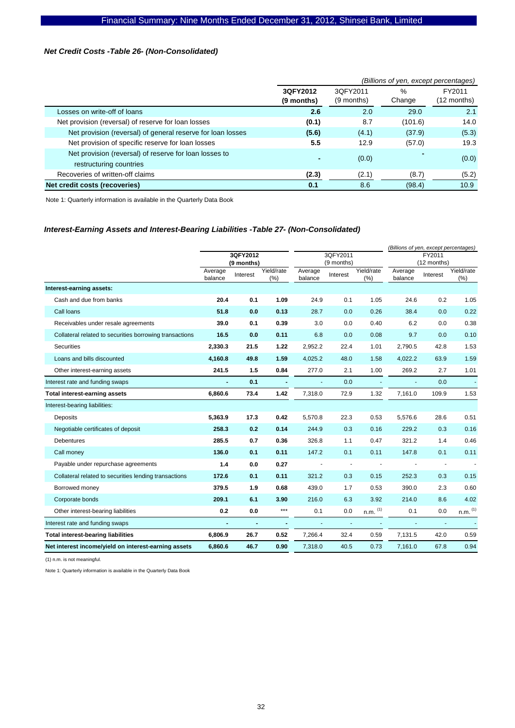### *Net Credit Costs -Table 26- (Non-Consolidated)*

*(Billions of yen, except percentages)*

| | 3QFY2012 (9 months) | 3QFY2011 (9 months) | % Change | FY2011 (12 months) |
|---|---|---|---|---|
| Losses on write-off of loans | **2.6** | 2.0 | 29.0 | 2.1 |
| Net provision (reversal) of reserve for loan losses | **(0.1)** | 8.7 | (101.6) | 14.0 |
| Net provision (reversal) of general reserve for loan losses | **(5.6)** | (4.1) | (37.9) | (5.3) |
| Net provision of specific reserve for loan losses | **5.5** | 12.9 | (57.0) | 19.3 |
| Net provision (reversal) of reserve for loan losses to restructuring countries | **-** | (0.0) | - | (0.0) |
| Recoveries of written-off claims | **(2.3)** | (2.1) | (8.7) | (5.2) |
| **Net credit costs (recoveries)** | **0.1** | 8.6 | (98.4) | 10.9 |

Note 1: Quarterly information is available in the Quarterly Data Book

### *Interest-Earning Assets and Interest-Bearing Liabilities -Table 27- (Non-Consolidated)*

*(Billions of yen, except percentages)*

| | 3QFY2012 (9 months) | | | 3QFY2011 (9 months) | | | FY2011 (12 months) | | |
|---|---|---|---|---|---|---|---|---|---|
| | Average balance | Interest | Yield/rate (%) | Average balance | Interest | Yield/rate (%) | Average balance | Interest | Yield/rate (%) |
| **Interest-earning assets:** | | | | | | | | | |
| Cash and due from banks | **20.4** | **0.1** | **1.09** | 24.9 | 0.1 | 1.05 | 24.6 | 0.2 | 1.05 |
| Call loans | **51.8** | **0.0** | **0.13** | 28.7 | 0.0 | 0.26 | 38.4 | 0.0 | 0.22 |
| Receivables under resale agreements | **39.0** | **0.1** | **0.39** | 3.0 | 0.0 | 0.40 | 6.2 | 0.0 | 0.38 |
| Collateral related to securities borrowing transactions | **16.5** | **0.0** | **0.11** | 6.8 | 0.0 | 0.08 | 9.7 | 0.0 | 0.10 |
| Securities | **2,330.3** | **21.5** | **1.22** | 2,952.2 | 22.4 | 1.01 | 2,790.5 | 42.8 | 1.53 |
| Loans and bills discounted | **4,160.8** | **49.8** | **1.59** | 4,025.2 | 48.0 | 1.58 | 4,022.2 | 63.9 | 1.59 |
| Other interest-earning assets | **241.5** | **1.5** | **0.84** | 277.0 | 2.1 | 1.00 | 269.2 | 2.7 | 1.01 |
| Interest rate and funding swaps | **-** | **0.1** | **-** | - | 0.0 | - | - | 0.0 | - |
| **Total interest-earning assets** | **6,860.6** | **73.4** | **1.42** | 7,318.0 | 72.9 | 1.32 | 7,161.0 | 109.9 | 1.53 |
| Interest-bearing liabilities: | | | | | | | | | |
| Deposits | **5,363.9** | **17.3** | **0.42** | 5,570.8 | 22.3 | 0.53 | 5,576.6 | 28.6 | 0.51 |
| Negotiable certificates of deposit | **258.3** | **0.2** | **0.14** | 244.9 | 0.3 | 0.16 | 229.2 | 0.3 | 0.16 |
| Debentures | **285.5** | **0.7** | **0.36** | 326.8 | 1.1 | 0.47 | 321.2 | 1.4 | 0.46 |
| Call money | **136.0** | **0.1** | **0.11** | 147.2 | 0.1 | 0.11 | 147.8 | 0.1 | 0.11 |
| Payable under repurchase agreements | **1.4** | **0.0** | **0.27** | - | - | - | - | - | - |
| Collateral related to securities lending transactions | **172.6** | **0.1** | **0.11** | 321.2 | 0.3 | 0.15 | 252.3 | 0.3 | 0.15 |
| Borrowed money | **379.5** | **1.9** | **0.68** | 439.0 | 1.7 | 0.53 | 390.0 | 2.3 | 0.60 |
| Corporate bonds | **209.1** | **6.1** | **3.90** | 216.0 | 6.3 | 3.92 | 214.0 | 8.6 | 4.02 |
| Other interest-bearing liabilities | **0.2** | **0.0** | **\*\*\*** | 0.1 | 0.0 | n.m. (1) | 0.1 | 0.0 | n.m. (1) |
| Interest rate and funding swaps | **-** | **-** | **-** | - | - | - | - | - | - |
| **Total interest-bearing liabilities** | **6,806.9** | **26.7** | **0.52** | 7,266.4 | 32.4 | 0.59 | 7,131.5 | 42.0 | 0.59 |
| **Net interest income/yield on interest-earning assets** | **6,860.6** | **46.7** | **0.90** | 7,318.0 | 40.5 | 0.73 | 7,161.0 | 67.8 | 0.94 |

(1) n.m. is not meaningful.

Note 1: Quarterly information is available in the Quarterly Data Book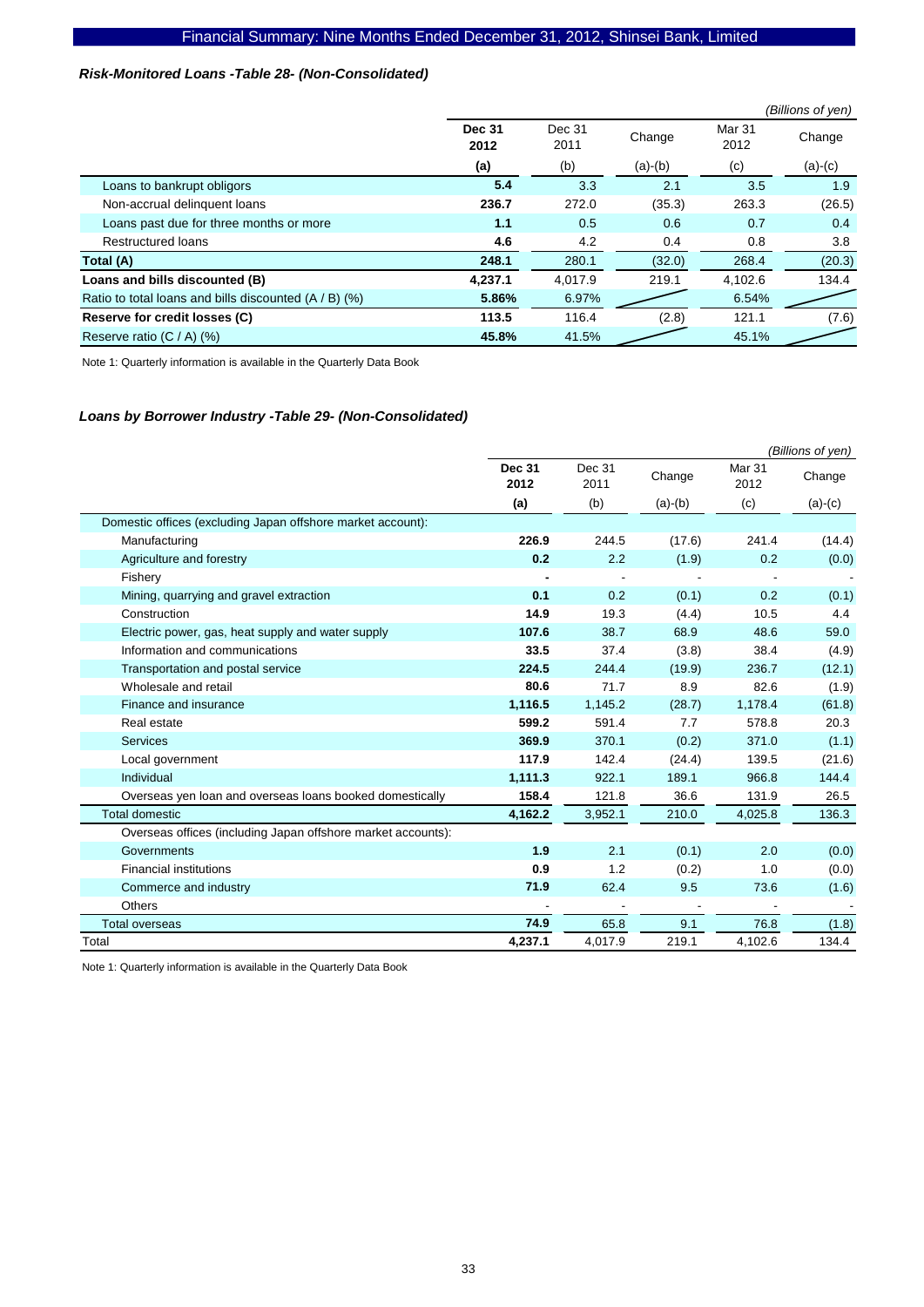### *Risk-Monitored Loans -Table 28- (Non-Consolidated)*

*(Billions of yen)*

| | **Dec 31 2012** | Dec 31 2011 | Change | Mar 31 2012 | Change |
|---|---|---|---|---|---|
| | **(a)** | (b) | (a)-(b) | (c) | (a)-(c) |
| Loans to bankrupt obligors | **5.4** | 3.3 | 2.1 | 3.5 | 1.9 |
| Non-accrual delinquent loans | **236.7** | 272.0 | (35.3) | 263.3 | (26.5) |
| Loans past due for three months or more | **1.1** | 0.5 | 0.6 | 0.7 | 0.4 |
| Restructured loans | **4.6** | 4.2 | 0.4 | 0.8 | 3.8 |
| **Total (A)** | **248.1** | 280.1 | (32.0) | 268.4 | (20.3) |
| **Loans and bills discounted (B)** | **4,237.1** | 4,017.9 | 219.1 | 4,102.6 | 134.4 |
| Ratio to total loans and bills discounted (A / B) (%) | **5.86%** | 6.97% | | 6.54% | |
| **Reserve for credit losses (C)** | **113.5** | 116.4 | (2.8) | 121.1 | (7.6) |
| Reserve ratio (C / A) (%) | **45.8%** | 41.5% | | 45.1% | |

Note 1: Quarterly information is available in the Quarterly Data Book

### *Loans by Borrower Industry -Table 29- (Non-Consolidated)*

*(Billions of yen)*

| | **Dec 31 2012** | Dec 31 2011 | Change | Mar 31 2012 | Change |
|---|---|---|---|---|---|
| | **(a)** | (b) | (a)-(b) | (c) | (a)-(c) |
| Domestic offices (excluding Japan offshore market account): | | | | | |
| Manufacturing | **226.9** | 244.5 | (17.6) | 241.4 | (14.4) |
| Agriculture and forestry | **0.2** | 2.2 | (1.9) | 0.2 | (0.0) |
| Fishery | **-** | - | - | - | - |
| Mining, quarrying and gravel extraction | **0.1** | 0.2 | (0.1) | 0.2 | (0.1) |
| Construction | **14.9** | 19.3 | (4.4) | 10.5 | 4.4 |
| Electric power, gas, heat supply and water supply | **107.6** | 38.7 | 68.9 | 48.6 | 59.0 |
| Information and communications | **33.5** | 37.4 | (3.8) | 38.4 | (4.9) |
| Transportation and postal service | **224.5** | 244.4 | (19.9) | 236.7 | (12.1) |
| Wholesale and retail | **80.6** | 71.7 | 8.9 | 82.6 | (1.9) |
| Finance and insurance | **1,116.5** | 1,145.2 | (28.7) | 1,178.4 | (61.8) |
| Real estate | **599.2** | 591.4 | 7.7 | 578.8 | 20.3 |
| Services | **369.9** | 370.1 | (0.2) | 371.0 | (1.1) |
| Local government | **117.9** | 142.4 | (24.4) | 139.5 | (21.6) |
| Individual | **1,111.3** | 922.1 | 189.1 | 966.8 | 144.4 |
| Overseas yen loan and overseas loans booked domestically | **158.4** | 121.8 | 36.6 | 131.9 | 26.5 |
| Total domestic | **4,162.2** | 3,952.1 | 210.0 | 4,025.8 | 136.3 |
| Overseas offices (including Japan offshore market accounts): | | | | | |
| Governments | **1.9** | 2.1 | (0.1) | 2.0 | (0.0) |
| Financial institutions | **0.9** | 1.2 | (0.2) | 1.0 | (0.0) |
| Commerce and industry | **71.9** | 62.4 | 9.5 | 73.6 | (1.6) |
| Others | **-** | - | - | - | - |
| Total overseas | **74.9** | 65.8 | 9.1 | 76.8 | (1.8) |
| Total | **4,237.1** | 4,017.9 | 219.1 | 4,102.6 | 134.4 |

Note 1: Quarterly information is available in the Quarterly Data Book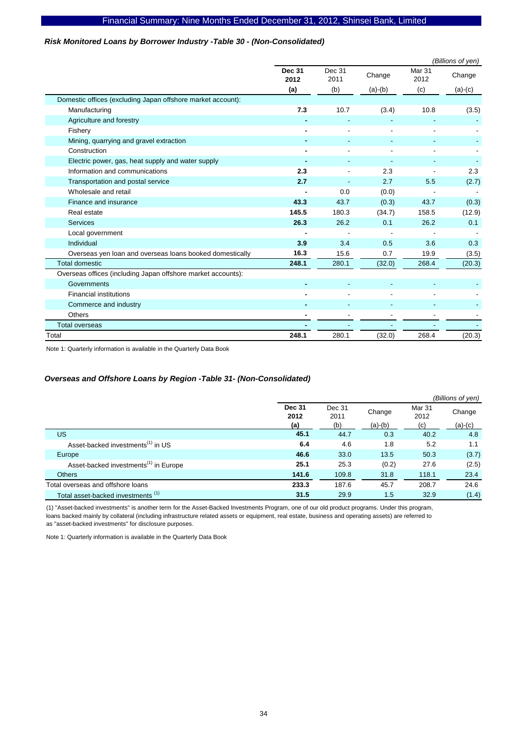### Risk Monitored Loans by Borrower Industry -Table 30 - (Non-Consolidated)

*(Billions of yen)*

| | Dec 31 2012 (a) | Dec 31 2011 (b) | Change (a)-(b) | Mar 31 2012 (c) | Change (a)-(c) |
|---|---|---|---|---|---|
| Domestic offices (excluding Japan offshore market account): | | | | | |
| Manufacturing | **7.3** | 10.7 | (3.4) | 10.8 | (3.5) |
| Agriculture and forestry | **-** | - | - | - | - |
| Fishery | **-** | - | - | - | - |
| Mining, quarrying and gravel extraction | **-** | - | - | - | - |
| Construction | **-** | - | - | - | - |
| Electric power, gas, heat supply and water supply | **-** | - | - | - | - |
| Information and communications | **2.3** | - | 2.3 | - | 2.3 |
| Transportation and postal service | **2.7** | - | 2.7 | 5.5 | (2.7) |
| Wholesale and retail | **-** | 0.0 | (0.0) | - | - |
| Finance and insurance | **43.3** | 43.7 | (0.3) | 43.7 | (0.3) |
| Real estate | **145.5** | 180.3 | (34.7) | 158.5 | (12.9) |
| Services | **26.3** | 26.2 | 0.1 | 26.2 | 0.1 |
| Local government | **-** | - | - | - | - |
| Individual | **3.9** | 3.4 | 0.5 | 3.6 | 0.3 |
| Overseas yen loan and overseas loans booked domestically | **16.3** | 15.6 | 0.7 | 19.9 | (3.5) |
| Total domestic | **248.1** | 280.1 | (32.0) | 268.4 | (20.3) |
| Overseas offices (including Japan offshore market accounts): | | | | | |
| Governments | **-** | - | - | - | - |
| Financial institutions | **-** | - | - | - | - |
| Commerce and industry | **-** | - | - | - | - |
| Others | **-** | - | - | - | - |
| Total overseas | **-** | - | - | - | - |
| Total | **248.1** | 280.1 | (32.0) | 268.4 | (20.3) |

Note 1: Quarterly information is available in the Quarterly Data Book

### Overseas and Offshore Loans by Region -Table 31- (Non-Consolidated)

*(Billions of yen)*

| | Dec 31 2012 (a) | Dec 31 2011 (b) | Change (a)-(b) | Mar 31 2012 (c) | Change (a)-(c) |
|---|---|---|---|---|---|
| US | **45.1** | 44.7 | 0.3 | 40.2 | 4.8 |
| Asset-backed investments[1] in US | **6.4** | 4.6 | 1.8 | 5.2 | 1.1 |
| Europe | **46.6** | 33.0 | 13.5 | 50.3 | (3.7) |
| Asset-backed investments[1] in Europe | **25.1** | 25.3 | (0.2) | 27.6 | (2.5) |
| Others | **141.6** | 109.8 | 31.8 | 118.1 | 23.4 |
| Total overseas and offshore loans | **233.3** | 187.6 | 45.7 | 208.7 | 24.6 |
| Total asset-backed investments [1] | **31.5** | 29.9 | 1.5 | 32.9 | (1.4) |

(1) "Asset-backed investments" is another term for the Asset-Backed Investments Program, one of our old product programs. Under this program, loans backed mainly by collateral (including infrastructure related assets or equipment, real estate, business and operating assets) are referred to as "asset-backed investments" for disclosure purposes.

Note 1: Quarterly information is available in the Quarterly Data Book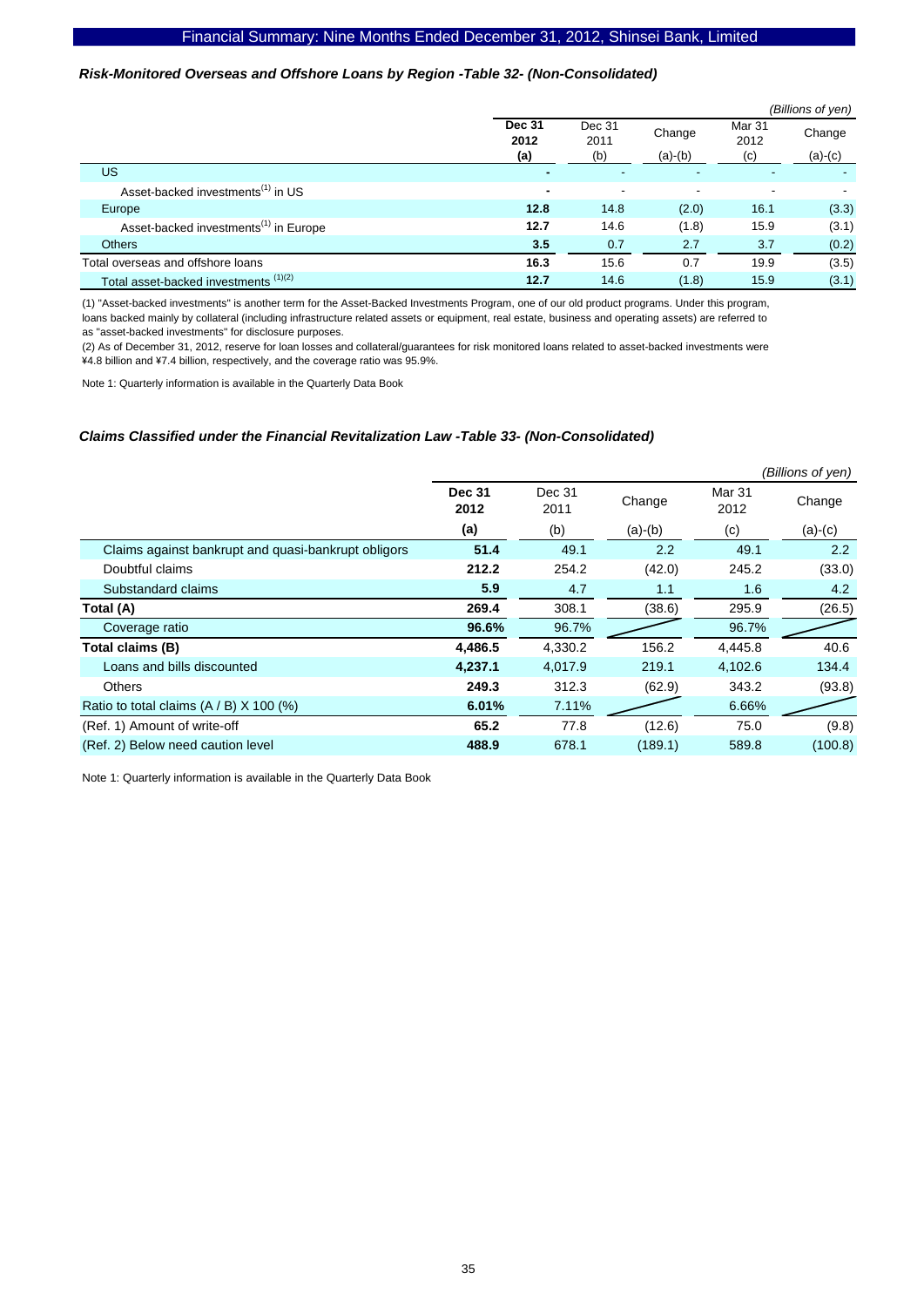### *Risk-Monitored Overseas and Offshore Loans by Region -Table 32- (Non-Consolidated)*

*(Billions of yen)*

| | **Dec 31 2012 (a)** | Dec 31 2011 (b) | Change (a)-(b) | Mar 31 2012 (c) | Change (a)-(c) |
|---|---|---|---|---|---|
| US | **-** | - | - | - | - |
| Asset-backed investments[1] in US | **-** | - | - | - | - |
| Europe | **12.8** | 14.8 | (2.0) | 16.1 | (3.3) |
| Asset-backed investments[1] in Europe | **12.7** | 14.6 | (1.8) | 15.9 | (3.1) |
| Others | **3.5** | 0.7 | 2.7 | 3.7 | (0.2) |
| Total overseas and offshore loans | **16.3** | 15.6 | 0.7 | 19.9 | (3.5) |
| Total asset-backed investments [1][2] | **12.7** | 14.6 | (1.8) | 15.9 | (3.1) |

(1) "Asset-backed investments" is another term for the Asset-Backed Investments Program, one of our old product programs. Under this program, loans backed mainly by collateral (including infrastructure related assets or equipment, real estate, business and operating assets) are referred to as "asset-backed investments" for disclosure purposes.

(2) As of December 31, 2012, reserve for loan losses and collateral/guarantees for risk monitored loans related to asset-backed investments were ¥4.8 billion and ¥7.4 billion, respectively, and the coverage ratio was 95.9%.

Note 1: Quarterly information is available in the Quarterly Data Book

### *Claims Classified under the Financial Revitalization Law -Table 33- (Non-Consolidated)*

*(Billions of yen)*

| | **Dec 31 2012 (a)** | Dec 31 2011 (b) | Change (a)-(b) | Mar 31 2012 (c) | Change (a)-(c) |
|---|---|---|---|---|---|
| Claims against bankrupt and quasi-bankrupt obligors | **51.4** | 49.1 | 2.2 | 49.1 | 2.2 |
| Doubtful claims | **212.2** | 254.2 | (42.0) | 245.2 | (33.0) |
| Substandard claims | **5.9** | 4.7 | 1.1 | 1.6 | 4.2 |
| **Total (A)** | **269.4** | 308.1 | (38.6) | 295.9 | (26.5) |
| Coverage ratio | **96.6%** | 96.7% | | 96.7% | |
| **Total claims (B)** | **4,486.5** | 4,330.2 | 156.2 | 4,445.8 | 40.6 |
| Loans and bills discounted | **4,237.1** | 4,017.9 | 219.1 | 4,102.6 | 134.4 |
| Others | **249.3** | 312.3 | (62.9) | 343.2 | (93.8) |
| Ratio to total claims (A / B) X 100 (%) | **6.01%** | 7.11% | | 6.66% | |
| (Ref. 1) Amount of write-off | **65.2** | 77.8 | (12.6) | 75.0 | (9.8) |
| (Ref. 2) Below need caution level | **488.9** | 678.1 | (189.1) | 589.8 | (100.8) |

Note 1: Quarterly information is available in the Quarterly Data Book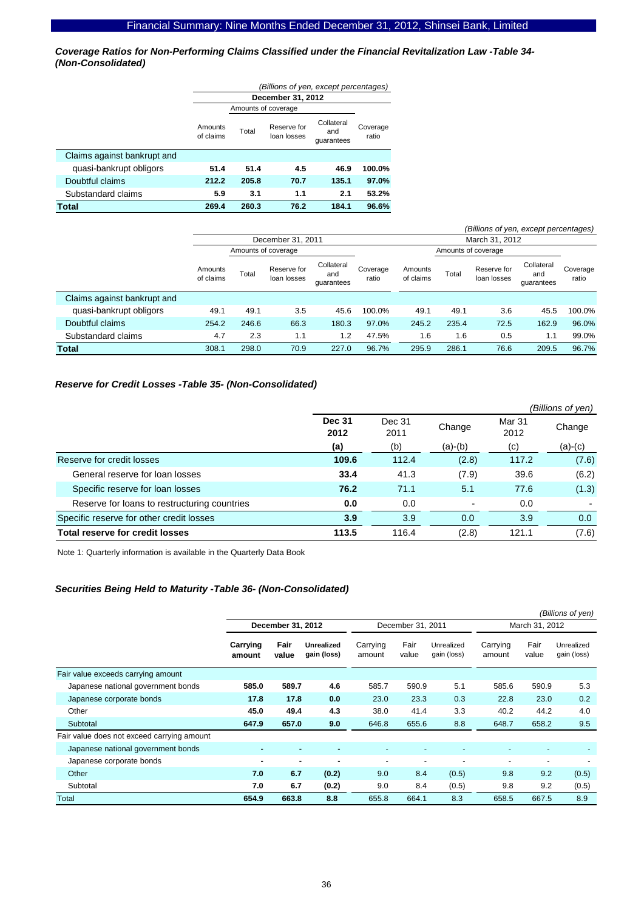### Coverage Ratios for Non-Performing Claims Classified under the Financial Revitalization Law -Table 34- (Non-Consolidated)

*(Billions of yen, except percentages)*

| | December 31, 2012 | | | | |
|---|---|---|---|---|---|
| | | Amounts of coverage | | | |
| | Amounts of claims | Total | Reserve for loan losses | Collateral and guarantees | Coverage ratio |
| Claims against bankrupt and quasi-bankrupt obligors | **51.4** | **51.4** | **4.5** | **46.9** | **100.0%** |
| Doubtful claims | **212.2** | **205.8** | **70.7** | **135.1** | **97.0%** |
| Substandard claims | **5.9** | **3.1** | **1.1** | **2.1** | **53.2%** |
| **Total** | **269.4** | **260.3** | **76.2** | **184.1** | **96.6%** |

*(Billions of yen, except percentages)*

| | December 31, 2011 | | | | | March 31, 2012 | | | | |
|---|---|---|---|---|---|---|---|---|---|---|
| | | Amounts of coverage | | | | | Amounts of coverage | | | |
| | Amounts of claims | Total | Reserve for loan losses | Collateral and guarantees | Coverage ratio | Amounts of claims | Total | Reserve for loan losses | Collateral and guarantees | Coverage ratio |
| Claims against bankrupt and quasi-bankrupt obligors | 49.1 | 49.1 | 3.5 | 45.6 | 100.0% | 49.1 | 49.1 | 3.6 | 45.5 | 100.0% |
| Doubtful claims | 254.2 | 246.6 | 66.3 | 180.3 | 97.0% | 245.2 | 235.4 | 72.5 | 162.9 | 96.0% |
| Substandard claims | 4.7 | 2.3 | 1.1 | 1.2 | 47.5% | 1.6 | 1.6 | 0.5 | 1.1 | 99.0% |
| **Total** | 308.1 | 298.0 | 70.9 | 227.0 | 96.7% | 295.9 | 286.1 | 76.6 | 209.5 | 96.7% |

### Reserve for Credit Losses -Table 35- (Non-Consolidated)

*(Billions of yen)*

| | **Dec 31 2012 (a)** | Dec 31 2011 (b) | Change (a)-(b) | Mar 31 2012 (c) | Change (a)-(c) |
|---|---|---|---|---|---|
| Reserve for credit losses | **109.6** | 112.4 | (2.8) | 117.2 | (7.6) |
| General reserve for loan losses | **33.4** | 41.3 | (7.9) | 39.6 | (6.2) |
| Specific reserve for loan losses | **76.2** | 71.1 | 5.1 | 77.6 | (1.3) |
| Reserve for loans to restructuring countries | **0.0** | 0.0 | - | 0.0 | - |
| Specific reserve for other credit losses | **3.9** | 3.9 | 0.0 | 3.9 | 0.0 |
| **Total reserve for credit losses** | **113.5** | 116.4 | (2.8) | 121.1 | (7.6) |

Note 1: Quarterly information is available in the Quarterly Data Book

### Securities Being Held to Maturity -Table 36- (Non-Consolidated)

*(Billions of yen)*

| | **December 31, 2012** | | | December 31, 2011 | | | March 31, 2012 | | |
|---|---|---|---|---|---|---|---|---|---|
| | **Carrying amount** | **Fair value** | **Unrealized gain (loss)** | Carrying amount | Fair value | Unrealized gain (loss) | Carrying amount | Fair value | Unrealized gain (loss) |
| Fair value exceeds carrying amount | | | | | | | | | |
| Japanese national government bonds | **585.0** | **589.7** | **4.6** | 585.7 | 590.9 | 5.1 | 585.6 | 590.9 | 5.3 |
| Japanese corporate bonds | **17.8** | **17.8** | **0.0** | 23.0 | 23.3 | 0.3 | 22.8 | 23.0 | 0.2 |
| Other | **45.0** | **49.4** | **4.3** | 38.0 | 41.4 | 3.3 | 40.2 | 44.2 | 4.0 |
| Subtotal | **647.9** | **657.0** | **9.0** | 646.8 | 655.6 | 8.8 | 648.7 | 658.2 | 9.5 |
| Fair value does not exceed carrying amount | | | | | | | | | |
| Japanese national government bonds | **-** | **-** | **-** | - | - | - | - | - | - |
| Japanese corporate bonds | **-** | **-** | **-** | - | - | - | - | - | - |
| Other | **7.0** | **6.7** | **(0.2)** | 9.0 | 8.4 | (0.5) | 9.8 | 9.2 | (0.5) |
| Subtotal | **7.0** | **6.7** | **(0.2)** | 9.0 | 8.4 | (0.5) | 9.8 | 9.2 | (0.5) |
| Total | **654.9** | **663.8** | **8.8** | 655.8 | 664.1 | 8.3 | 658.5 | 667.5 | 8.9 |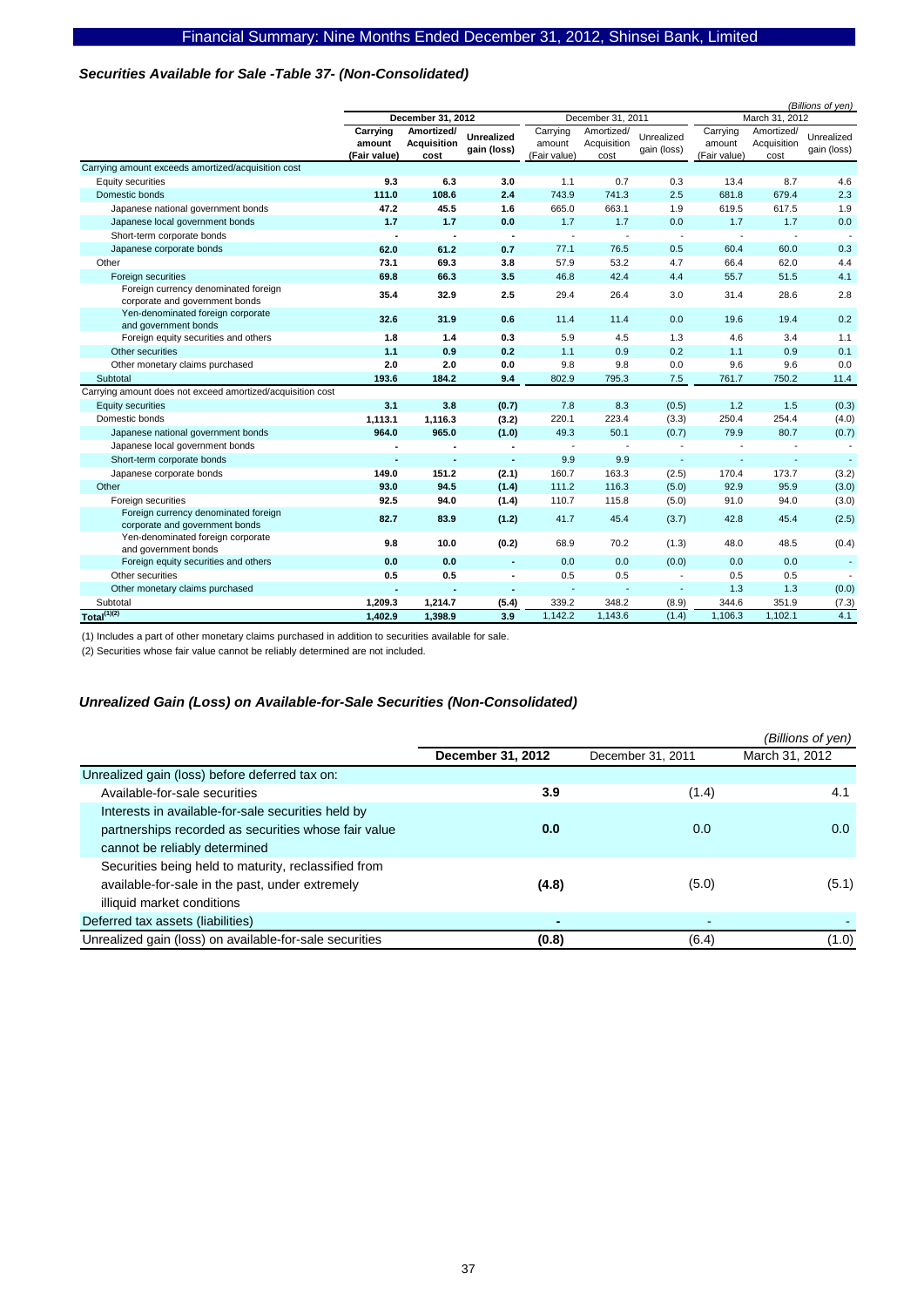### *Securities Available for Sale -Table 37- (Non-Consolidated)*

*(Billions of yen)*

| | December 31, 2012 | | | December 31, 2011 | | | March 31, 2012 | | |
|---|---|---|---|---|---|---|---|---|---|
| | **Carrying amount (Fair value)** | **Amortized/ Acquisition cost** | **Unrealized gain (loss)** | Carrying amount (Fair value) | Amortized/ Acquisition cost | Unrealized gain (loss) | Carrying amount (Fair value) | Amortized/ Acquisition cost | Unrealized gain (loss) |
| Carrying amount exceeds amortized/acquisition cost | | | | | | | | | |
| Equity securities | **9.3** | **6.3** | **3.0** | 1.1 | 0.7 | 0.3 | 13.4 | 8.7 | 4.6 |
| Domestic bonds | **111.0** | **108.6** | **2.4** | 743.9 | 741.3 | 2.5 | 681.8 | 679.4 | 2.3 |
| Japanese national government bonds | **47.2** | **45.5** | **1.6** | 665.0 | 663.1 | 1.9 | 619.5 | 617.5 | 1.9 |
| Japanese local government bonds | **1.7** | **1.7** | **0.0** | 1.7 | 1.7 | 0.0 | 1.7 | 1.7 | 0.0 |
| Short-term corporate bonds | **-** | **-** | **-** | - | - | - | - | - | - |
| Japanese corporate bonds | **62.0** | **61.2** | **0.7** | 77.1 | 76.5 | 0.5 | 60.4 | 60.0 | 0.3 |
| Other | **73.1** | **69.3** | **3.8** | 57.9 | 53.2 | 4.7 | 66.4 | 62.0 | 4.4 |
| Foreign securities | **69.8** | **66.3** | **3.5** | 46.8 | 42.4 | 4.4 | 55.7 | 51.5 | 4.1 |
| Foreign currency denominated foreign corporate and government bonds | **35.4** | **32.9** | **2.5** | 29.4 | 26.4 | 3.0 | 31.4 | 28.6 | 2.8 |
| Yen-denominated foreign corporate and government bonds | **32.6** | **31.9** | **0.6** | 11.4 | 11.4 | 0.0 | 19.6 | 19.4 | 0.2 |
| Foreign equity securities and others | **1.8** | **1.4** | **0.3** | 5.9 | 4.5 | 1.3 | 4.6 | 3.4 | 1.1 |
| Other securities | **1.1** | **0.9** | **0.2** | 1.1 | 0.9 | 0.2 | 1.1 | 0.9 | 0.1 |
| Other monetary claims purchased | **2.0** | **2.0** | **0.0** | 9.8 | 9.8 | 0.0 | 9.6 | 9.6 | 0.0 |
| Subtotal | **193.6** | **184.2** | **9.4** | 802.9 | 795.3 | 7.5 | 761.7 | 750.2 | 11.4 |
| Carrying amount does not exceed amortized/acquisition cost | | | | | | | | | |
| Equity securities | **3.1** | **3.8** | **(0.7)** | 7.8 | 8.3 | (0.5) | 1.2 | 1.5 | (0.3) |
| Domestic bonds | **1,113.1** | **1,116.3** | **(3.2)** | 220.1 | 223.4 | (3.3) | 250.4 | 254.4 | (4.0) |
| Japanese national government bonds | **964.0** | **965.0** | **(1.0)** | 49.3 | 50.1 | (0.7) | 79.9 | 80.7 | (0.7) |
| Japanese local government bonds | **-** | **-** | **-** | - | - | - | - | - | - |
| Short-term corporate bonds | **-** | **-** | **-** | 9.9 | 9.9 | - | - | - | - |
| Japanese corporate bonds | **149.0** | **151.2** | **(2.1)** | 160.7 | 163.3 | (2.5) | 170.4 | 173.7 | (3.2) |
| Other | **93.0** | **94.5** | **(1.4)** | 111.2 | 116.3 | (5.0) | 92.9 | 95.9 | (3.0) |
| Foreign securities | **92.5** | **94.0** | **(1.4)** | 110.7 | 115.8 | (5.0) | 91.0 | 94.0 | (3.0) |
| Foreign currency denominated foreign corporate and government bonds | **82.7** | **83.9** | **(1.2)** | 41.7 | 45.4 | (3.7) | 42.8 | 45.4 | (2.5) |
| Yen-denominated foreign corporate and government bonds | **9.8** | **10.0** | **(0.2)** | 68.9 | 70.2 | (1.3) | 48.0 | 48.5 | (0.4) |
| Foreign equity securities and others | **0.0** | **0.0** | **-** | 0.0 | 0.0 | (0.0) | 0.0 | 0.0 | - |
| Other securities | **0.5** | **0.5** | **-** | 0.5 | 0.5 | - | 0.5 | 0.5 | - |
| Other monetary claims purchased | **-** | **-** | **-** | - | - | - | 1.3 | 1.3 | (0.0) |
| Subtotal | **1,209.3** | **1,214.7** | **(5.4)** | 339.2 | 348.2 | (8.9) | 344.6 | 351.9 | (7.3) |
| Total[(1)(2)] | **1,402.9** | **1,398.9** | **3.9** | 1,142.2 | 1,143.6 | (1.4) | 1,106.3 | 1,102.1 | 4.1 |

(1) Includes a part of other monetary claims purchased in addition to securities available for sale.

(2) Securities whose fair value cannot be reliably determined are not included.

### *Unrealized Gain (Loss) on Available-for-Sale Securities (Non-Consolidated)*

*(Billions of yen)*

| | **December 31, 2012** | December 31, 2011 | March 31, 2012 |
|---|---|---|---|
| Unrealized gain (loss) before deferred tax on: | | | |
| Available-for-sale securities | **3.9** | (1.4) | 4.1 |
| Interests in available-for-sale securities held by partnerships recorded as securities whose fair value cannot be reliably determined | **0.0** | 0.0 | 0.0 |
| Securities being held to maturity, reclassified from available-for-sale in the past, under extremely illiquid market conditions | **(4.8)** | (5.0) | (5.1) |
| Deferred tax assets (liabilities) | **-** | - | - |
| Unrealized gain (loss) on available-for-sale securities | **(0.8)** | (6.4) | (1.0) |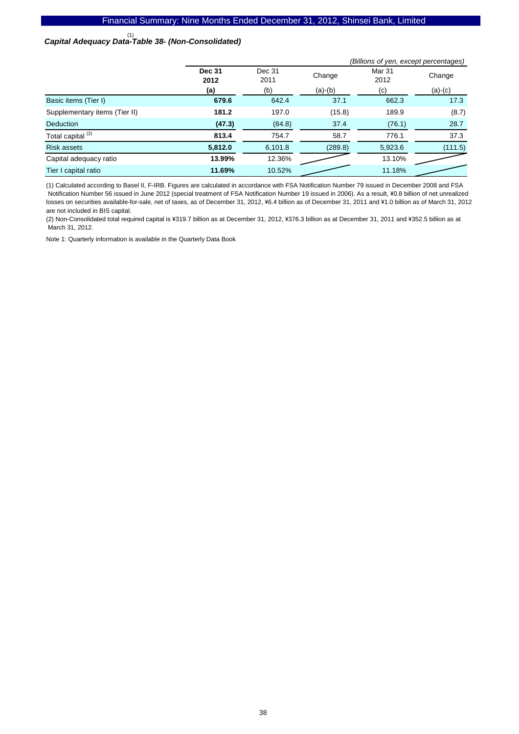## Capital Adequacy Data[1]-Table 38- (Non-Consolidated)

*(Billions of yen, except percentages)*

| | **Dec 31 2012** | Dec 31 2011 | Change | Mar 31 2012 | Change |
|---|---|---|---|---|---|
| | **(a)** | (b) | (a)-(b) | (c) | (a)-(c) |
| Basic items (Tier I) | **679.6** | 642.4 | 37.1 | 662.3 | 17.3 |
| Supplementary items (Tier II) | **181.2** | 197.0 | (15.8) | 189.9 | (8.7) |
| Deduction | **(47.3)** | (84.8) | 37.4 | (76.1) | 28.7 |
| Total capital [2] | **813.4** | 754.7 | 58.7 | 776.1 | 37.3 |
| Risk assets | **5,812.0** | 6,101.8 | (289.8) | 5,923.6 | (111.5) |
| Capital adequacy ratio | **13.99%** | 12.36% | | 13.10% | |
| Tier I capital ratio | **11.69%** | 10.52% | | 11.18% | |

(1) Calculated according to Basel II, F-IRB. Figures are calculated in accordance with FSA Notification Number 79 issued in December 2008 and FSA Notification Number 56 issued in June 2012 (special treatment of FSA Notification Number 19 issued in 2006). As a result, ¥0.8 billion of net unrealized losses on securities available-for-sale, net of taxes, as of December 31, 2012, ¥6.4 billion as of December 31, 2011 and ¥1.0 billion as of March 31, 2012 are not included in BIS capital.

(2) Non-Consolidated total required capital is ¥319.7 billion as at December 31, 2012, ¥376.3 billion as at December 31, 2011 and ¥352.5 billion as at March 31, 2012.

Note 1: Quarterly information is available in the Quarterly Data Book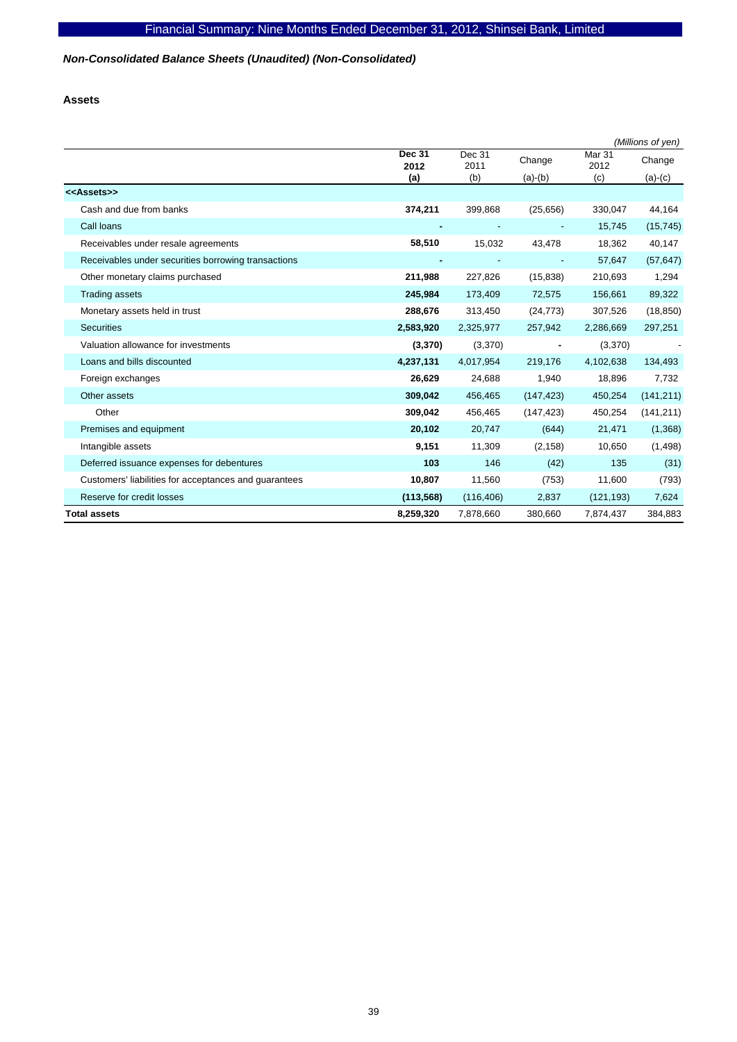*Non-Consolidated Balance Sheets (Unaudited) (Non-Consolidated)*

**Assets**

*(Millions of yen)*

| | **Dec 31 2012 (a)** | Dec 31 2011 (b) | Change (a)-(b) | Mar 31 2012 (c) | Change (a)-(c) |
|---|---|---|---|---|---|
| **<<Assets>>** | | | | | |
| Cash and due from banks | **374,211** | 399,868 | (25,656) | 330,047 | 44,164 |
| Call loans | **-** | - | - | 15,745 | (15,745) |
| Receivables under resale agreements | **58,510** | 15,032 | 43,478 | 18,362 | 40,147 |
| Receivables under securities borrowing transactions | **-** | - | - | 57,647 | (57,647) |
| Other monetary claims purchased | **211,988** | 227,826 | (15,838) | 210,693 | 1,294 |
| Trading assets | **245,984** | 173,409 | 72,575 | 156,661 | 89,322 |
| Monetary assets held in trust | **288,676** | 313,450 | (24,773) | 307,526 | (18,850) |
| Securities | **2,583,920** | 2,325,977 | 257,942 | 2,286,669 | 297,251 |
| Valuation allowance for investments | **(3,370)** | (3,370) | - | (3,370) | - |
| Loans and bills discounted | **4,237,131** | 4,017,954 | 219,176 | 4,102,638 | 134,493 |
| Foreign exchanges | **26,629** | 24,688 | 1,940 | 18,896 | 7,732 |
| Other assets | **309,042** | 456,465 | (147,423) | 450,254 | (141,211) |
| Other | **309,042** | 456,465 | (147,423) | 450,254 | (141,211) |
| Premises and equipment | **20,102** | 20,747 | (644) | 21,471 | (1,368) |
| Intangible assets | **9,151** | 11,309 | (2,158) | 10,650 | (1,498) |
| Deferred issuance expenses for debentures | **103** | 146 | (42) | 135 | (31) |
| Customers' liabilities for acceptances and guarantees | **10,807** | 11,560 | (753) | 11,600 | (793) |
| Reserve for credit losses | **(113,568)** | (116,406) | 2,837 | (121,193) | 7,624 |
| **Total assets** | **8,259,320** | 7,878,660 | 380,660 | 7,874,437 | 384,883 |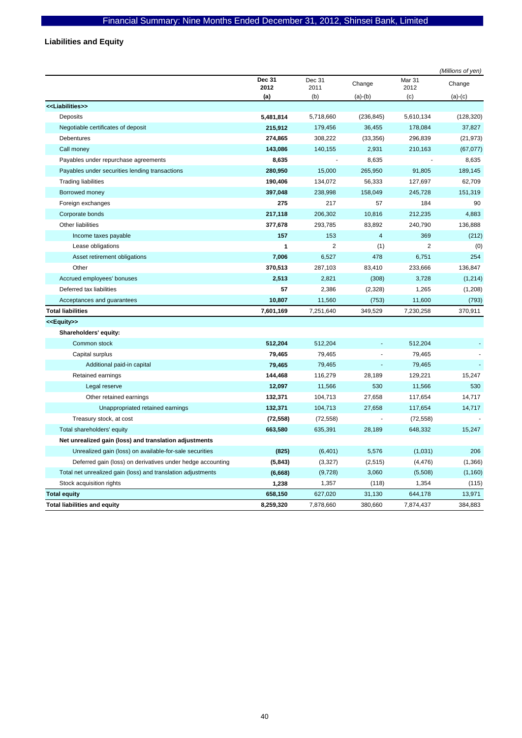## Liabilities and Equity

*(Millions of yen)*

| | Dec 31 2012 (a) | Dec 31 2011 (b) | Change (a)-(b) | Mar 31 2012 (c) | Change (a)-(c) |
|---|---|---|---|---|---|
| **<<Liabilities>>** | | | | | |
| Deposits | **5,481,814** | 5,718,660 | (236,845) | 5,610,134 | (128,320) |
| Negotiable certificates of deposit | **215,912** | 179,456 | 36,455 | 178,084 | 37,827 |
| Debentures | **274,865** | 308,222 | (33,356) | 296,839 | (21,973) |
| Call money | **143,086** | 140,155 | 2,931 | 210,163 | (67,077) |
| Payables under repurchase agreements | **8,635** | - | 8,635 | - | 8,635 |
| Payables under securities lending transactions | **280,950** | 15,000 | 265,950 | 91,805 | 189,145 |
| Trading liabilities | **190,406** | 134,072 | 56,333 | 127,697 | 62,709 |
| Borrowed money | **397,048** | 238,998 | 158,049 | 245,728 | 151,319 |
| Foreign exchanges | **275** | 217 | 57 | 184 | 90 |
| Corporate bonds | **217,118** | 206,302 | 10,816 | 212,235 | 4,883 |
| Other liabilities | **377,678** | 293,785 | 83,892 | 240,790 | 136,888 |
| Income taxes payable | **157** | 153 | 4 | 369 | (212) |
| Lease obligations | **1** | 2 | (1) | 2 | (0) |
| Asset retirement obligations | **7,006** | 6,527 | 478 | 6,751 | 254 |
| Other | **370,513** | 287,103 | 83,410 | 233,666 | 136,847 |
| Accrued employees' bonuses | **2,513** | 2,821 | (308) | 3,728 | (1,214) |
| Deferred tax liabilities | **57** | 2,386 | (2,328) | 1,265 | (1,208) |
| Acceptances and guarantees | **10,807** | 11,560 | (753) | 11,600 | (793) |
| **Total liabilities** | **7,601,169** | 7,251,640 | 349,529 | 7,230,258 | 370,911 |
| **<<Equity>>** | | | | | |
| **Shareholders' equity:** | | | | | |
| Common stock | **512,204** | 512,204 | - | 512,204 | - |
| Capital surplus | **79,465** | 79,465 | - | 79,465 | - |
| Additional paid-in capital | **79,465** | 79,465 | - | 79,465 | - |
| Retained earnings | **144,468** | 116,279 | 28,189 | 129,221 | 15,247 |
| Legal reserve | **12,097** | 11,566 | 530 | 11,566 | 530 |
| Other retained earnings | **132,371** | 104,713 | 27,658 | 117,654 | 14,717 |
| Unappropriated retained earnings | **132,371** | 104,713 | 27,658 | 117,654 | 14,717 |
| Treasury stock, at cost | **(72,558)** | (72,558) | - | (72,558) | - |
| Total shareholders' equity | **663,580** | 635,391 | 28,189 | 648,332 | 15,247 |
| **Net unrealized gain (loss) and translation adjustments** | | | | | |
| Unrealized gain (loss) on available-for-sale securities | **(825)** | (6,401) | 5,576 | (1,031) | 206 |
| Deferred gain (loss) on derivatives under hedge accounting | **(5,843)** | (3,327) | (2,515) | (4,476) | (1,366) |
| Total net unrealized gain (loss) and translation adjustments | **(6,668)** | (9,728) | 3,060 | (5,508) | (1,160) |
| Stock acquisition rights | **1,238** | 1,357 | (118) | 1,354 | (115) |
| **Total equity** | **658,150** | 627,020 | 31,130 | 644,178 | 13,971 |
| **Total liabilities and equity** | **8,259,320** | 7,878,660 | 380,660 | 7,874,437 | 384,883 |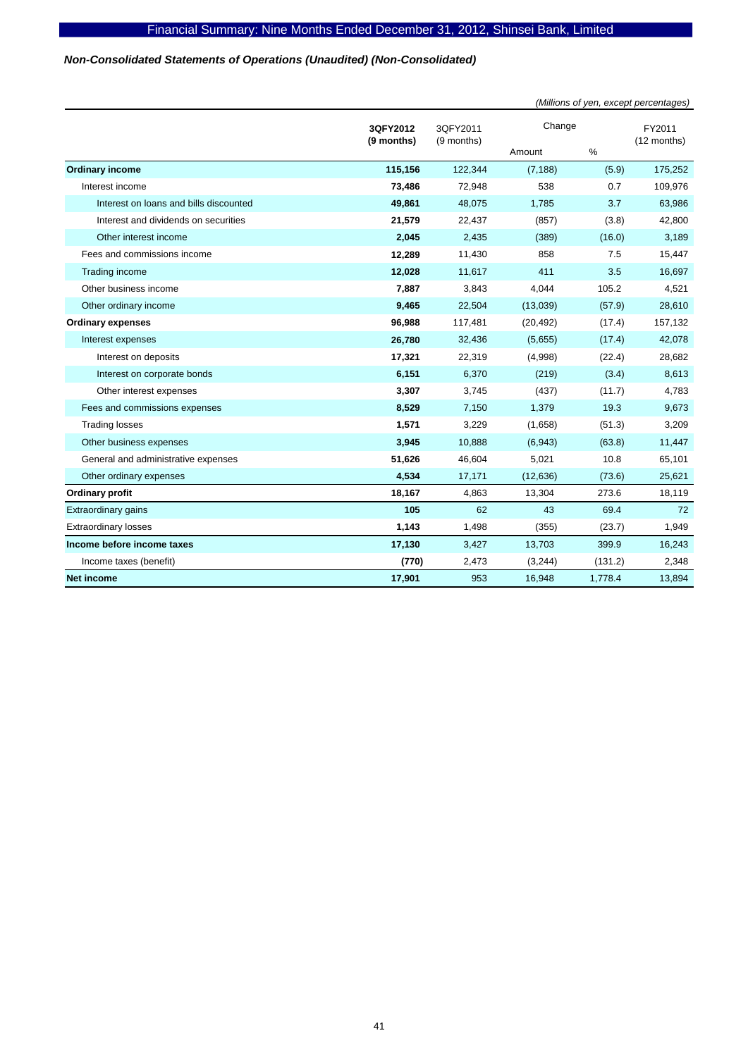*Non-Consolidated Statements of Operations (Unaudited) (Non-Consolidated)*

*(Millions of yen, except percentages)*

| | **3QFY2012 (9 months)** | 3QFY2011 (9 months) | Change | | FY2011 (12 months) |
|---|---|---|---|---|---|
| | | | Amount | % | |
| **Ordinary income** | **115,156** | 122,344 | (7,188) | (5.9) | 175,252 |
| Interest income | **73,486** | 72,948 | 538 | 0.7 | 109,976 |
| Interest on loans and bills discounted | **49,861** | 48,075 | 1,785 | 3.7 | 63,986 |
| Interest and dividends on securities | **21,579** | 22,437 | (857) | (3.8) | 42,800 |
| Other interest income | **2,045** | 2,435 | (389) | (16.0) | 3,189 |
| Fees and commissions income | **12,289** | 11,430 | 858 | 7.5 | 15,447 |
| Trading income | **12,028** | 11,617 | 411 | 3.5 | 16,697 |
| Other business income | **7,887** | 3,843 | 4,044 | 105.2 | 4,521 |
| Other ordinary income | **9,465** | 22,504 | (13,039) | (57.9) | 28,610 |
| **Ordinary expenses** | **96,988** | 117,481 | (20,492) | (17.4) | 157,132 |
| Interest expenses | **26,780** | 32,436 | (5,655) | (17.4) | 42,078 |
| Interest on deposits | **17,321** | 22,319 | (4,998) | (22.4) | 28,682 |
| Interest on corporate bonds | **6,151** | 6,370 | (219) | (3.4) | 8,613 |
| Other interest expenses | **3,307** | 3,745 | (437) | (11.7) | 4,783 |
| Fees and commissions expenses | **8,529** | 7,150 | 1,379 | 19.3 | 9,673 |
| Trading losses | **1,571** | 3,229 | (1,658) | (51.3) | 3,209 |
| Other business expenses | **3,945** | 10,888 | (6,943) | (63.8) | 11,447 |
| General and administrative expenses | **51,626** | 46,604 | 5,021 | 10.8 | 65,101 |
| Other ordinary expenses | **4,534** | 17,171 | (12,636) | (73.6) | 25,621 |
| **Ordinary profit** | **18,167** | 4,863 | 13,304 | 273.6 | 18,119 |
| Extraordinary gains | **105** | 62 | 43 | 69.4 | 72 |
| Extraordinary losses | **1,143** | 1,498 | (355) | (23.7) | 1,949 |
| **Income before income taxes** | **17,130** | 3,427 | 13,703 | 399.9 | 16,243 |
| Income taxes (benefit) | **(770)** | 2,473 | (3,244) | (131.2) | 2,348 |
| **Net income** | **17,901** | 953 | 16,948 | 1,778.4 | 13,894 |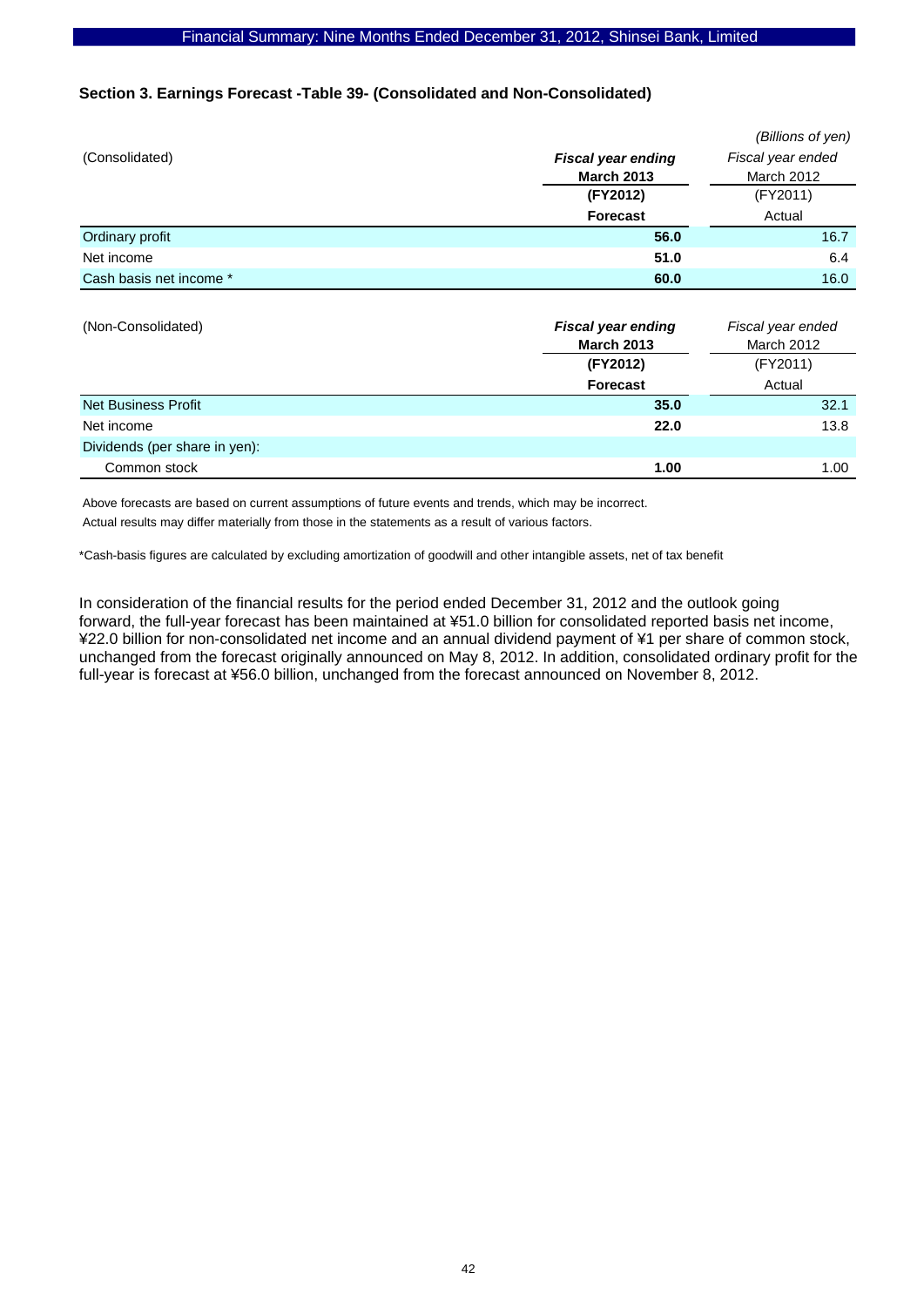### Section 3. Earnings Forecast -Table 39- (Consolidated and Non-Consolidated)

*(Billions of yen)*

| (Consolidated) | ***Fiscal year ending* March 2013 (FY2012) Forecast** | *Fiscal year ended* March 2012 (FY2011) Actual |
|---|---|---|
| Ordinary profit | **56.0** | 16.7 |
| Net income | **51.0** | 6.4 |
| Cash basis net income * | **60.0** | 16.0 |

| (Non-Consolidated) | ***Fiscal year ending* March 2013 (FY2012) Forecast** | *Fiscal year ended* March 2012 (FY2011) Actual |
|---|---|---|
| Net Business Profit | **35.0** | 32.1 |
| Net income | **22.0** | 13.8 |
| Dividends (per share in yen): | | |
| Common stock | **1.00** | 1.00 |

Above forecasts are based on current assumptions of future events and trends, which may be incorrect.
Actual results may differ materially from those in the statements as a result of various factors.

*Cash-basis figures are calculated by excluding amortization of goodwill and other intangible assets, net of tax benefit

In consideration of the financial results for the period ended December 31, 2012 and the outlook going forward, the full-year forecast has been maintained at ¥51.0 billion for consolidated reported basis net income, ¥22.0 billion for non-consolidated net income and an annual dividend payment of ¥1 per share of common stock, unchanged from the forecast originally announced on May 8, 2012. In addition, consolidated ordinary profit for the full-year is forecast at ¥56.0 billion, unchanged from the forecast announced on November 8, 2012.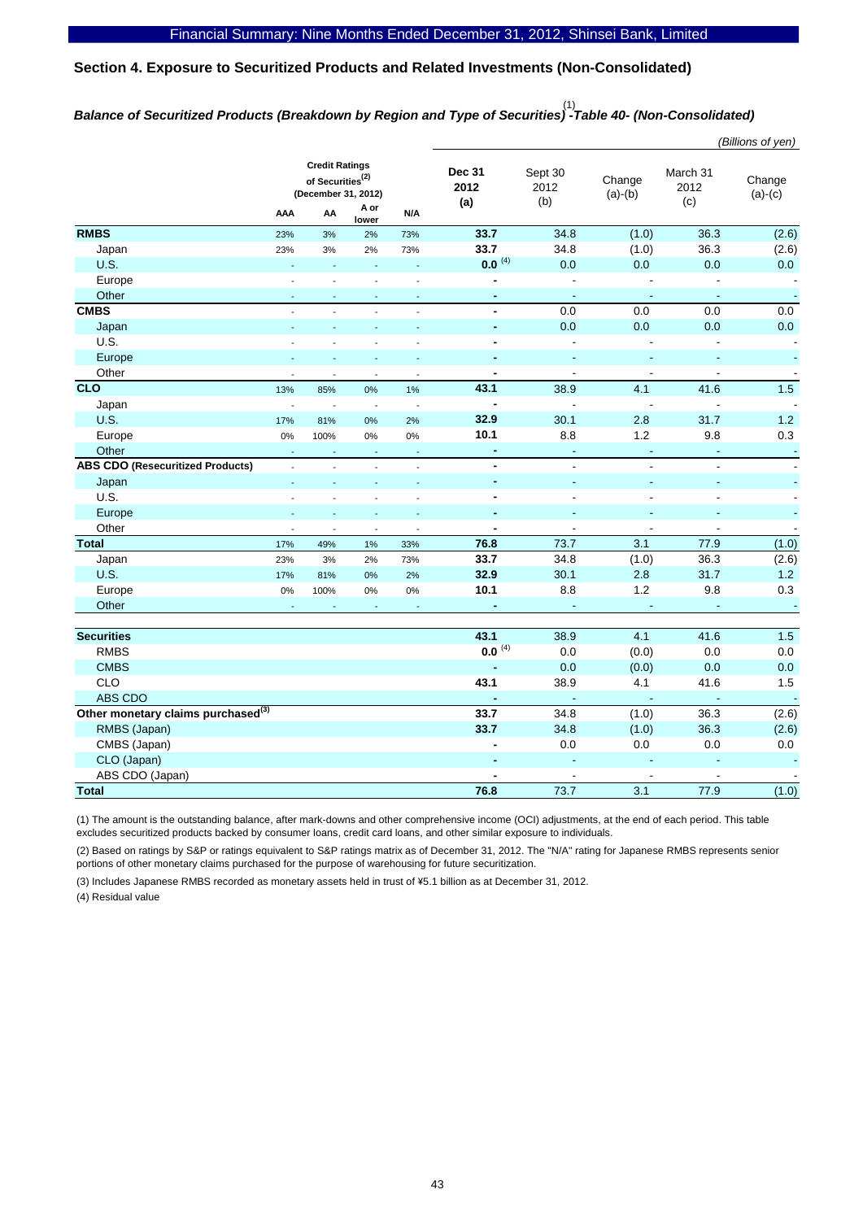## Section 4. Exposure to Securitized Products and Related Investments (Non-Consolidated)

### *Balance of Securitized Products (Breakdown by Region and Type of Securities)[1] -Table 40- (Non-Consolidated)*

*(Billions of yen)*

| | Credit Ratings of Securities[2] (December 31, 2012) | | | | Dec 31 2012 (a) | Sept 30 2012 (b) | Change (a)-(b) | March 31 2012 (c) | Change (a)-(c) |
|---|---|---|---|---|---|---|---|---|---|
| | AAA | AA | A or lower | N/A | | | | | |
| **RMBS** | 23% | 3% | 2% | 73% | **33.7** | 34.8 | (1.0) | 36.3 | (2.6) |
| Japan | 23% | 3% | 2% | 73% | **33.7** | 34.8 | (1.0) | 36.3 | (2.6) |
| U.S. | - | - | - | - | **0.0** [4] | 0.0 | 0.0 | 0.0 | 0.0 |
| Europe | - | - | - | - | **-** | - | - | - | - |
| Other | - | - | - | - | **-** | - | - | - | - |
| **CMBS** | - | - | - | - | **-** | 0.0 | 0.0 | 0.0 | 0.0 |
| Japan | - | - | - | - | **-** | 0.0 | 0.0 | 0.0 | 0.0 |
| U.S. | - | - | - | - | **-** | - | - | - | - |
| Europe | - | - | - | - | **-** | - | - | - | - |
| Other | - | - | - | - | **-** | - | - | - | - |
| **CLO** | 13% | 85% | 0% | 1% | **43.1** | 38.9 | 4.1 | 41.6 | 1.5 |
| Japan | - | - | - | - | **-** | - | - | - | - |
| U.S. | 17% | 81% | 0% | 2% | **32.9** | 30.1 | 2.8 | 31.7 | 1.2 |
| Europe | 0% | 100% | 0% | 0% | **10.1** | 8.8 | 1.2 | 9.8 | 0.3 |
| Other | - | - | - | - | **-** | - | - | - | - |
| **ABS CDO (Resecuritized Products)** | - | - | - | - | **-** | - | - | - | - |
| Japan | - | - | - | - | **-** | - | - | - | - |
| U.S. | - | - | - | - | **-** | - | - | - | - |
| Europe | - | - | - | - | **-** | - | - | - | - |
| Other | - | - | - | - | **-** | - | - | - | - |
| **Total** | 17% | 49% | 1% | 33% | **76.8** | 73.7 | 3.1 | 77.9 | (1.0) |
| Japan | 23% | 3% | 2% | 73% | **33.7** | 34.8 | (1.0) | 36.3 | (2.6) |
| U.S. | 17% | 81% | 0% | 2% | **32.9** | 30.1 | 2.8 | 31.7 | 1.2 |
| Europe | 0% | 100% | 0% | 0% | **10.1** | 8.8 | 1.2 | 9.8 | 0.3 |
| Other | - | - | - | - | **-** | - | - | - | - |
| | | | | | | | | | |
| **Securities** | | | | | **43.1** | 38.9 | 4.1 | 41.6 | 1.5 |
| RMBS | | | | | **0.0** [4] | 0.0 | (0.0) | 0.0 | 0.0 |
| CMBS | | | | | **-** | 0.0 | (0.0) | 0.0 | 0.0 |
| CLO | | | | | **43.1** | 38.9 | 4.1 | 41.6 | 1.5 |
| ABS CDO | | | | | **-** | - | - | - | - |
| **Other monetary claims purchased[3]** | | | | | **33.7** | 34.8 | (1.0) | 36.3 | (2.6) |
| RMBS (Japan) | | | | | **33.7** | 34.8 | (1.0) | 36.3 | (2.6) |
| CMBS (Japan) | | | | | **-** | 0.0 | 0.0 | 0.0 | 0.0 |
| CLO (Japan) | | | | | **-** | - | - | - | - |
| ABS CDO (Japan) | | | | | **-** | - | - | - | - |
| **Total** | | | | | **76.8** | 73.7 | 3.1 | 77.9 | (1.0) |

(1) The amount is the outstanding balance, after mark-downs and other comprehensive income (OCI) adjustments, at the end of each period. This table excludes securitized products backed by consumer loans, credit card loans, and other similar exposure to individuals.

(2) Based on ratings by S&P or ratings equivalent to S&P ratings matrix as of December 31, 2012. The "N/A" rating for Japanese RMBS represents senior portions of other monetary claims purchased for the purpose of warehousing for future securitization.

(3) Includes Japanese RMBS recorded as monetary assets held in trust of ¥5.1 billion as at December 31, 2012.

(4) Residual value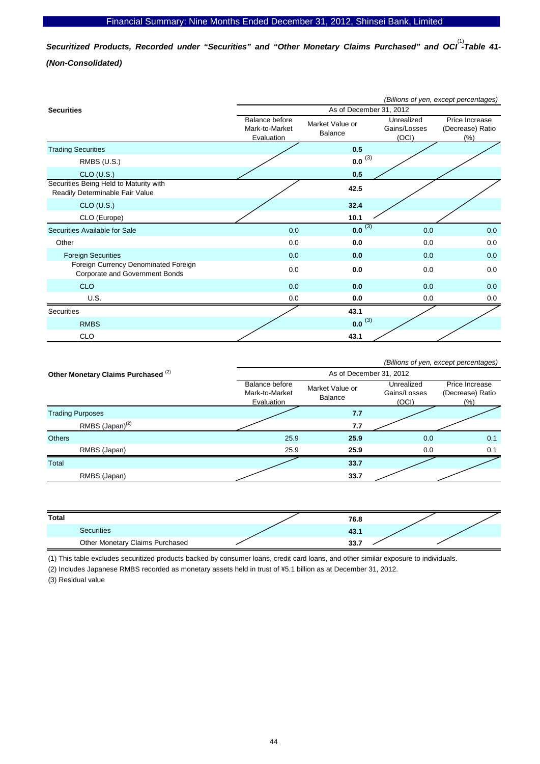## *Securitized Products, Recorded under "Securities" and "Other Monetary Claims Purchased" and OCI[(1)]-Table 41-(Non-Consolidated)*

*(Billions of yen, except percentages)*

| Securities | As of December 31, 2012 | | | |
|---|---|---|---|---|
| | Balance before Mark-to-Market Evaluation | Market Value or Balance | Unrealized Gains/Losses (OCI) | Price Increase (Decrease) Ratio (%) |
| Trading Securities | | **0.5** | | |
| RMBS (U.S.) | | **0.0** [(3)] | | |
| CLO (U.S.) | | **0.5** | | |
| Securities Being Held to Maturity with Readily Determinable Fair Value | | **42.5** | | |
| CLO (U.S.) | | **32.4** | | |
| CLO (Europe) | | **10.1** | | |
| Securities Available for Sale | 0.0 | **0.0** [(3)] | 0.0 | 0.0 |
| Other | 0.0 | **0.0** | 0.0 | 0.0 |
| Foreign Securities | 0.0 | **0.0** | 0.0 | 0.0 |
| Foreign Currency Denominated Foreign Corporate and Government Bonds | 0.0 | **0.0** | 0.0 | 0.0 |
| CLO | 0.0 | **0.0** | 0.0 | 0.0 |
| U.S. | 0.0 | **0.0** | 0.0 | 0.0 |
| Securities | | **43.1** | | |
| RMBS | | **0.0** [(3)] | | |
| CLO | | **43.1** | | |

*(Billions of yen, except percentages)*

| Other Monetary Claims Purchased [(2)] | As of December 31, 2012 | | | |
|---|---|---|---|---|
| | Balance before Mark-to-Market Evaluation | Market Value or Balance | Unrealized Gains/Losses (OCI) | Price Increase (Decrease) Ratio (%) |
| Trading Purposes | | **7.7** | | |
| RMBS (Japan)[(2)] | | **7.7** | | |
| Others | 25.9 | **25.9** | 0.0 | 0.1 |
| RMBS (Japan) | 25.9 | **25.9** | 0.0 | 0.1 |
| Total | | **33.7** | | |
| RMBS (Japan) | | **33.7** | | |

| **Total** | | **76.8** | | |
|---|---|---|---|---|
| Securities | | **43.1** | | |
| Other Monetary Claims Purchased | | **33.7** | | |

(1) This table excludes securitized products backed by consumer loans, credit card loans, and other similar exposure to individuals.

(2) Includes Japanese RMBS recorded as monetary assets held in trust of ¥5.1 billion as at December 31, 2012.

(3) Residual value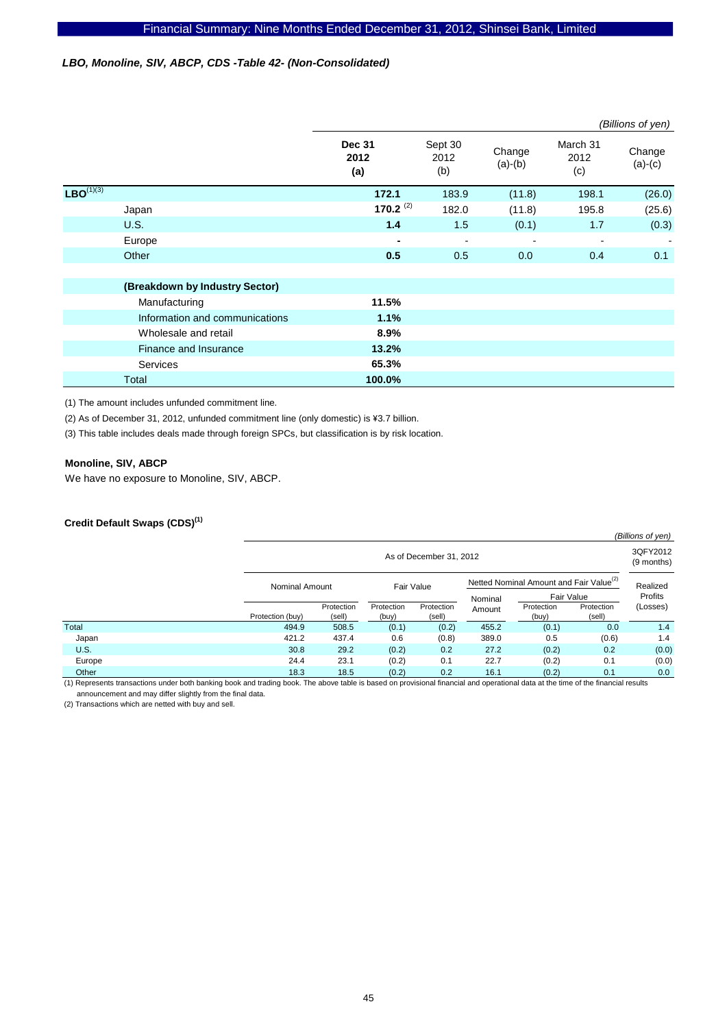### *LBO, Monoline, SIV, ABCP, CDS -Table 42- (Non-Consolidated)*

*(Billions of yen)*

| | Dec 31 2012 (a) | Sept 30 2012 (b) | Change (a)-(b) | March 31 2012 (c) | Change (a)-(c) |
|---|---|---|---|---|---|
| **LBO**(1)(3) | **172.1** | 183.9 | (11.8) | 198.1 | (26.0) |
| Japan | **170.2** (2) | 182.0 | (11.8) | 195.8 | (25.6) |
| U.S. | **1.4** | 1.5 | (0.1) | 1.7 | (0.3) |
| Europe | **-** | - | - | - | - |
| Other | **0.5** | 0.5 | 0.0 | 0.4 | 0.1 |
| | | | | | |
| **(Breakdown by Industry Sector)** | | | | | |
| Manufacturing | **11.5%** | | | | |
| Information and communications | **1.1%** | | | | |
| Wholesale and retail | **8.9%** | | | | |
| Finance and Insurance | **13.2%** | | | | |
| Services | **65.3%** | | | | |
| Total | **100.0%** | | | | |

(1) The amount includes unfunded commitment line.

(2) As of December 31, 2012, unfunded commitment line (only domestic) is ¥3.7 billion.

(3) This table includes deals made through foreign SPCs, but classification is by risk location.

**Monoline, SIV, ABCP**

We have no exposure to Monoline, SIV, ABCP.

**Credit Default Swaps (CDS)(1)**

*(Billions of yen)*

| | As of December 31, 2012 | | | | | | | 3QFY2012 (9 months) |
|---|---|---|---|---|---|---|---|---|
| | Nominal Amount | | Fair Value | | Netted Nominal Amount and Fair Value(2) | | | Realized Profits (Losses) |
| | | | | | Nominal Amount | Fair Value | | |
| | Protection (buy) | Protection (sell) | Protection (buy) | Protection (sell) | | Protection (buy) | Protection (sell) | |
| Total | 494.9 | 508.5 | (0.1) | (0.2) | 455.2 | (0.1) | 0.0 | 1.4 |
| Japan | 421.2 | 437.4 | 0.6 | (0.8) | 389.0 | 0.5 | (0.6) | 1.4 |
| U.S. | 30.8 | 29.2 | (0.2) | 0.2 | 27.2 | (0.2) | 0.2 | (0.0) |
| Europe | 24.4 | 23.1 | (0.2) | 0.1 | 22.7 | (0.2) | 0.1 | (0.0) |
| Other | 18.3 | 18.5 | (0.2) | 0.2 | 16.1 | (0.2) | 0.1 | 0.0 |

(1) Represents transactions under both banking book and trading book. The above table is based on provisional financial and operational data at the time of the financial results announcement and may differ slightly from the final data.

(2) Transactions which are netted with buy and sell.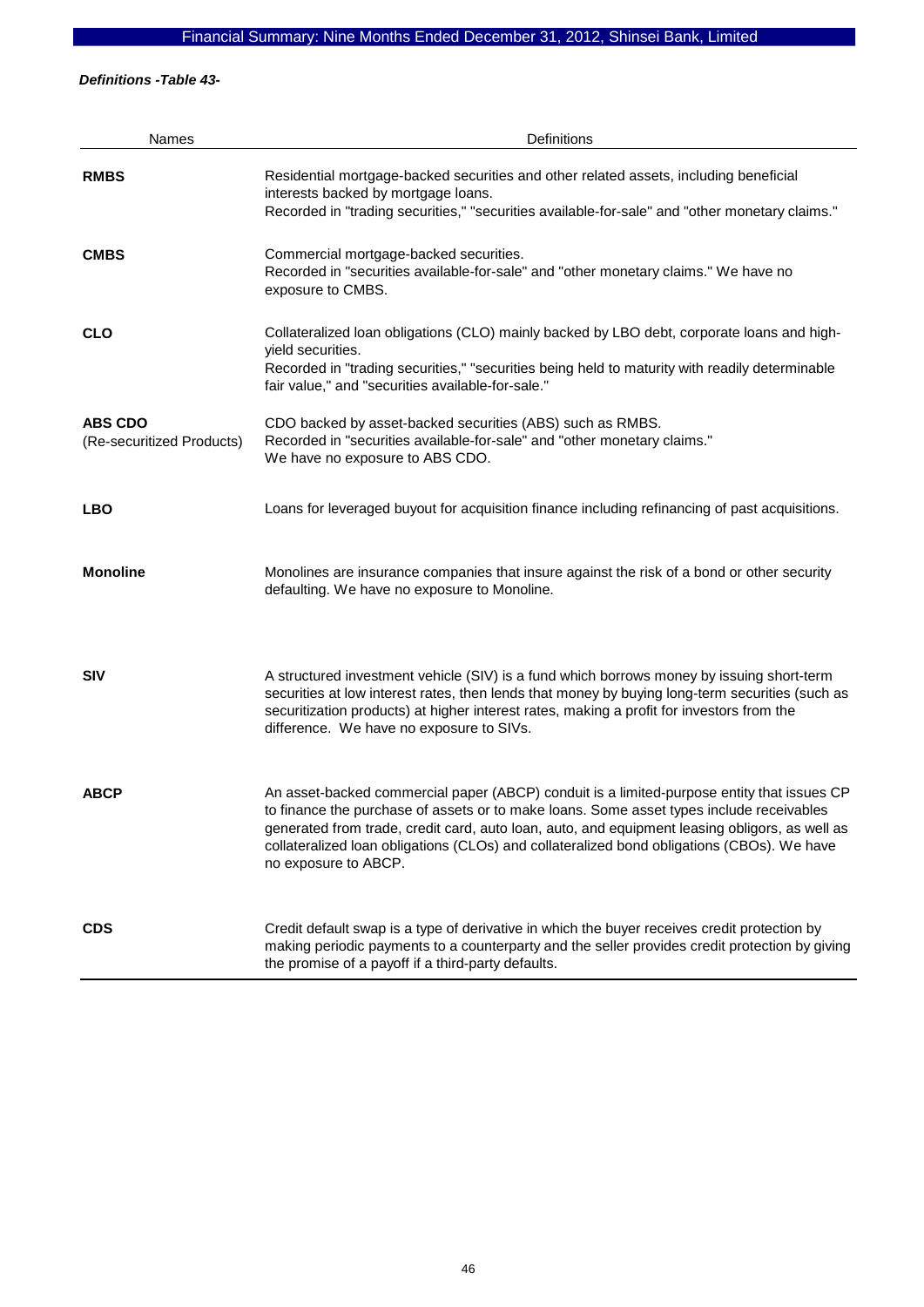***Definitions -Table 43-***

| Names | Definitions |
|---|---|
| **RMBS** | Residential mortgage-backed securities and other related assets, including beneficial interests backed by mortgage loans. Recorded in "trading securities," "securities available-for-sale" and "other monetary claims." |
| **CMBS** | Commercial mortgage-backed securities. Recorded in "securities available-for-sale" and "other monetary claims." We have no exposure to CMBS. |
| **CLO** | Collateralized loan obligations (CLO) mainly backed by LBO debt, corporate loans and high-yield securities. Recorded in "trading securities," "securities being held to maturity with readily determinable fair value," and "securities available-for-sale." |
| **ABS CDO** (Re-securitized Products) | CDO backed by asset-backed securities (ABS) such as RMBS. Recorded in "securities available-for-sale" and "other monetary claims." We have no exposure to ABS CDO. |
| **LBO** | Loans for leveraged buyout for acquisition finance including refinancing of past acquisitions. |
| **Monoline** | Monolines are insurance companies that insure against the risk of a bond or other security defaulting. We have no exposure to Monoline. |
| **SIV** | A structured investment vehicle (SIV) is a fund which borrows money by issuing short-term securities at low interest rates, then lends that money by buying long-term securities (such as securitization products) at higher interest rates, making a profit for investors from the difference. We have no exposure to SIVs. |
| **ABCP** | An asset-backed commercial paper (ABCP) conduit is a limited-purpose entity that issues CP to finance the purchase of assets or to make loans. Some asset types include receivables generated from trade, credit card, auto loan, auto, and equipment leasing obligors, as well as collateralized loan obligations (CLOs) and collateralized bond obligations (CBOs). We have no exposure to ABCP. |
| **CDS** | Credit default swap is a type of derivative in which the buyer receives credit protection by making periodic payments to a counterparty and the seller provides credit protection by giving the promise of a payoff if a third-party defaults. |